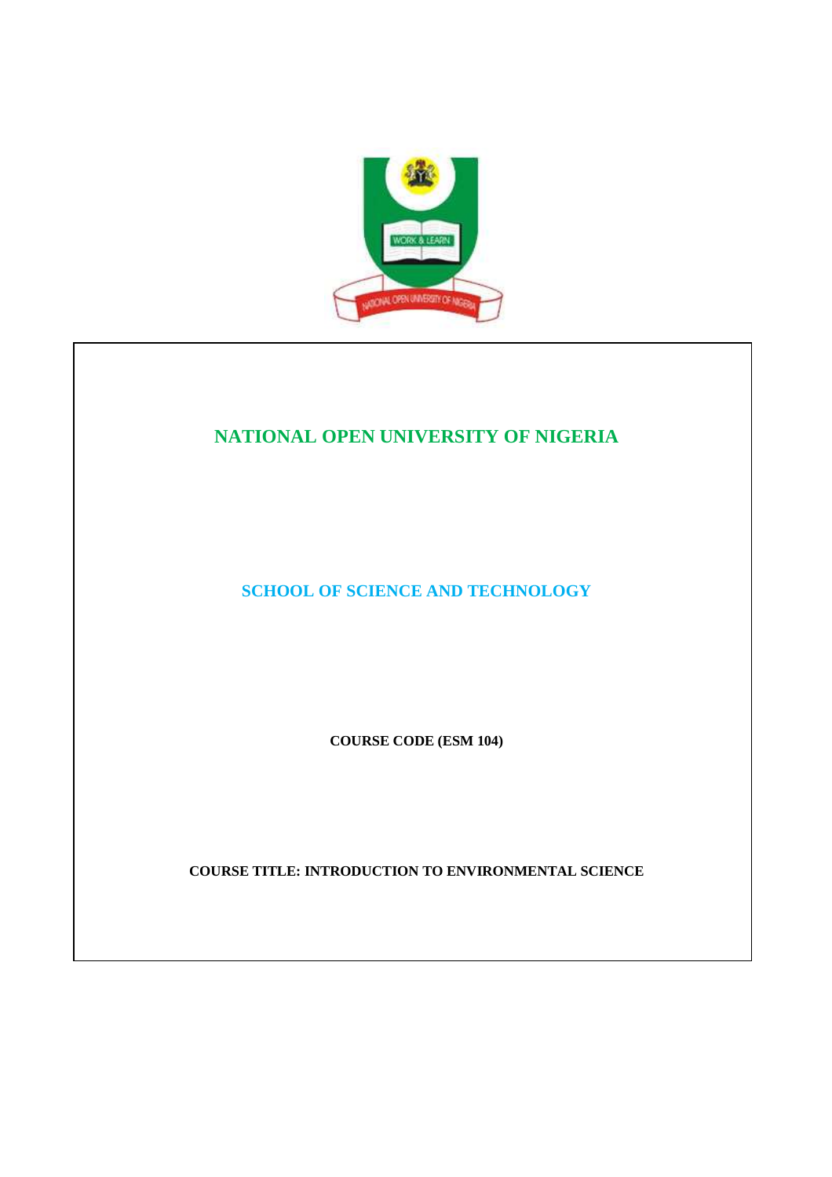# NATIONAL OPEN UNIVERSITY OF NIGERIA

## SCHOOL OF SCIENCE AND TECHNOLOGY

**COURSE CODE (ESM 104)**

**COURSE TITLE: INTRODUCTION TO ENVIRONMENTAL SCIENCE**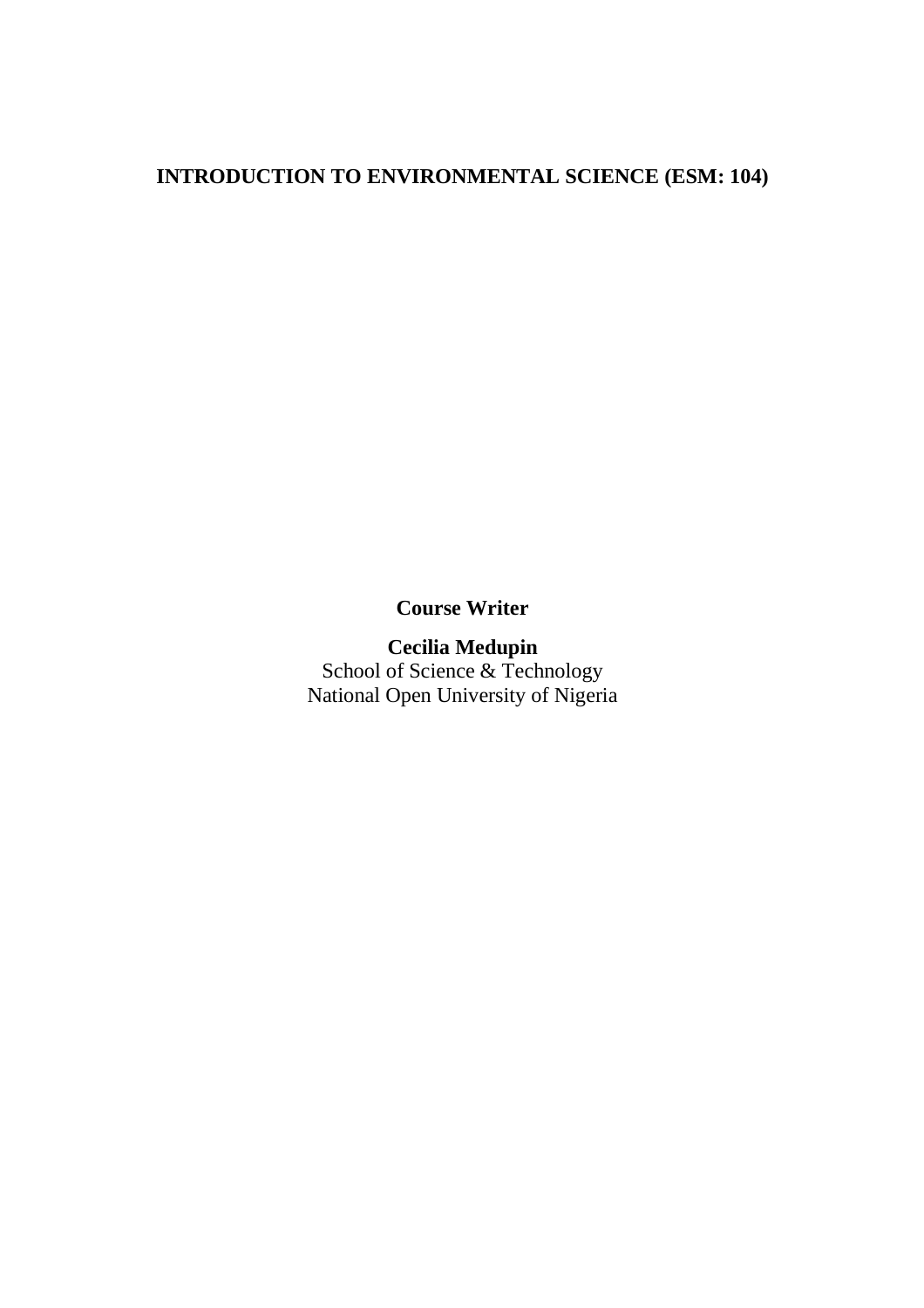# INTRODUCTION TO ENVIRONMENTAL SCIENCE (ESM: 104)

**Course Writer**

**Cecilia Medupin**
School of Science & Technology
National Open University of Nigeria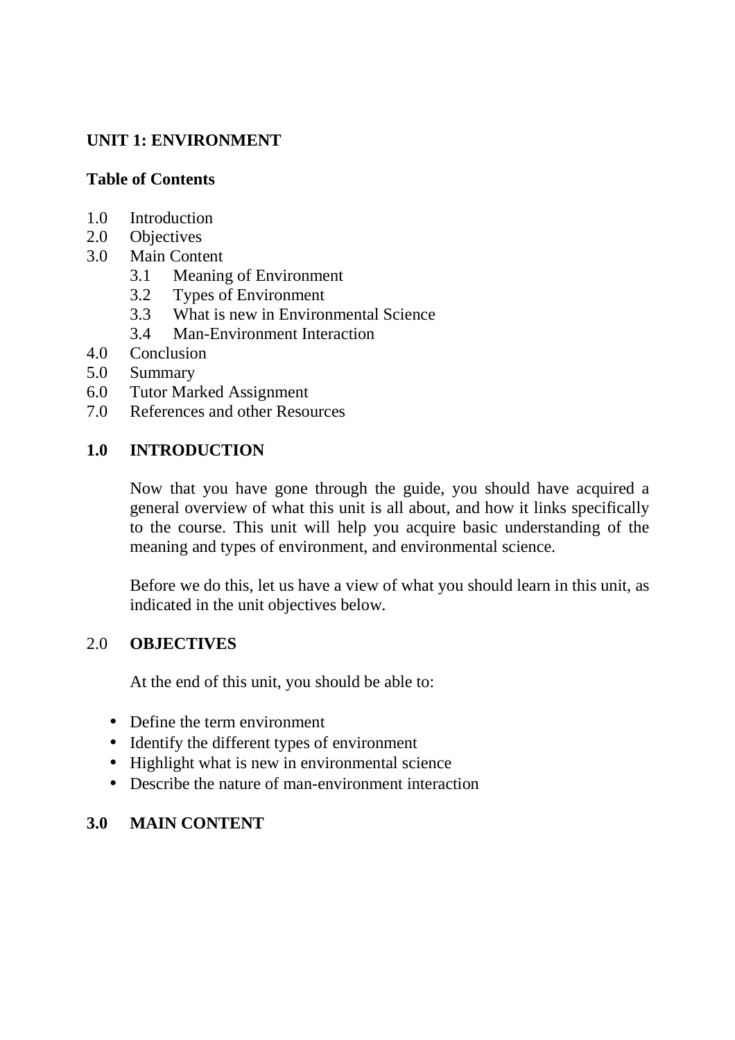# UNIT 1: ENVIRONMENT

**Table of Contents**

1.0 Introduction
2.0 Objectives
3.0 Main Content
  3.1 Meaning of Environment
  3.2 Types of Environment
  3.3 What is new in Environmental Science
  3.4 Man-Environment Interaction
4.0 Conclusion
5.0 Summary
6.0 Tutor Marked Assignment
7.0 References and other Resources

## 1.0 INTRODUCTION

Now that you have gone through the guide, you should have acquired a general overview of what this unit is all about, and how it links specifically to the course. This unit will help you acquire basic understanding of the meaning and types of environment, and environmental science.

Before we do this, let us have a view of what you should learn in this unit, as indicated in the unit objectives below.

## 2.0 OBJECTIVES

At the end of this unit, you should be able to:

- Define the term environment
- Identify the different types of environment
- Highlight what is new in environmental science
- Describe the nature of man-environment interaction

## 3.0 MAIN CONTENT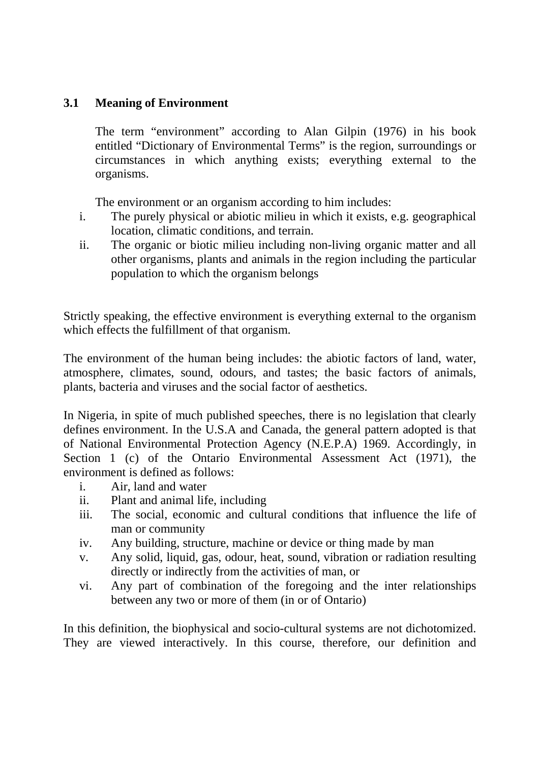### 3.1 Meaning of Environment

The term "environment" according to Alan Gilpin (1976) in his book entitled "Dictionary of Environmental Terms" is the region, surroundings or circumstances in which anything exists; everything external to the organisms.

The environment or an organism according to him includes:

i. The purely physical or abiotic milieu in which it exists, e.g. geographical location, climatic conditions, and terrain.
ii. The organic or biotic milieu including non-living organic matter and all other organisms, plants and animals in the region including the particular population to which the organism belongs

Strictly speaking, the effective environment is everything external to the organism which effects the fulfillment of that organism.

The environment of the human being includes: the abiotic factors of land, water, atmosphere, climates, sound, odours, and tastes; the basic factors of animals, plants, bacteria and viruses and the social factor of aesthetics.

In Nigeria, in spite of much published speeches, there is no legislation that clearly defines environment. In the U.S.A and Canada, the general pattern adopted is that of National Environmental Protection Agency (N.E.P.A) 1969. Accordingly, in Section 1 (c) of the Ontario Environmental Assessment Act (1971), the environment is defined as follows:

i. Air, land and water
ii. Plant and animal life, including
iii. The social, economic and cultural conditions that influence the life of man or community
iv. Any building, structure, machine or device or thing made by man
v. Any solid, liquid, gas, odour, heat, sound, vibration or radiation resulting directly or indirectly from the activities of man, or
vi. Any part of combination of the foregoing and the inter relationships between any two or more of them (in or of Ontario)

In this definition, the biophysical and socio-cultural systems are not dichotomized. They are viewed interactively. In this course, therefore, our definition and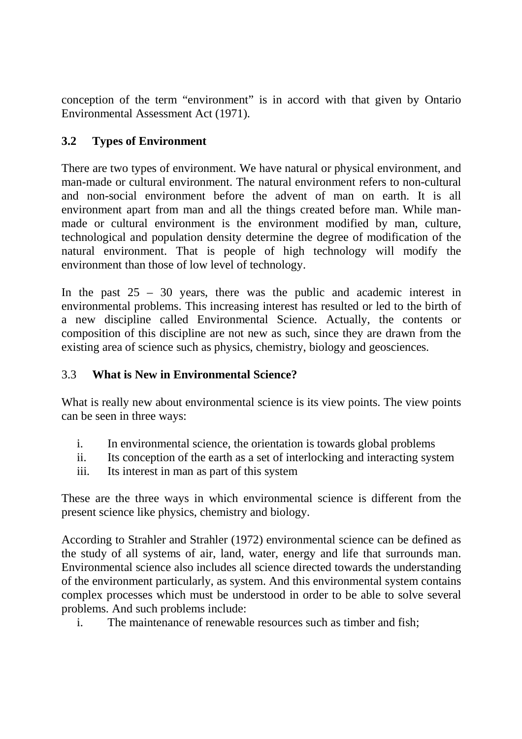conception of the term "environment" is in accord with that given by Ontario Environmental Assessment Act (1971).

### 3.2 Types of Environment

There are two types of environment. We have natural or physical environment, and man-made or cultural environment. The natural environment refers to non-cultural and non-social environment before the advent of man on earth. It is all environment apart from man and all the things created before man. While man-made or cultural environment is the environment modified by man, culture, technological and population density determine the degree of modification of the natural environment. That is people of high technology will modify the environment than those of low level of technology.

In the past 25 – 30 years, there was the public and academic interest in environmental problems. This increasing interest has resulted or led to the birth of a new discipline called Environmental Science. Actually, the contents or composition of this discipline are not new as such, since they are drawn from the existing area of science such as physics, chemistry, biology and geosciences.

### 3.3 What is New in Environmental Science?

What is really new about environmental science is its view points. The view points can be seen in three ways:

i. In environmental science, the orientation is towards global problems
ii. Its conception of the earth as a set of interlocking and interacting system
iii. Its interest in man as part of this system

These are the three ways in which environmental science is different from the present science like physics, chemistry and biology.

According to Strahler and Strahler (1972) environmental science can be defined as the study of all systems of air, land, water, energy and life that surrounds man. Environmental science also includes all science directed towards the understanding of the environment particularly, as system. And this environmental system contains complex processes which must be understood in order to be able to solve several problems. And such problems include:

i. The maintenance of renewable resources such as timber and fish;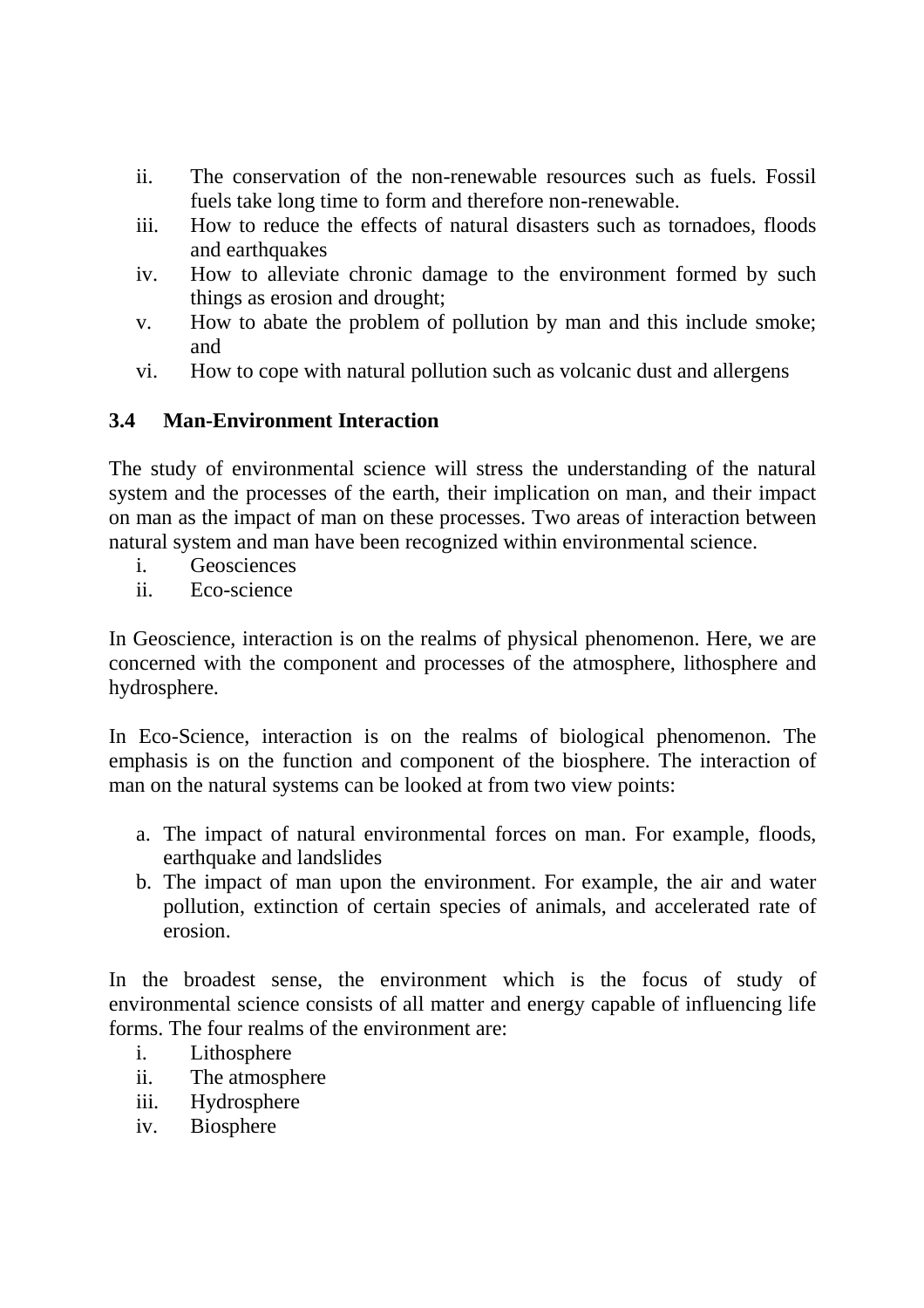ii. The conservation of the non-renewable resources such as fuels. Fossil fuels take long time to form and therefore non-renewable.
iii. How to reduce the effects of natural disasters such as tornadoes, floods and earthquakes
iv. How to alleviate chronic damage to the environment formed by such things as erosion and drought;
v. How to abate the problem of pollution by man and this include smoke; and
vi. How to cope with natural pollution such as volcanic dust and allergens

### 3.4 Man-Environment Interaction

The study of environmental science will stress the understanding of the natural system and the processes of the earth, their implication on man, and their impact on man as the impact of man on these processes. Two areas of interaction between natural system and man have been recognized within environmental science.

i. Geosciences
ii. Eco-science

In Geoscience, interaction is on the realms of physical phenomenon. Here, we are concerned with the component and processes of the atmosphere, lithosphere and hydrosphere.

In Eco-Science, interaction is on the realms of biological phenomenon. The emphasis is on the function and component of the biosphere. The interaction of man on the natural systems can be looked at from two view points:

a. The impact of natural environmental forces on man. For example, floods, earthquake and landslides
b. The impact of man upon the environment. For example, the air and water pollution, extinction of certain species of animals, and accelerated rate of erosion.

In the broadest sense, the environment which is the focus of study of environmental science consists of all matter and energy capable of influencing life forms. The four realms of the environment are:

i. Lithosphere
ii. The atmosphere
iii. Hydrosphere
iv. Biosphere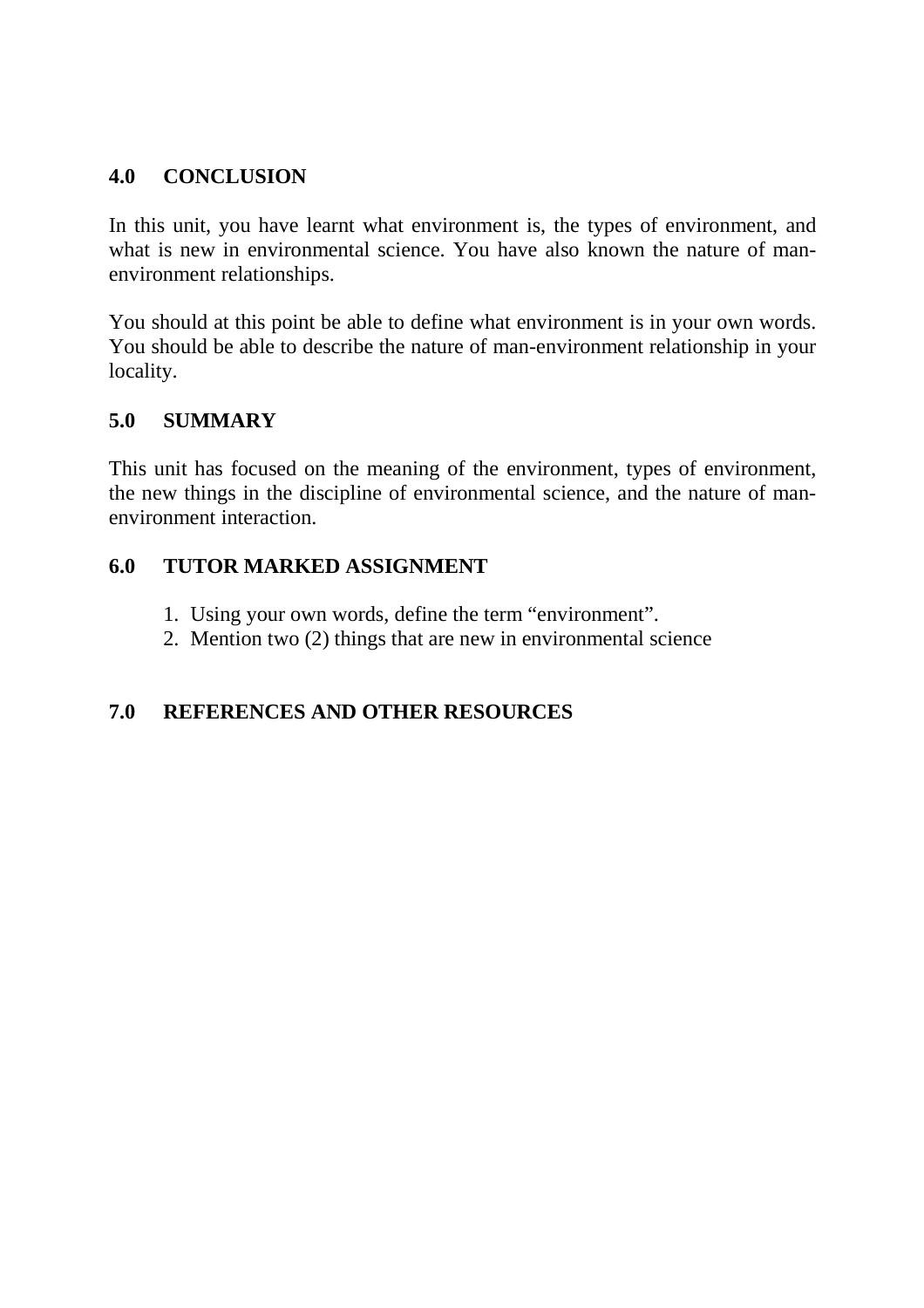## 4.0 CONCLUSION

In this unit, you have learnt what environment is, the types of environment, and what is new in environmental science. You have also known the nature of man-environment relationships.

You should at this point be able to define what environment is in your own words. You should be able to describe the nature of man-environment relationship in your locality.

## 5.0 SUMMARY

This unit has focused on the meaning of the environment, types of environment, the new things in the discipline of environmental science, and the nature of man-environment interaction.

## 6.0 TUTOR MARKED ASSIGNMENT

1. Using your own words, define the term "environment".
2. Mention two (2) things that are new in environmental science

## 7.0 REFERENCES AND OTHER RESOURCES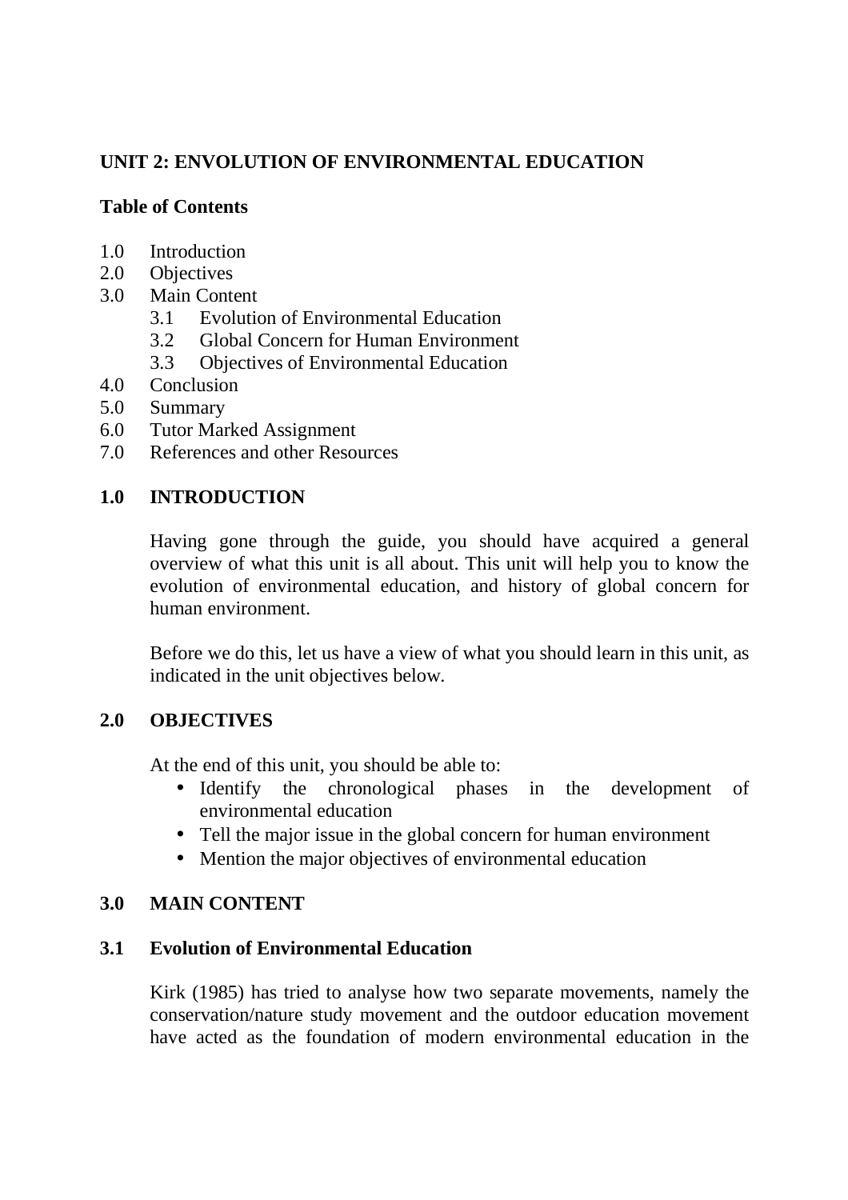## UNIT 2: ENVOLUTION OF ENVIRONMENTAL EDUCATION

**Table of Contents**

1.0 Introduction
2.0 Objectives
3.0 Main Content
 3.1 Evolution of Environmental Education
 3.2 Global Concern for Human Environment
 3.3 Objectives of Environmental Education
4.0 Conclusion
5.0 Summary
6.0 Tutor Marked Assignment
7.0 References and other Resources

### 1.0 INTRODUCTION

Having gone through the guide, you should have acquired a general overview of what this unit is all about. This unit will help you to know the evolution of environmental education, and history of global concern for human environment.

Before we do this, let us have a view of what you should learn in this unit, as indicated in the unit objectives below.

### 2.0 OBJECTIVES

At the end of this unit, you should be able to:

- Identify the chronological phases in the development of environmental education
- Tell the major issue in the global concern for human environment
- Mention the major objectives of environmental education

### 3.0 MAIN CONTENT

### 3.1 Evolution of Environmental Education

Kirk (1985) has tried to analyse how two separate movements, namely the conservation/nature study movement and the outdoor education movement have acted as the foundation of modern environmental education in the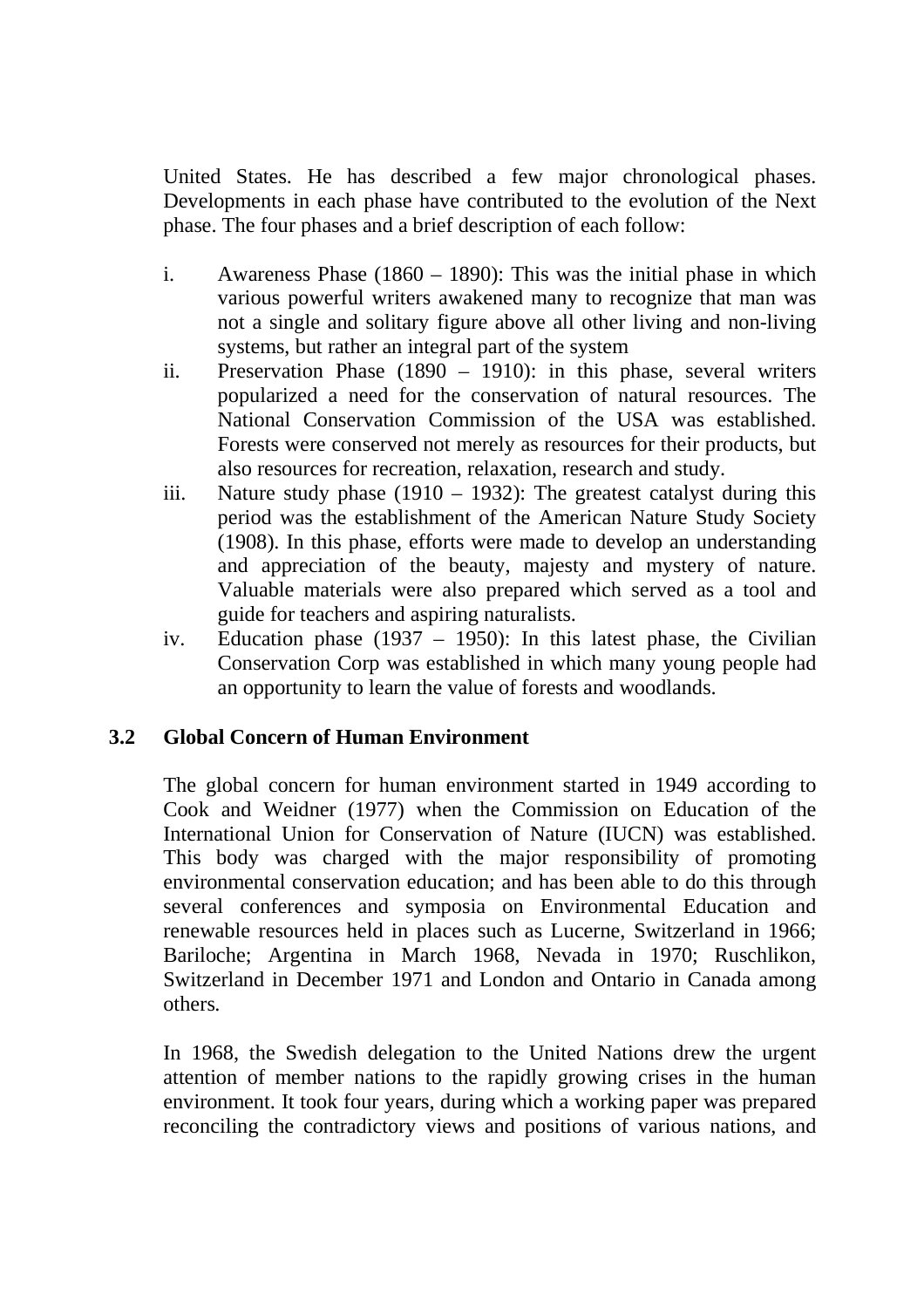United States. He has described a few major chronological phases. Developments in each phase have contributed to the evolution of the Next phase. The four phases and a brief description of each follow:

i. Awareness Phase (1860 – 1890): This was the initial phase in which various powerful writers awakened many to recognize that man was not a single and solitary figure above all other living and non-living systems, but rather an integral part of the system
ii. Preservation Phase (1890 – 1910): in this phase, several writers popularized a need for the conservation of natural resources. The National Conservation Commission of the USA was established. Forests were conserved not merely as resources for their products, but also resources for recreation, relaxation, research and study.
iii. Nature study phase (1910 – 1932): The greatest catalyst during this period was the establishment of the American Nature Study Society (1908). In this phase, efforts were made to develop an understanding and appreciation of the beauty, majesty and mystery of nature. Valuable materials were also prepared which served as a tool and guide for teachers and aspiring naturalists.
iv. Education phase (1937 – 1950): In this latest phase, the Civilian Conservation Corp was established in which many young people had an opportunity to learn the value of forests and woodlands.

### 3.2 Global Concern of Human Environment

The global concern for human environment started in 1949 according to Cook and Weidner (1977) when the Commission on Education of the International Union for Conservation of Nature (IUCN) was established. This body was charged with the major responsibility of promoting environmental conservation education; and has been able to do this through several conferences and symposia on Environmental Education and renewable resources held in places such as Lucerne, Switzerland in 1966; Bariloche; Argentina in March 1968, Nevada in 1970; Ruschlikon, Switzerland in December 1971 and London and Ontario in Canada among others.

In 1968, the Swedish delegation to the United Nations drew the urgent attention of member nations to the rapidly growing crises in the human environment. It took four years, during which a working paper was prepared reconciling the contradictory views and positions of various nations, and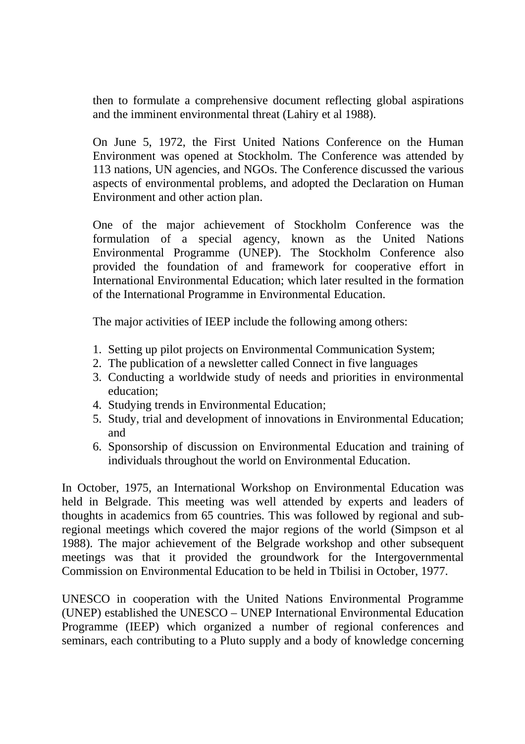then to formulate a comprehensive document reflecting global aspirations and the imminent environmental threat (Lahiry et al 1988).

On June 5, 1972, the First United Nations Conference on the Human Environment was opened at Stockholm. The Conference was attended by 113 nations, UN agencies, and NGOs. The Conference discussed the various aspects of environmental problems, and adopted the Declaration on Human Environment and other action plan.

One of the major achievement of Stockholm Conference was the formulation of a special agency, known as the United Nations Environmental Programme (UNEP). The Stockholm Conference also provided the foundation of and framework for cooperative effort in International Environmental Education; which later resulted in the formation of the International Programme in Environmental Education.

The major activities of IEEP include the following among others:

1. Setting up pilot projects on Environmental Communication System;
2. The publication of a newsletter called Connect in five languages
3. Conducting a worldwide study of needs and priorities in environmental education;
4. Studying trends in Environmental Education;
5. Study, trial and development of innovations in Environmental Education; and
6. Sponsorship of discussion on Environmental Education and training of individuals throughout the world on Environmental Education.

In October, 1975, an International Workshop on Environmental Education was held in Belgrade. This meeting was well attended by experts and leaders of thoughts in academics from 65 countries. This was followed by regional and sub-regional meetings which covered the major regions of the world (Simpson et al 1988). The major achievement of the Belgrade workshop and other subsequent meetings was that it provided the groundwork for the Intergovernmental Commission on Environmental Education to be held in Tbilisi in October, 1977.

UNESCO in cooperation with the United Nations Environmental Programme (UNEP) established the UNESCO – UNEP International Environmental Education Programme (IEEP) which organized a number of regional conferences and seminars, each contributing to a Pluto supply and a body of knowledge concerning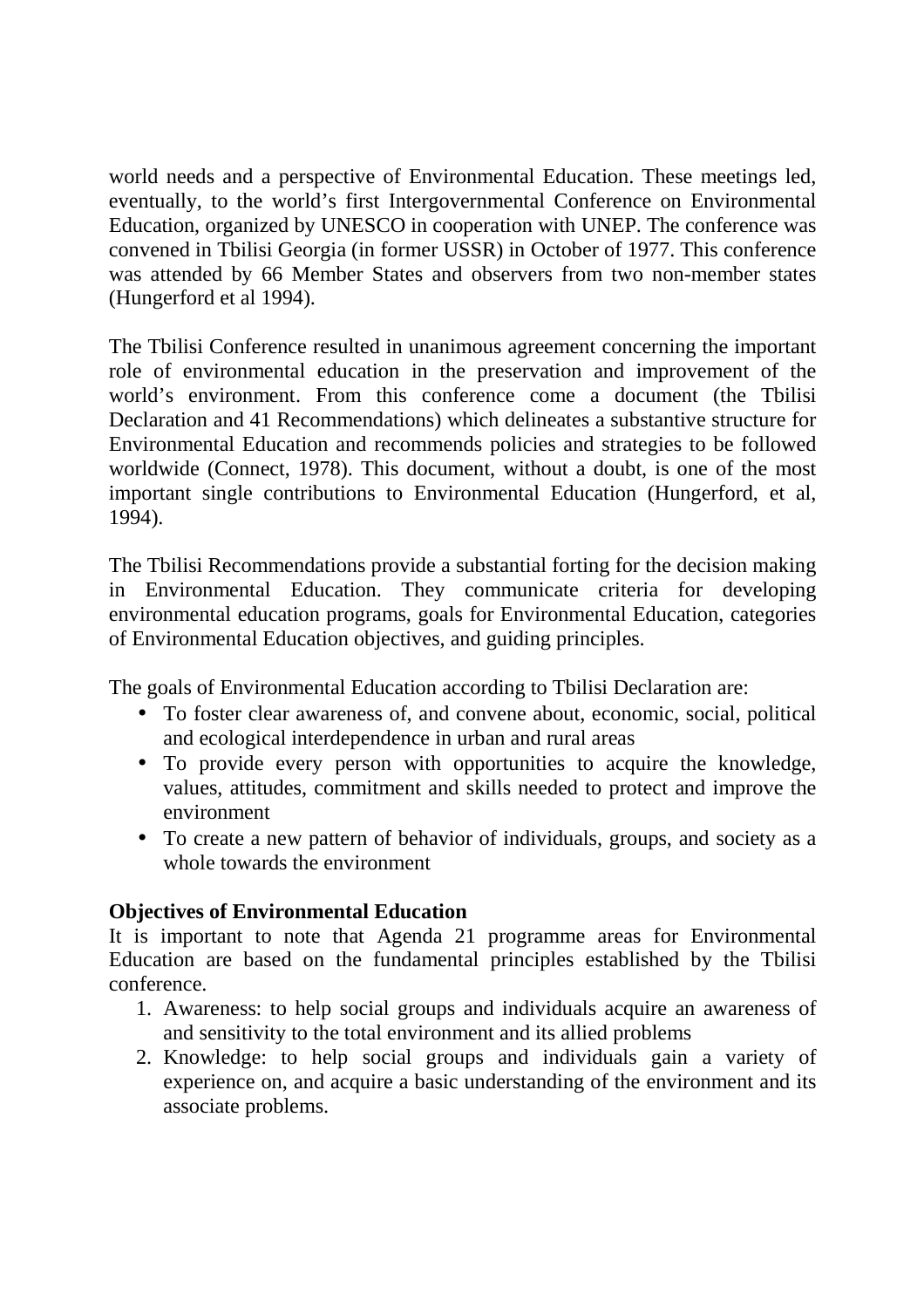world needs and a perspective of Environmental Education. These meetings led, eventually, to the world's first Intergovernmental Conference on Environmental Education, organized by UNESCO in cooperation with UNEP. The conference was convened in Tbilisi Georgia (in former USSR) in October of 1977. This conference was attended by 66 Member States and observers from two non-member states (Hungerford et al 1994).

The Tbilisi Conference resulted in unanimous agreement concerning the important role of environmental education in the preservation and improvement of the world's environment. From this conference come a document (the Tbilisi Declaration and 41 Recommendations) which delineates a substantive structure for Environmental Education and recommends policies and strategies to be followed worldwide (Connect, 1978). This document, without a doubt, is one of the most important single contributions to Environmental Education (Hungerford, et al, 1994).

The Tbilisi Recommendations provide a substantial forting for the decision making in Environmental Education. They communicate criteria for developing environmental education programs, goals for Environmental Education, categories of Environmental Education objectives, and guiding principles.

The goals of Environmental Education according to Tbilisi Declaration are:

- To foster clear awareness of, and convene about, economic, social, political and ecological interdependence in urban and rural areas
- To provide every person with opportunities to acquire the knowledge, values, attitudes, commitment and skills needed to protect and improve the environment
- To create a new pattern of behavior of individuals, groups, and society as a whole towards the environment

**Objectives of Environmental Education**

It is important to note that Agenda 21 programme areas for Environmental Education are based on the fundamental principles established by the Tbilisi conference.

1. Awareness: to help social groups and individuals acquire an awareness of and sensitivity to the total environment and its allied problems
2. Knowledge: to help social groups and individuals gain a variety of experience on, and acquire a basic understanding of the environment and its associate problems.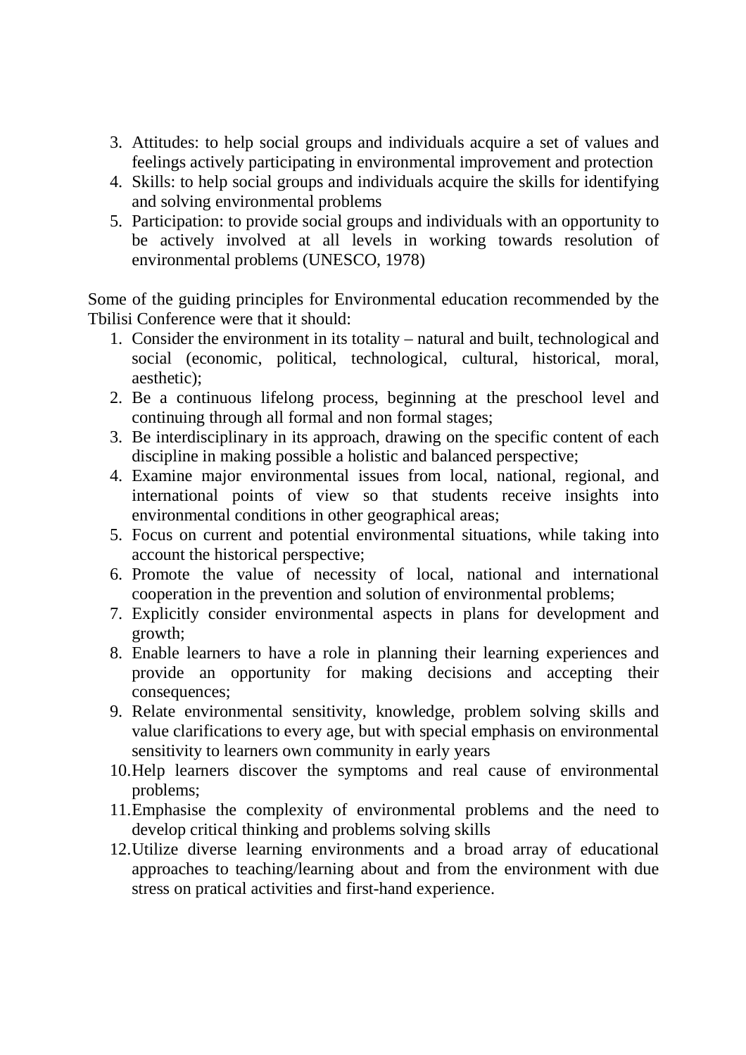3. Attitudes: to help social groups and individuals acquire a set of values and feelings actively participating in environmental improvement and protection
4. Skills: to help social groups and individuals acquire the skills for identifying and solving environmental problems
5. Participation: to provide social groups and individuals with an opportunity to be actively involved at all levels in working towards resolution of environmental problems (UNESCO, 1978)

Some of the guiding principles for Environmental education recommended by the Tbilisi Conference were that it should:

1. Consider the environment in its totality – natural and built, technological and social (economic, political, technological, cultural, historical, moral, aesthetic);
2. Be a continuous lifelong process, beginning at the preschool level and continuing through all formal and non formal stages;
3. Be interdisciplinary in its approach, drawing on the specific content of each discipline in making possible a holistic and balanced perspective;
4. Examine major environmental issues from local, national, regional, and international points of view so that students receive insights into environmental conditions in other geographical areas;
5. Focus on current and potential environmental situations, while taking into account the historical perspective;
6. Promote the value of necessity of local, national and international cooperation in the prevention and solution of environmental problems;
7. Explicitly consider environmental aspects in plans for development and growth;
8. Enable learners to have a role in planning their learning experiences and provide an opportunity for making decisions and accepting their consequences;
9. Relate environmental sensitivity, knowledge, problem solving skills and value clarifications to every age, but with special emphasis on environmental sensitivity to learners own community in early years
10. Help learners discover the symptoms and real cause of environmental problems;
11. Emphasise the complexity of environmental problems and the need to develop critical thinking and problems solving skills
12. Utilize diverse learning environments and a broad array of educational approaches to teaching/learning about and from the environment with due stress on pratical activities and first-hand experience.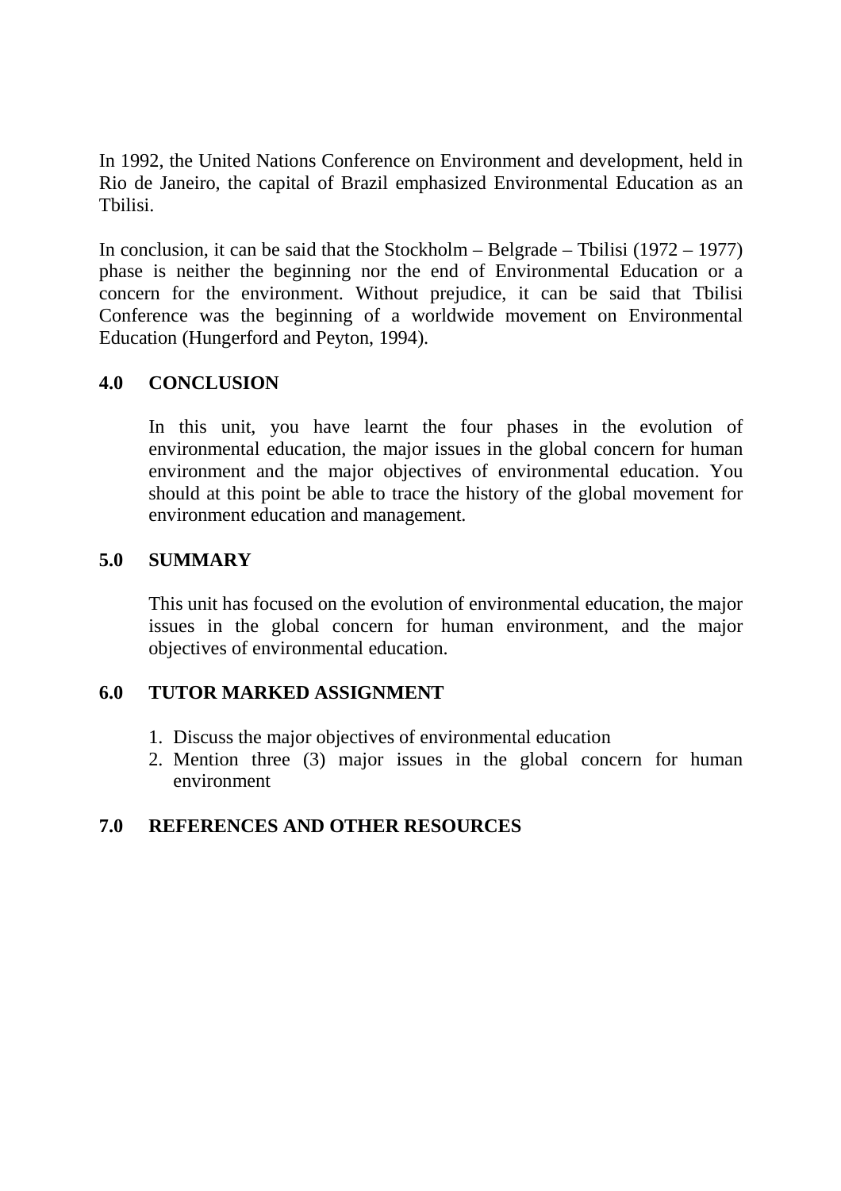In 1992, the United Nations Conference on Environment and development, held in Rio de Janeiro, the capital of Brazil emphasized Environmental Education as an Tbilisi.

In conclusion, it can be said that the Stockholm – Belgrade – Tbilisi (1972 – 1977) phase is neither the beginning nor the end of Environmental Education or a concern for the environment. Without prejudice, it can be said that Tbilisi Conference was the beginning of a worldwide movement on Environmental Education (Hungerford and Peyton, 1994).

## 4.0 CONCLUSION

In this unit, you have learnt the four phases in the evolution of environmental education, the major issues in the global concern for human environment and the major objectives of environmental education. You should at this point be able to trace the history of the global movement for environment education and management.

## 5.0 SUMMARY

This unit has focused on the evolution of environmental education, the major issues in the global concern for human environment, and the major objectives of environmental education.

## 6.0 TUTOR MARKED ASSIGNMENT

1. Discuss the major objectives of environmental education
2. Mention three (3) major issues in the global concern for human environment

## 7.0 REFERENCES AND OTHER RESOURCES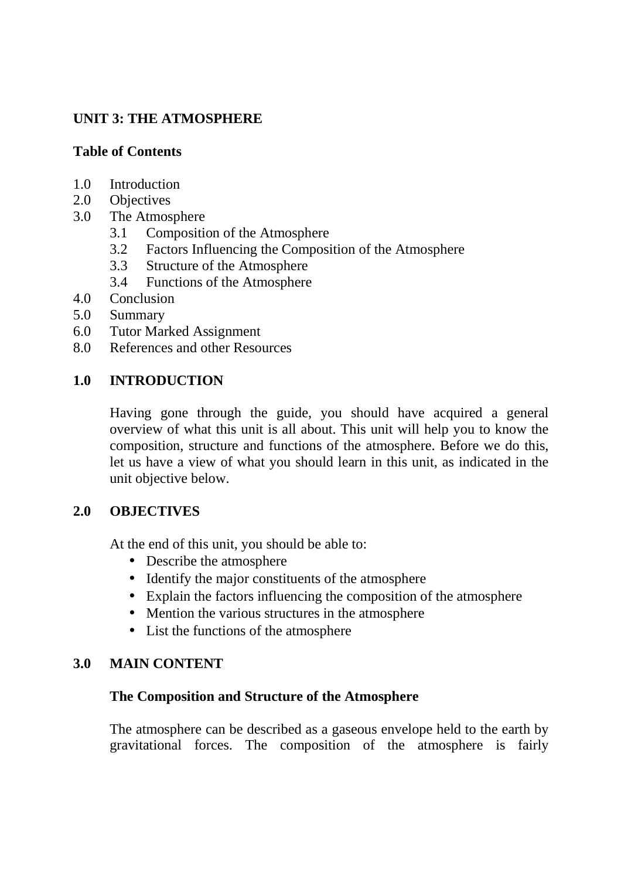## UNIT 3: THE ATMOSPHERE

**Table of Contents**

1.0 Introduction
2.0 Objectives
3.0 The Atmosphere
  3.1 Composition of the Atmosphere
  3.2 Factors Influencing the Composition of the Atmosphere
  3.3 Structure of the Atmosphere
  3.4 Functions of the Atmosphere
4.0 Conclusion
5.0 Summary
6.0 Tutor Marked Assignment
8.0 References and other Resources

### 1.0 INTRODUCTION

Having gone through the guide, you should have acquired a general overview of what this unit is all about. This unit will help you to know the composition, structure and functions of the atmosphere. Before we do this, let us have a view of what you should learn in this unit, as indicated in the unit objective below.

### 2.0 OBJECTIVES

At the end of this unit, you should be able to:

- Describe the atmosphere
- Identify the major constituents of the atmosphere
- Explain the factors influencing the composition of the atmosphere
- Mention the various structures in the atmosphere
- List the functions of the atmosphere

### 3.0 MAIN CONTENT

**The Composition and Structure of the Atmosphere**

The atmosphere can be described as a gaseous envelope held to the earth by gravitational forces. The composition of the atmosphere is fairly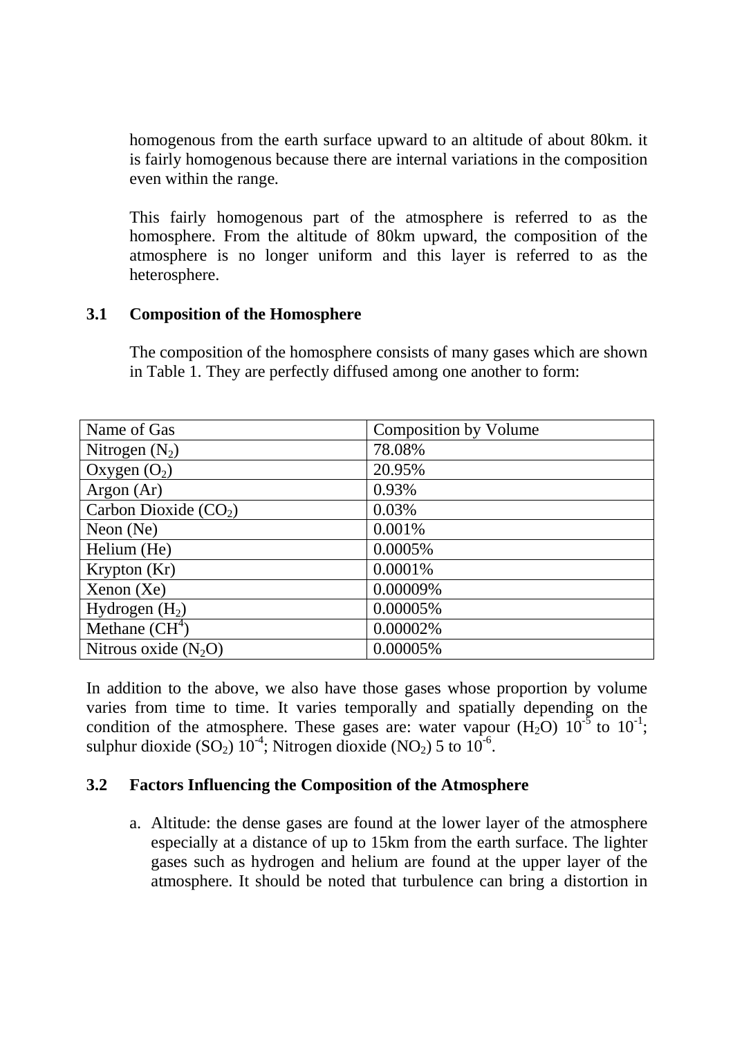homogenous from the earth surface upward to an altitude of about 80km. it is fairly homogenous because there are internal variations in the composition even within the range.

This fairly homogenous part of the atmosphere is referred to as the homosphere. From the altitude of 80km upward, the composition of the atmosphere is no longer uniform and this layer is referred to as the heterosphere.

### 3.1 Composition of the Homosphere

The composition of the homosphere consists of many gases which are shown in Table 1. They are perfectly diffused among one another to form:

| Name of Gas | Composition by Volume |
|---|---|
| Nitrogen ($N_2$) | 78.08% |
| Oxygen ($O_2$) | 20.95% |
| Argon (Ar) | 0.93% |
| Carbon Dioxide ($CO_2$) | 0.03% |
| Neon (Ne) | 0.001% |
| Helium (He) | 0.0005% |
| Krypton (Kr) | 0.0001% |
| Xenon (Xe) | 0.00009% |
| Hydrogen ($H_2$) | 0.00005% |
| Methane ($CH^4$) | 0.00002% |
| Nitrous oxide ($N_2O$) | 0.00005% |

In addition to the above, we also have those gases whose proportion by volume varies from time to time. It varies temporally and spatially depending on the condition of the atmosphere. These gases are: water vapour ($H_2O$) $10^{-5}$ to $10^{-1}$; sulphur dioxide ($SO_2$) $10^{-4}$; Nitrogen dioxide ($NO_2$) 5 to $10^{-6}$.

### 3.2 Factors Influencing the Composition of the Atmosphere

a. Altitude: the dense gases are found at the lower layer of the atmosphere especially at a distance of up to 15km from the earth surface. The lighter gases such as hydrogen and helium are found at the upper layer of the atmosphere. It should be noted that turbulence can bring a distortion in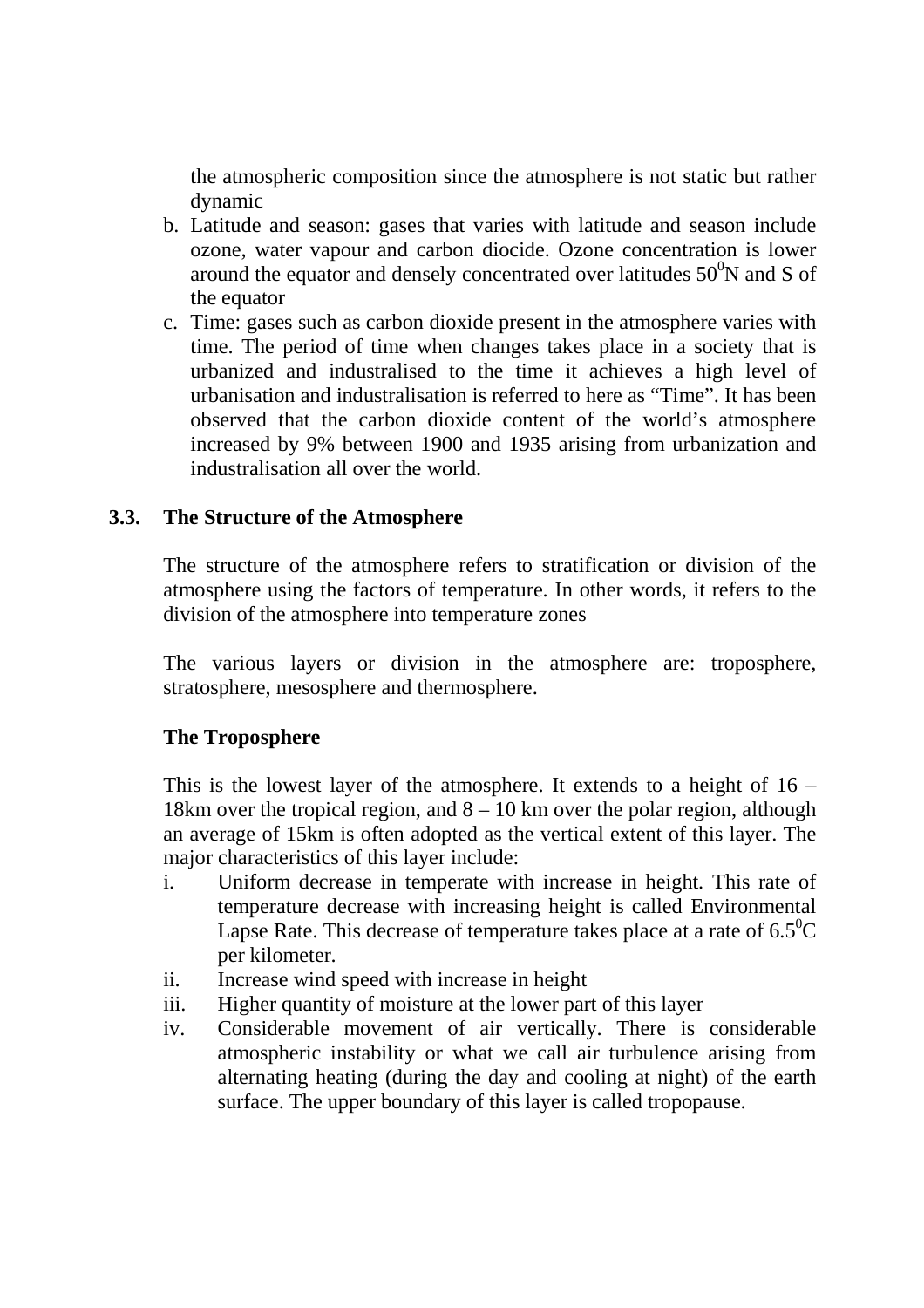the atmospheric composition since the atmosphere is not static but rather dynamic

b. Latitude and season: gases that varies with latitude and season include ozone, water vapour and carbon diocide. Ozone concentration is lower around the equator and densely concentrated over latitudes $50^0$N and S of the equator
c. Time: gases such as carbon dioxide present in the atmosphere varies with time. The period of time when changes takes place in a society that is urbanized and industralised to the time it achieves a high level of urbanisation and industralisation is referred to here as "Time". It has been observed that the carbon dioxide content of the world's atmosphere increased by 9% between 1900 and 1935 arising from urbanization and industralisation all over the world.

## 3.3. The Structure of the Atmosphere

The structure of the atmosphere refers to stratification or division of the atmosphere using the factors of temperature. In other words, it refers to the division of the atmosphere into temperature zones

The various layers or division in the atmosphere are: troposphere, stratosphere, mesosphere and thermosphere.

### The Troposphere

This is the lowest layer of the atmosphere. It extends to a height of 16 – 18km over the tropical region, and 8 – 10 km over the polar region, although an average of 15km is often adopted as the vertical extent of this layer. The major characteristics of this layer include:

i. Uniform decrease in temperate with increase in height. This rate of temperature decrease with increasing height is called Environmental Lapse Rate. This decrease of temperature takes place at a rate of $6.5^0$C per kilometer.
ii. Increase wind speed with increase in height
iii. Higher quantity of moisture at the lower part of this layer
iv. Considerable movement of air vertically. There is considerable atmospheric instability or what we call air turbulence arising from alternating heating (during the day and cooling at night) of the earth surface. The upper boundary of this layer is called tropopause.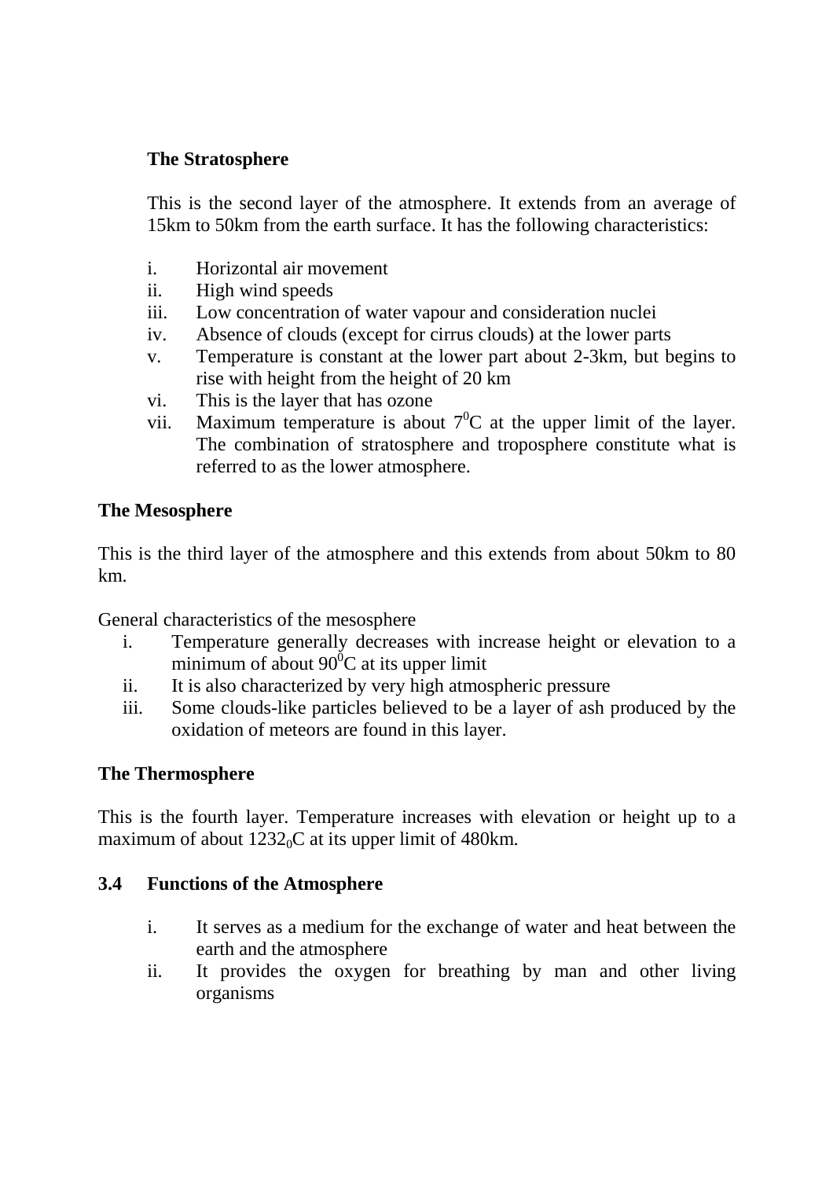### The Stratosphere

This is the second layer of the atmosphere. It extends from an average of 15km to 50km from the earth surface. It has the following characteristics:

i. Horizontal air movement
ii. High wind speeds
iii. Low concentration of water vapour and consideration nuclei
iv. Absence of clouds (except for cirrus clouds) at the lower parts
v. Temperature is constant at the lower part about 2-3km, but begins to rise with height from the height of 20 km
vi. This is the layer that has ozone
vii. Maximum temperature is about $7^0$C at the upper limit of the layer. The combination of stratosphere and troposphere constitute what is referred to as the lower atmosphere.

### The Mesosphere

This is the third layer of the atmosphere and this extends from about 50km to 80 km.

General characteristics of the mesosphere

i. Temperature generally decreases with increase height or elevation to a minimum of about $90^0$C at its upper limit
ii. It is also characterized by very high atmospheric pressure
iii. Some clouds-like particles believed to be a layer of ash produced by the oxidation of meteors are found in this layer.

### The Thermosphere

This is the fourth layer. Temperature increases with elevation or height up to a maximum of about $1232_0$C at its upper limit of 480km.

## 3.4 Functions of the Atmosphere

i. It serves as a medium for the exchange of water and heat between the earth and the atmosphere
ii. It provides the oxygen for breathing by man and other living organisms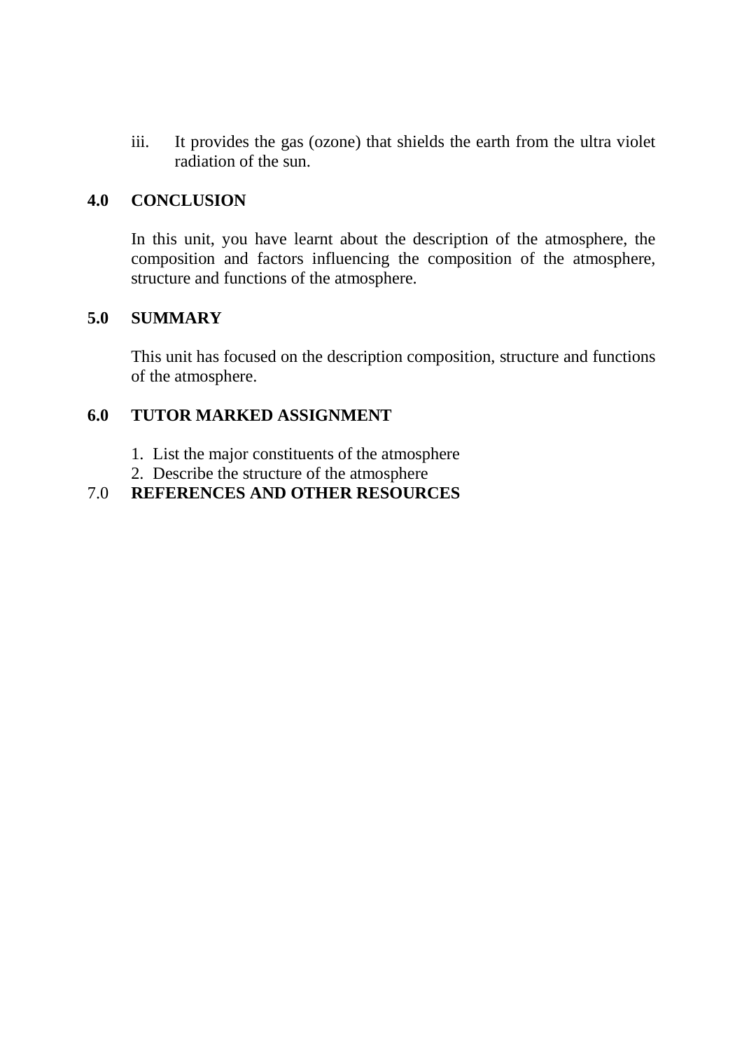iii. It provides the gas (ozone) that shields the earth from the ultra violet radiation of the sun.

## 4.0 CONCLUSION

In this unit, you have learnt about the description of the atmosphere, the composition and factors influencing the composition of the atmosphere, structure and functions of the atmosphere.

## 5.0 SUMMARY

This unit has focused on the description composition, structure and functions of the atmosphere.

## 6.0 TUTOR MARKED ASSIGNMENT

1. List the major constituents of the atmosphere
2. Describe the structure of the atmosphere

## 7.0 REFERENCES AND OTHER RESOURCES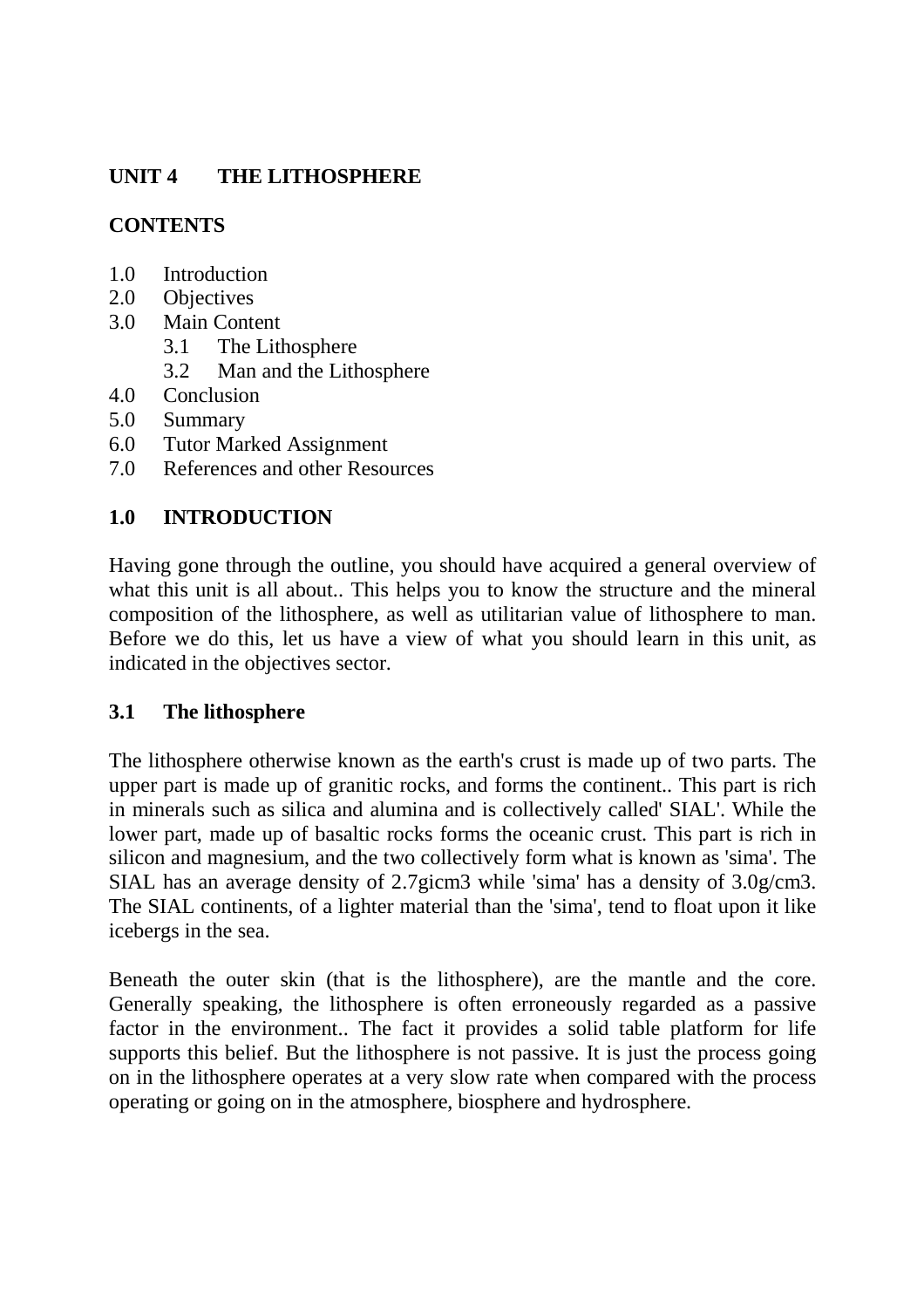**UNIT 4 THE LITHOSPHERE**

**CONTENTS**

1.0 Introduction
2.0 Objectives
3.0 Main Content
   3.1 The Lithosphere
   3.2 Man and the Lithosphere
4.0 Conclusion
5.0 Summary
6.0 Tutor Marked Assignment
7.0 References and other Resources

## 1.0 INTRODUCTION

Having gone through the outline, you should have acquired a general overview of what this unit is all about.. This helps you to know the structure and the mineral composition of the lithosphere, as well as utilitarian value of lithosphere to man. Before we do this, let us have a view of what you should learn in this unit, as indicated in the objectives sector.

### 3.1 The lithosphere

The lithosphere otherwise known as the earth's crust is made up of two parts. The upper part is made up of granitic rocks, and forms the continent.. This part is rich in minerals such as silica and alumina and is collectively called' SIAL'. While the lower part, made up of basaltic rocks forms the oceanic crust. This part is rich in silicon and magnesium, and the two collectively form what is known as 'sima'. The SIAL has an average density of 2.7gicm3 while 'sima' has a density of 3.0g/cm3. The SIAL continents, of a lighter material than the 'sima', tend to float upon it like icebergs in the sea.

Beneath the outer skin (that is the lithosphere), are the mantle and the core. Generally speaking, the lithosphere is often erroneously regarded as a passive factor in the environment.. The fact it provides a solid table platform for life supports this belief. But the lithosphere is not passive. It is just the process going on in the lithosphere operates at a very slow rate when compared with the process operating or going on in the atmosphere, biosphere and hydrosphere.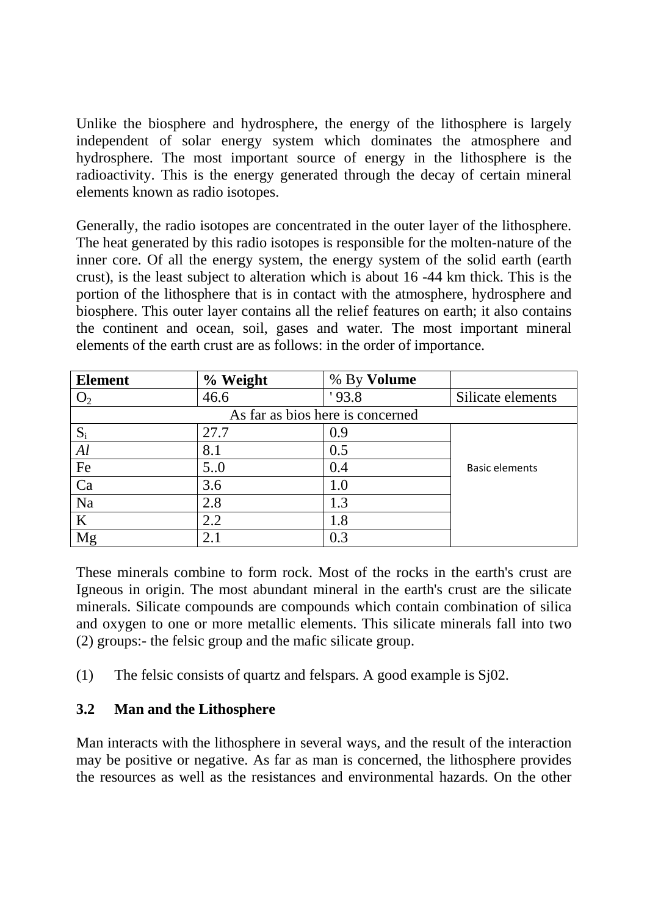Unlike the biosphere and hydrosphere, the energy of the lithosphere is largely independent of solar energy system which dominates the atmosphere and hydrosphere. The most important source of energy in the lithosphere is the radioactivity. This is the energy generated through the decay of certain mineral elements known as radio isotopes.

Generally, the radio isotopes are concentrated in the outer layer of the lithosphere. The heat generated by this radio isotopes is responsible for the molten-nature of the inner core. Of all the energy system, the energy system of the solid earth (earth crust), is the least subject to alteration which is about 16 -44 km thick. This is the portion of the lithosphere that is in contact with the atmosphere, hydrosphere and biosphere. This outer layer contains all the relief features on earth; it also contains the continent and ocean, soil, gases and water. The most important mineral elements of the earth crust are as follows: in the order of importance.

| **Element** | **% Weight** | % By **Volume** | |
|---|---|---|---|
| $O_2$ | 46.6 | ' 93.8 | Silicate elements |
| As far as bios here is concerned | | | |
| $S_i$ | 27.7 | 0.9 | Basic elements |
| *Al* | 8.1 | 0.5 | |
| Fe | 5..0 | 0.4 | |
| Ca | 3.6 | 1.0 | |
| Na | 2.8 | 1.3 | |
| K | 2.2 | 1.8 | |
| Mg | 2.1 | 0.3 | |

These minerals combine to form rock. Most of the rocks in the earth's crust are Igneous in origin. The most abundant mineral in the earth's crust are the silicate minerals. Silicate compounds are compounds which contain combination of silica and oxygen to one or more metallic elements. This silicate minerals fall into two (2) groups:- the felsic group and the mafic silicate group.

(1) The felsic consists of quartz and felspars. A good example is Sj02.

### 3.2 Man and the Lithosphere

Man interacts with the lithosphere in several ways, and the result of the interaction may be positive or negative. As far as man is concerned, the lithosphere provides the resources as well as the resistances and environmental hazards. On the other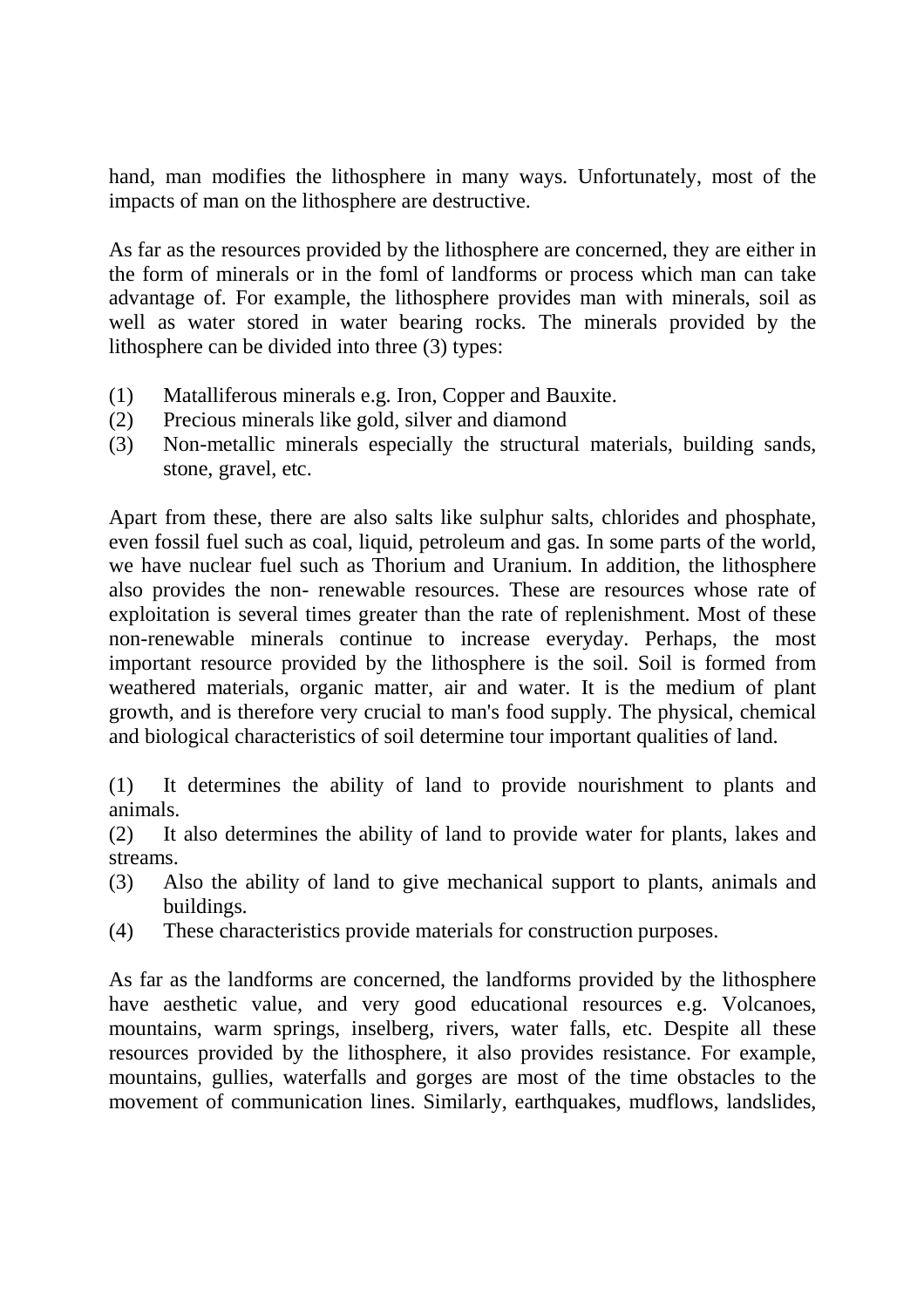hand, man modifies the lithosphere in many ways. Unfortunately, most of the impacts of man on the lithosphere are destructive.

As far as the resources provided by the lithosphere are concerned, they are either in the form of minerals or in the foml of landforms or process which man can take advantage of. For example, the lithosphere provides man with minerals, soil as well as water stored in water bearing rocks. The minerals provided by the lithosphere can be divided into three (3) types:

(1) Matalliferous minerals e.g. Iron, Copper and Bauxite.
(2) Precious minerals like gold, silver and diamond
(3) Non-metallic minerals especially the structural materials, building sands, stone, gravel, etc.

Apart from these, there are also salts like sulphur salts, chlorides and phosphate, even fossil fuel such as coal, liquid, petroleum and gas. In some parts of the world, we have nuclear fuel such as Thorium and Uranium. In addition, the lithosphere also provides the non- renewable resources. These are resources whose rate of exploitation is several times greater than the rate of replenishment. Most of these non-renewable minerals continue to increase everyday. Perhaps, the most important resource provided by the lithosphere is the soil. Soil is formed from weathered materials, organic matter, air and water. It is the medium of plant growth, and is therefore very crucial to man's food supply. The physical, chemical and biological characteristics of soil determine tour important qualities of land.

(1) It determines the ability of land to provide nourishment to plants and animals.
(2) It also determines the ability of land to provide water for plants, lakes and streams.
(3) Also the ability of land to give mechanical support to plants, animals and buildings.
(4) These characteristics provide materials for construction purposes.

As far as the landforms are concerned, the landforms provided by the lithosphere have aesthetic value, and very good educational resources e.g. Volcanoes, mountains, warm springs, inselberg, rivers, water falls, etc. Despite all these resources provided by the lithosphere, it also provides resistance. For example, mountains, gullies, waterfalls and gorges are most of the time obstacles to the movement of communication lines. Similarly, earthquakes, mudflows, landslides,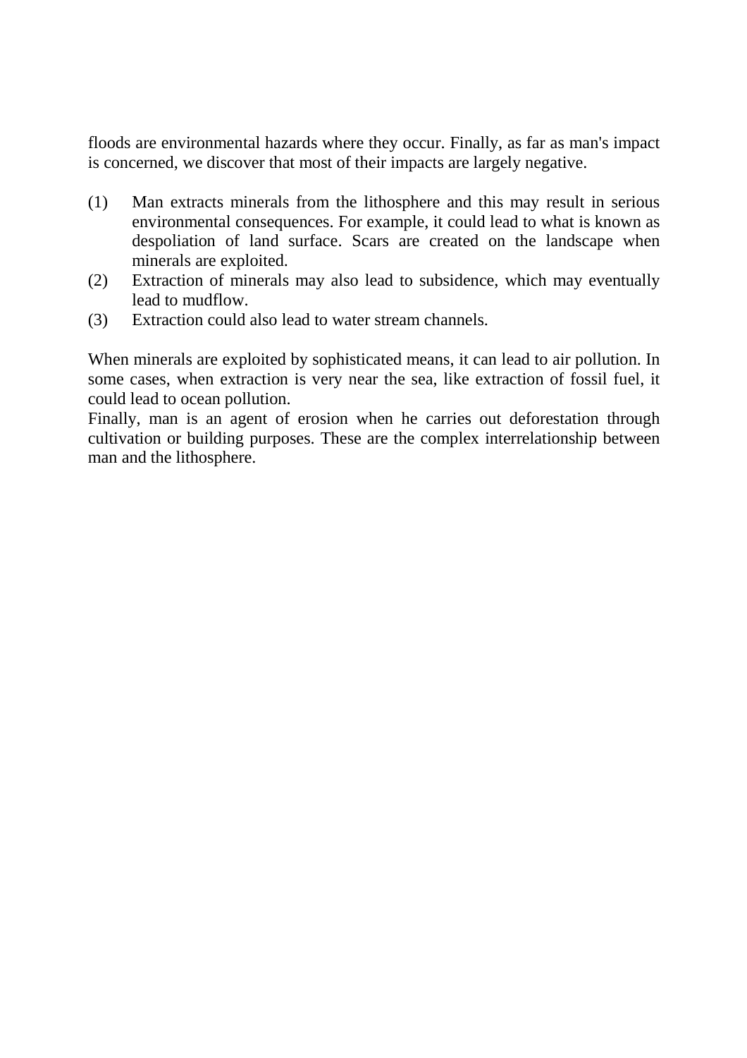floods are environmental hazards where they occur. Finally, as far as man's impact is concerned, we discover that most of their impacts are largely negative.

(1) Man extracts minerals from the lithosphere and this may result in serious environmental consequences. For example, it could lead to what is known as despoliation of land surface. Scars are created on the landscape when minerals are exploited.

(2) Extraction of minerals may also lead to subsidence, which may eventually lead to mudflow.

(3) Extraction could also lead to water stream channels.

When minerals are exploited by sophisticated means, it can lead to air pollution. In some cases, when extraction is very near the sea, like extraction of fossil fuel, it could lead to ocean pollution.

Finally, man is an agent of erosion when he carries out deforestation through cultivation or building purposes. These are the complex interrelationship between man and the lithosphere.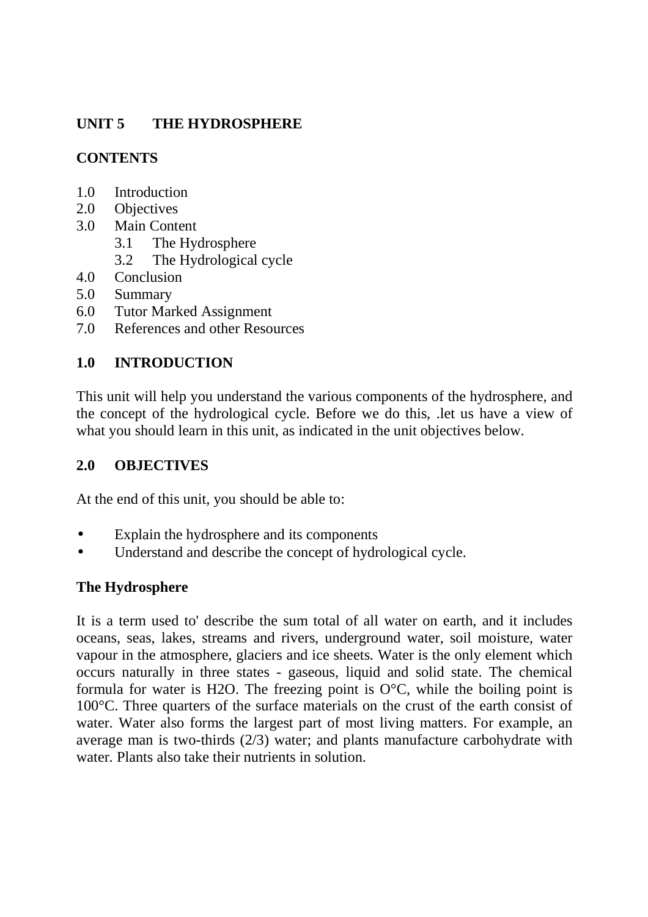## UNIT 5 THE HYDROSPHERE

**CONTENTS**

1.0 Introduction
2.0 Objectives
3.0 Main Content
    3.1 The Hydrosphere
    3.2 The Hydrological cycle
4.0 Conclusion
5.0 Summary
6.0 Tutor Marked Assignment
7.0 References and other Resources

### 1.0 INTRODUCTION

This unit will help you understand the various components of the hydrosphere, and the concept of the hydrological cycle. Before we do this, .let us have a view of what you should learn in this unit, as indicated in the unit objectives below.

### 2.0 OBJECTIVES

At the end of this unit, you should be able to:

- Explain the hydrosphere and its components
- Understand and describe the concept of hydrological cycle.

### The Hydrosphere

It is a term used to' describe the sum total of all water on earth, and it includes oceans, seas, lakes, streams and rivers, underground water, soil moisture, water vapour in the atmosphere, glaciers and ice sheets. Water is the only element which occurs naturally in three states - gaseous, liquid and solid state. The chemical formula for water is H2O. The freezing point is O°C, while the boiling point is 100°C. Three quarters of the surface materials on the crust of the earth consist of water. Water also forms the largest part of most living matters. For example, an average man is two-thirds (2/3) water; and plants manufacture carbohydrate with water. Plants also take their nutrients in solution.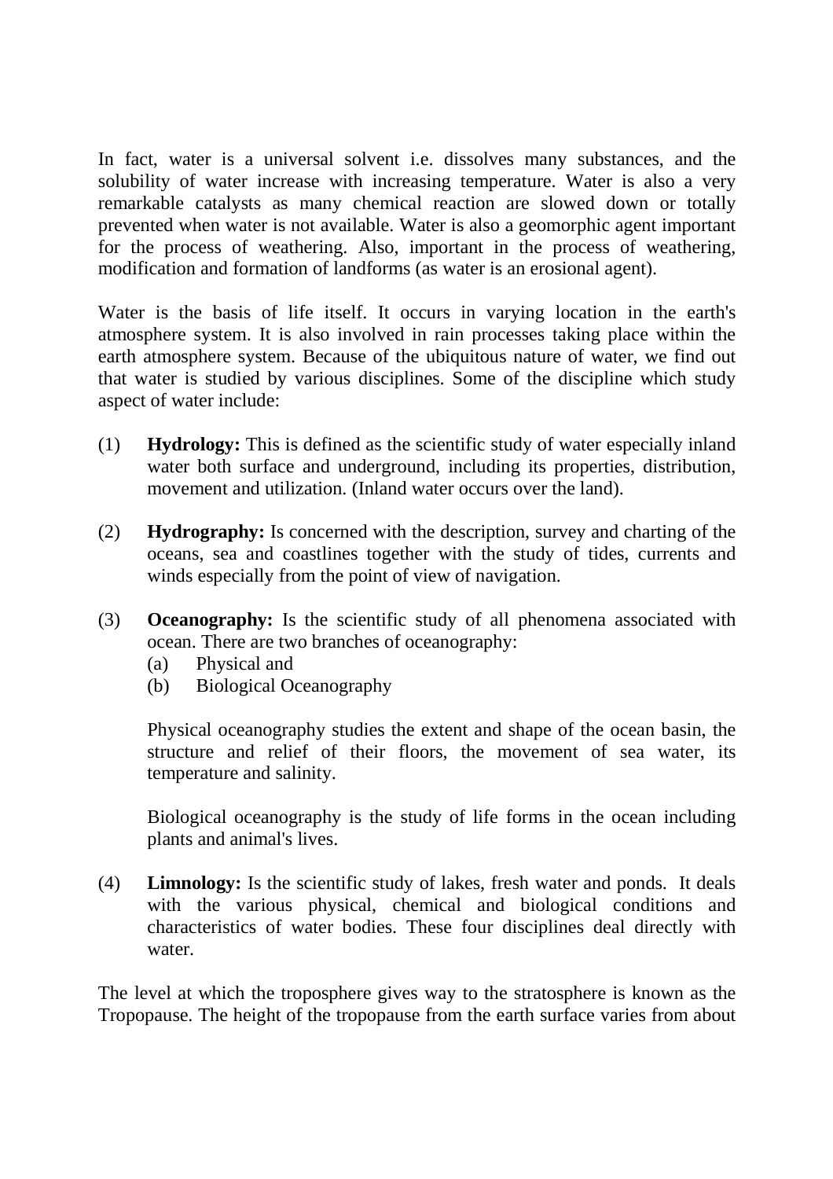In fact, water is a universal solvent i.e. dissolves many substances, and the solubility of water increase with increasing temperature. Water is also a very remarkable catalysts as many chemical reaction are slowed down or totally prevented when water is not available. Water is also a geomorphic agent important for the process of weathering. Also, important in the process of weathering, modification and formation of landforms (as water is an erosional agent).

Water is the basis of life itself. It occurs in varying location in the earth's atmosphere system. It is also involved in rain processes taking place within the earth atmosphere system. Because of the ubiquitous nature of water, we find out that water is studied by various disciplines. Some of the discipline which study aspect of water include:

(1) **Hydrology:** This is defined as the scientific study of water especially inland water both surface and underground, including its properties, distribution, movement and utilization. (Inland water occurs over the land).

(2) **Hydrography:** Is concerned with the description, survey and charting of the oceans, sea and coastlines together with the study of tides, currents and winds especially from the point of view of navigation.

(3) **Oceanography:** Is the scientific study of all phenomena associated with ocean. There are two branches of oceanography:
   (a) Physical and
   (b) Biological Oceanography

   Physical oceanography studies the extent and shape of the ocean basin, the structure and relief of their floors, the movement of sea water, its temperature and salinity.

   Biological oceanography is the study of life forms in the ocean including plants and animal's lives.

(4) **Limnology:** Is the scientific study of lakes, fresh water and ponds. It deals with the various physical, chemical and biological conditions and characteristics of water bodies. These four disciplines deal directly with water.

The level at which the troposphere gives way to the stratosphere is known as the Tropopause. The height of the tropopause from the earth surface varies from about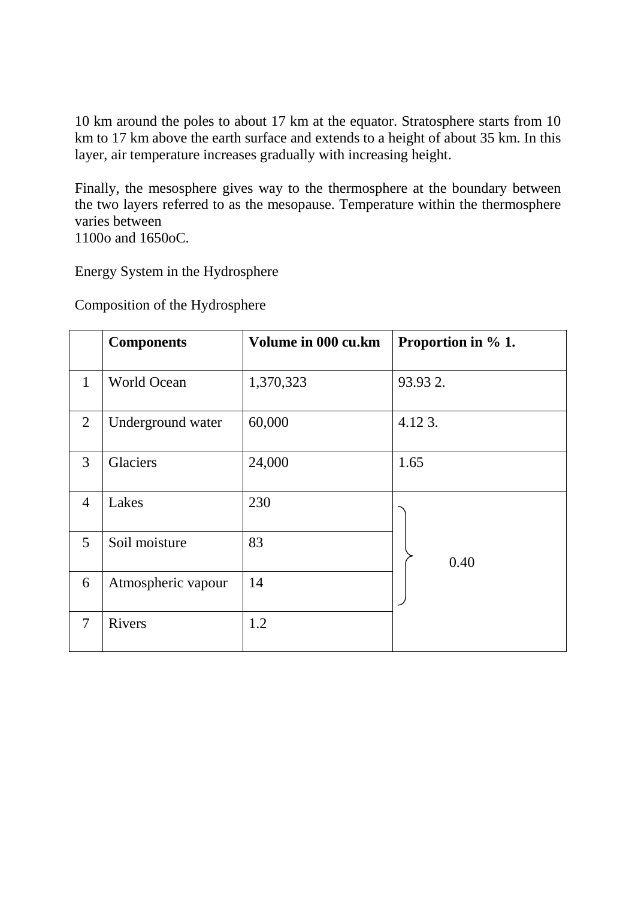10 km around the poles to about 17 km at the equator. Stratosphere starts from 10 km to 17 km above the earth surface and extends to a height of about 35 km. In this layer, air temperature increases gradually with increasing height.

Finally, the mesosphere gives way to the thermosphere at the boundary between the two layers referred to as the mesopause. Temperature within the thermosphere varies between
1100o and 1650oC.

Energy System in the Hydrosphere

Composition of the Hydrosphere

| | **Components** | **Volume in 000 cu.km** | **Proportion in % 1.** |
|---|---|---|---|
| 1 | World Ocean | 1,370,323 | 93.93 2. |
| 2 | Underground water | 60,000 | 4.12 3. |
| 3 | Glaciers | 24,000 | 1.65 |
| 4 | Lakes | 230 | 0.40 |
| 5 | Soil moisture | 83 | |
| 6 | Atmospheric vapour | 14 | |
| 7 | Rivers | 1.2 | |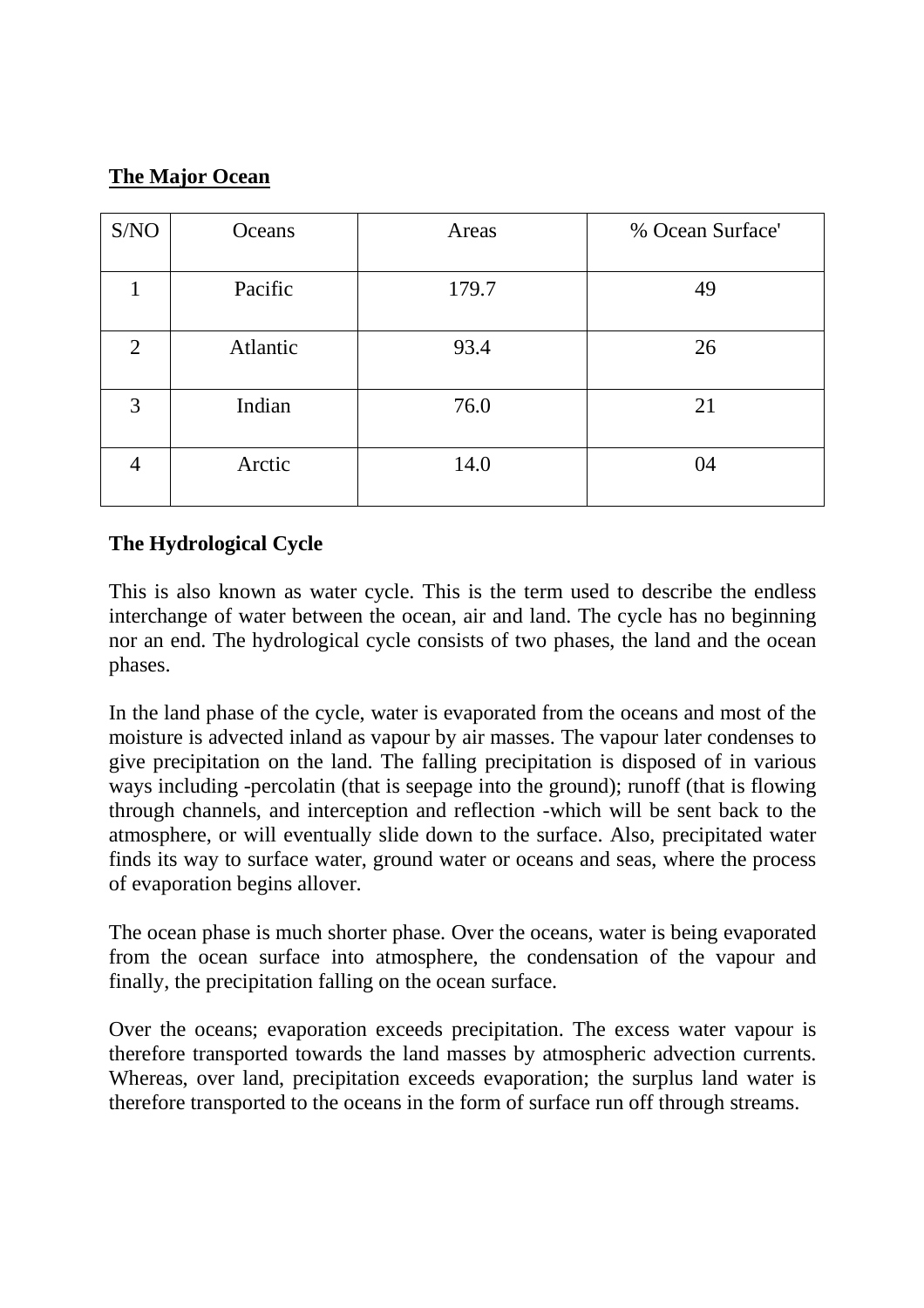## The Major Ocean

| S/NO | Oceans | Areas | % Ocean Surface' |
|---|---|---|---|
| 1 | Pacific | 179.7 | 49 |
| 2 | Atlantic | 93.4 | 26 |
| 3 | Indian | 76.0 | 21 |
| 4 | Arctic | 14.0 | 04 |

**The Hydrological Cycle**

This is also known as water cycle. This is the term used to describe the endless interchange of water between the ocean, air and land. The cycle has no beginning nor an end. The hydrological cycle consists of two phases, the land and the ocean phases.

In the land phase of the cycle, water is evaporated from the oceans and most of the moisture is advected inland as vapour by air masses. The vapour later condenses to give precipitation on the land. The falling precipitation is disposed of in various ways including -percolatin (that is seepage into the ground); runoff (that is flowing through channels, and interception and reflection -which will be sent back to the atmosphere, or will eventually slide down to the surface. Also, precipitated water finds its way to surface water, ground water or oceans and seas, where the process of evaporation begins allover.

The ocean phase is much shorter phase. Over the oceans, water is being evaporated from the ocean surface into atmosphere, the condensation of the vapour and finally, the precipitation falling on the ocean surface.

Over the oceans; evaporation exceeds precipitation. The excess water vapour is therefore transported towards the land masses by atmospheric advection currents. Whereas, over land, precipitation exceeds evaporation; the surplus land water is therefore transported to the oceans in the form of surface run off through streams.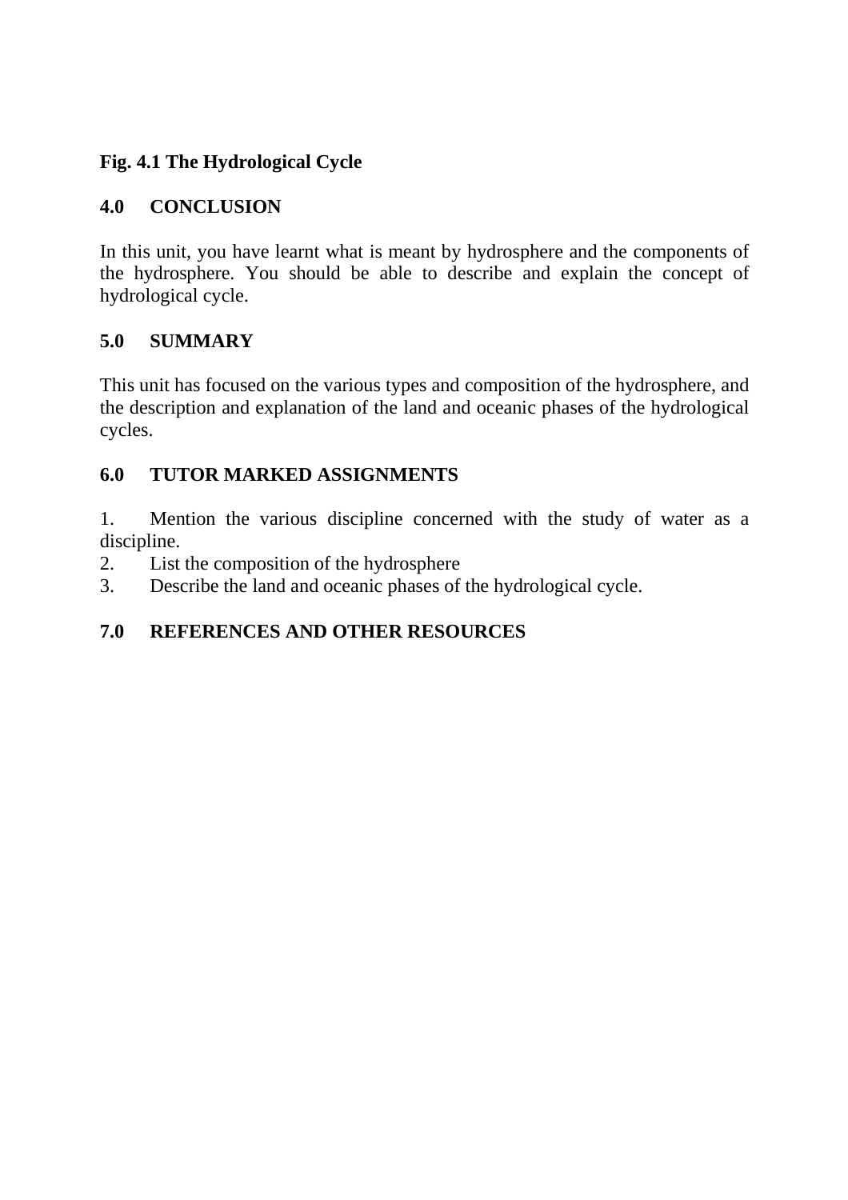**Fig. 4.1 The Hydrological Cycle**

## 4.0 CONCLUSION

In this unit, you have learnt what is meant by hydrosphere and the components of the hydrosphere. You should be able to describe and explain the concept of hydrological cycle.

## 5.0 SUMMARY

This unit has focused on the various types and composition of the hydrosphere, and the description and explanation of the land and oceanic phases of the hydrological cycles.

## 6.0 TUTOR MARKED ASSIGNMENTS

1. Mention the various discipline concerned with the study of water as a discipline.
2. List the composition of the hydrosphere
3. Describe the land and oceanic phases of the hydrological cycle.

## 7.0 REFERENCES AND OTHER RESOURCES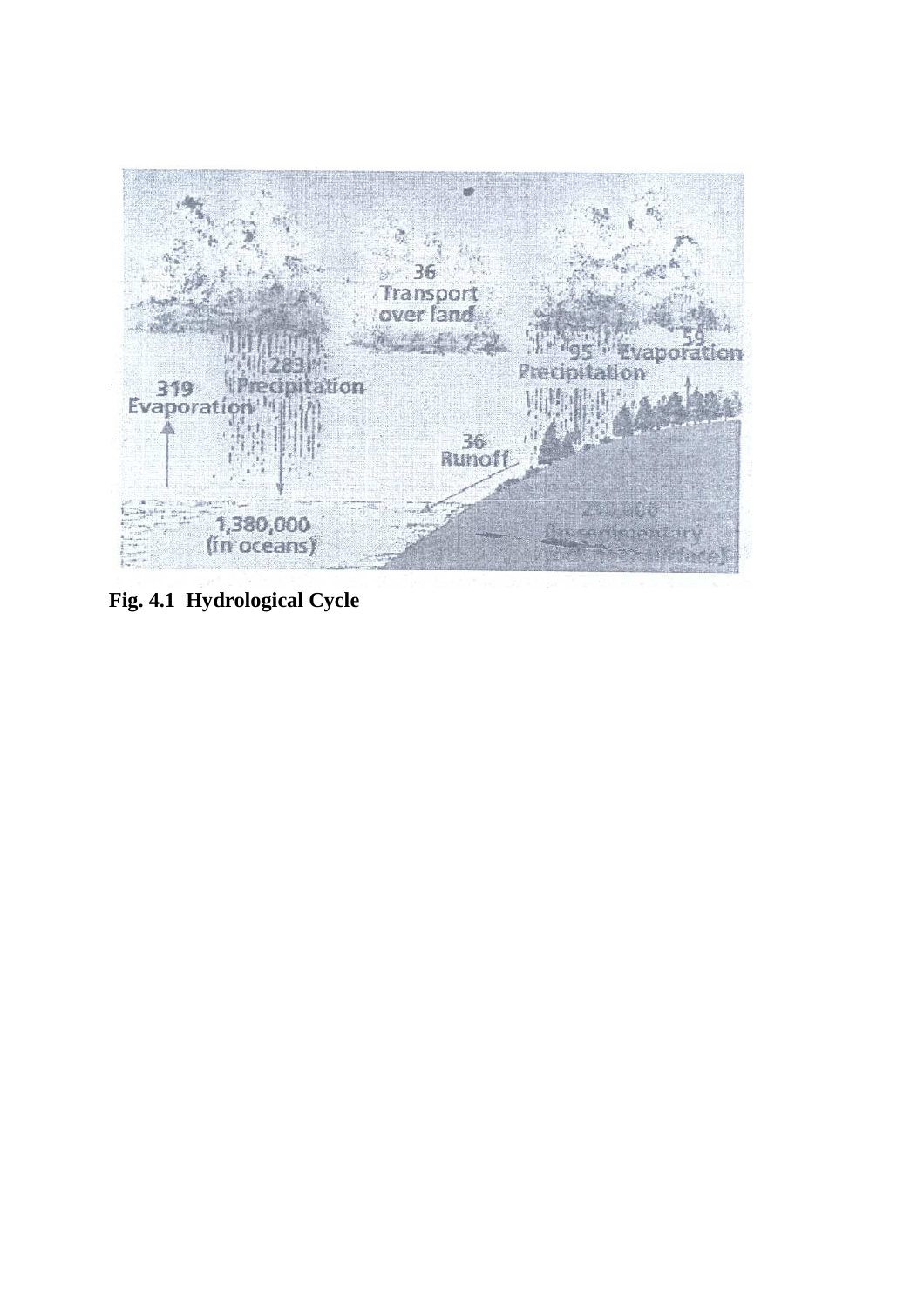**Fig. 4.1 Hydrological Cycle**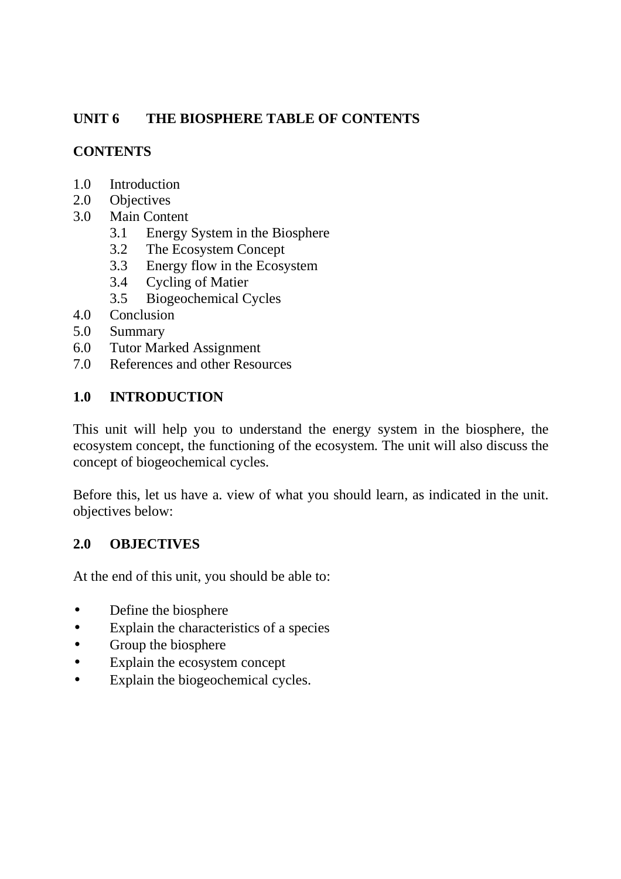# UNIT 6 THE BIOSPHERE TABLE OF CONTENTS

## CONTENTS

1.0 Introduction
2.0 Objectives
3.0 Main Content
 3.1 Energy System in the Biosphere
 3.2 The Ecosystem Concept
 3.3 Energy flow in the Ecosystem
 3.4 Cycling of Matier
 3.5 Biogeochemical Cycles
4.0 Conclusion
5.0 Summary
6.0 Tutor Marked Assignment
7.0 References and other Resources

## 1.0 INTRODUCTION

This unit will help you to understand the energy system in the biosphere, the ecosystem concept, the functioning of the ecosystem. The unit will also discuss the concept of biogeochemical cycles.

Before this, let us have a. view of what you should learn, as indicated in the unit. objectives below:

## 2.0 OBJECTIVES

At the end of this unit, you should be able to:

- Define the biosphere
- Explain the characteristics of a species
- Group the biosphere
- Explain the ecosystem concept
- Explain the biogeochemical cycles.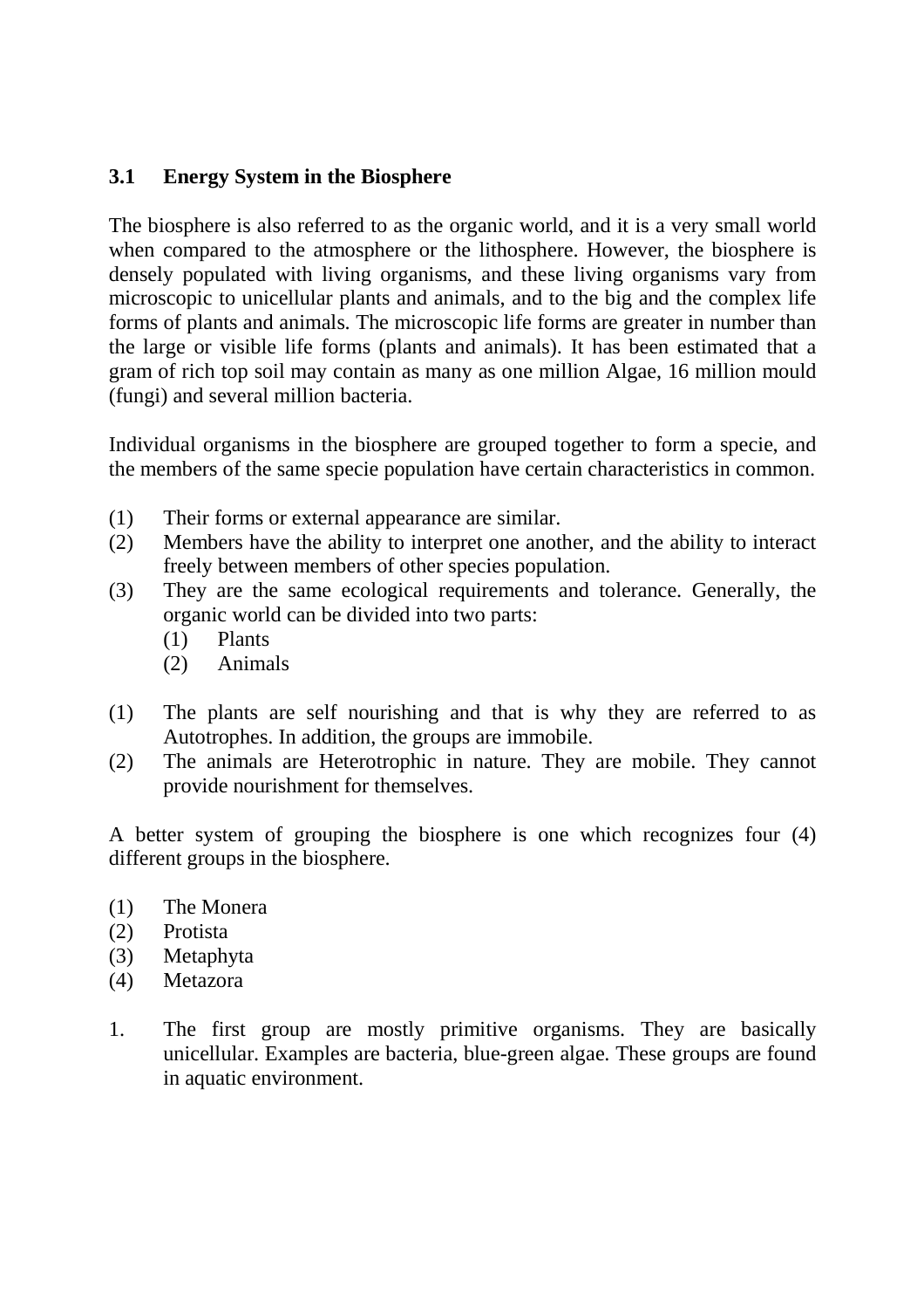## 3.1 Energy System in the Biosphere

The biosphere is also referred to as the organic world, and it is a very small world when compared to the atmosphere or the lithosphere. However, the biosphere is densely populated with living organisms, and these living organisms vary from microscopic to unicellular plants and animals, and to the big and the complex life forms of plants and animals. The microscopic life forms are greater in number than the large or visible life forms (plants and animals). It has been estimated that a gram of rich top soil may contain as many as one million Algae, 16 million mould (fungi) and several million bacteria.

Individual organisms in the biosphere are grouped together to form a specie, and the members of the same specie population have certain characteristics in common.

(1) Their forms or external appearance are similar.
(2) Members have the ability to interpret one another, and the ability to interact freely between members of other species population.
(3) They are the same ecological requirements and tolerance. Generally, the organic world can be divided into two parts:
    (1) Plants
    (2) Animals

(1) The plants are self nourishing and that is why they are referred to as Autotrophes. In addition, the groups are immobile.
(2) The animals are Heterotrophic in nature. They are mobile. They cannot provide nourishment for themselves.

A better system of grouping the biosphere is one which recognizes four (4) different groups in the biosphere.

(1) The Monera
(2) Protista
(3) Metaphyta
(4) Metazora

1. The first group are mostly primitive organisms. They are basically unicellular. Examples are bacteria, blue-green algae. These groups are found in aquatic environment.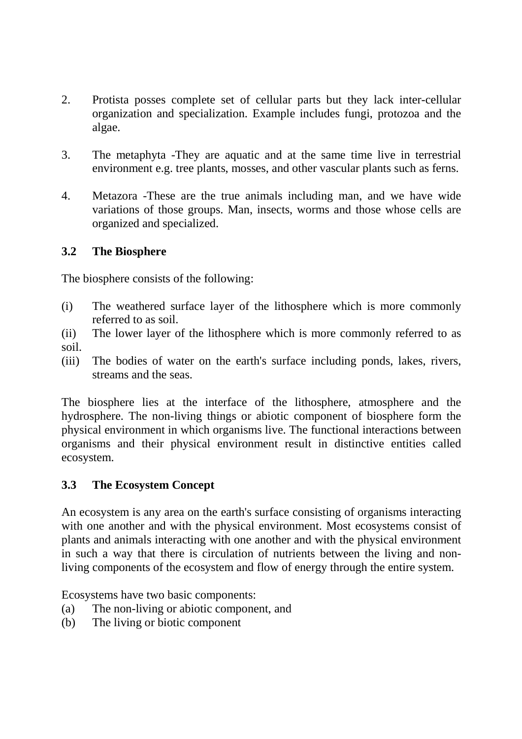2. Protista posses complete set of cellular parts but they lack inter-cellular organization and specialization. Example includes fungi, protozoa and the algae.

3. The metaphyta -They are aquatic and at the same time live in terrestrial environment e.g. tree plants, mosses, and other vascular plants such as ferns.

4. Metazora -These are the true animals including man, and we have wide variations of those groups. Man, insects, worms and those whose cells are organized and specialized.

### 3.2 The Biosphere

The biosphere consists of the following:

(i) The weathered surface layer of the lithosphere which is more commonly referred to as soil.

(ii) The lower layer of the lithosphere which is more commonly referred to as soil.

(iii) The bodies of water on the earth's surface including ponds, lakes, rivers, streams and the seas.

The biosphere lies at the interface of the lithosphere, atmosphere and the hydrosphere. The non-living things or abiotic component of biosphere form the physical environment in which organisms live. The functional interactions between organisms and their physical environment result in distinctive entities called ecosystem.

### 3.3 The Ecosystem Concept

An ecosystem is any area on the earth's surface consisting of organisms interacting with one another and with the physical environment. Most ecosystems consist of plants and animals interacting with one another and with the physical environment in such a way that there is circulation of nutrients between the living and non-living components of the ecosystem and flow of energy through the entire system.

Ecosystems have two basic components:

(a) The non-living or abiotic component, and

(b) The living or biotic component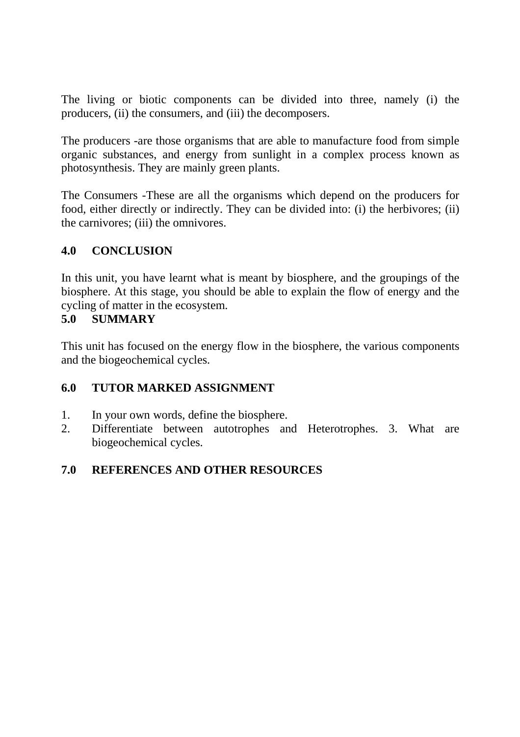The living or biotic components can be divided into three, namely (i) the producers, (ii) the consumers, and (iii) the decomposers.

The producers -are those organisms that are able to manufacture food from simple organic substances, and energy from sunlight in a complex process known as photosynthesis. They are mainly green plants.

The Consumers -These are all the organisms which depend on the producers for food, either directly or indirectly. They can be divided into: (i) the herbivores; (ii) the carnivores; (iii) the omnivores.

## 4.0 CONCLUSION

In this unit, you have learnt what is meant by biosphere, and the groupings of the biosphere. At this stage, you should be able to explain the flow of energy and the cycling of matter in the ecosystem.

## 5.0 SUMMARY

This unit has focused on the energy flow in the biosphere, the various components and the biogeochemical cycles.

## 6.0 TUTOR MARKED ASSIGNMENT

1. In your own words, define the biosphere.
2. Differentiate between autotrophes and Heterotrophes. 3. What are biogeochemical cycles.

## 7.0 REFERENCES AND OTHER RESOURCES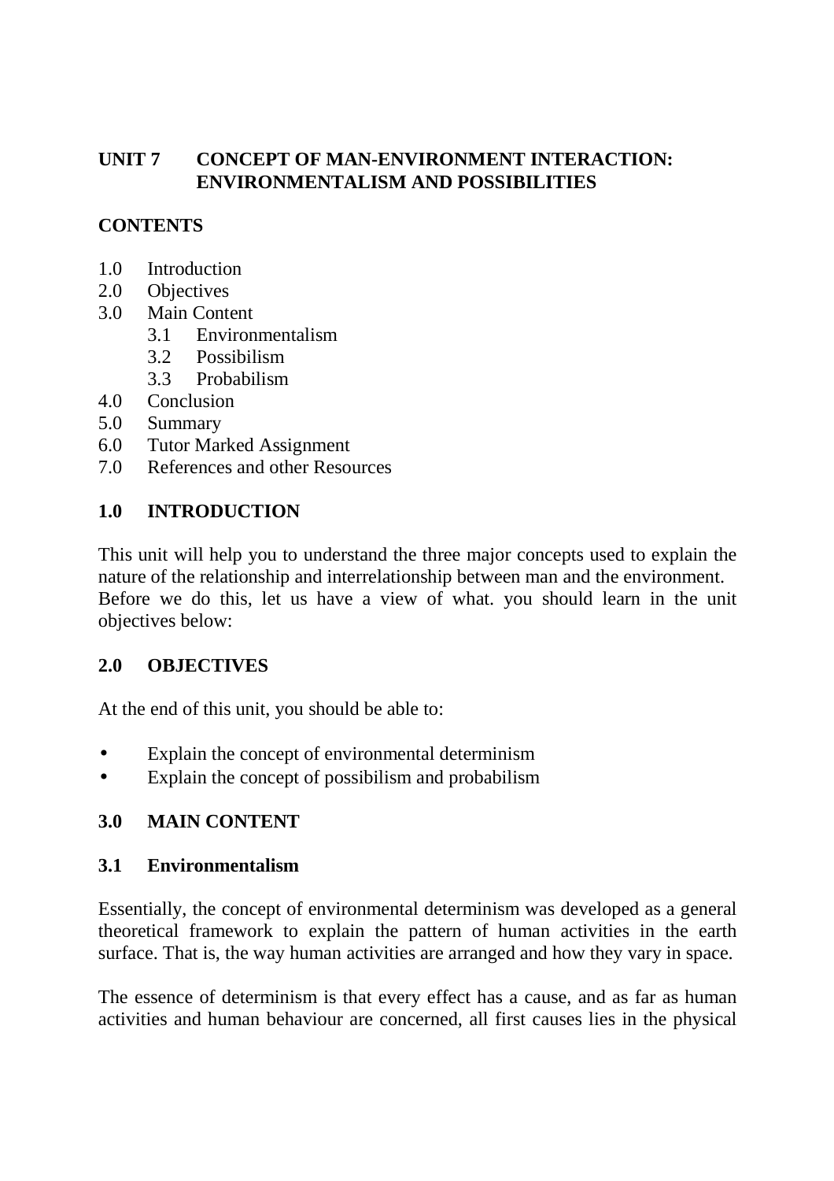## UNIT 7 CONCEPT OF MAN-ENVIRONMENT INTERACTION: ENVIRONMENTALISM AND POSSIBILITIES

### CONTENTS

1.0 Introduction
2.0 Objectives
3.0 Main Content
    3.1 Environmentalism
    3.2 Possibilism
    3.3 Probabilism
4.0 Conclusion
5.0 Summary
6.0 Tutor Marked Assignment
7.0 References and other Resources

### 1.0 INTRODUCTION

This unit will help you to understand the three major concepts used to explain the nature of the relationship and interrelationship between man and the environment. Before we do this, let us have a view of what. you should learn in the unit objectives below:

### 2.0 OBJECTIVES

At the end of this unit, you should be able to:

- Explain the concept of environmental determinism
- Explain the concept of possibilism and probabilism

### 3.0 MAIN CONTENT

### 3.1 Environmentalism

Essentially, the concept of environmental determinism was developed as a general theoretical framework to explain the pattern of human activities in the earth surface. That is, the way human activities are arranged and how they vary in space.

The essence of determinism is that every effect has a cause, and as far as human activities and human behaviour are concerned, all first causes lies in the physical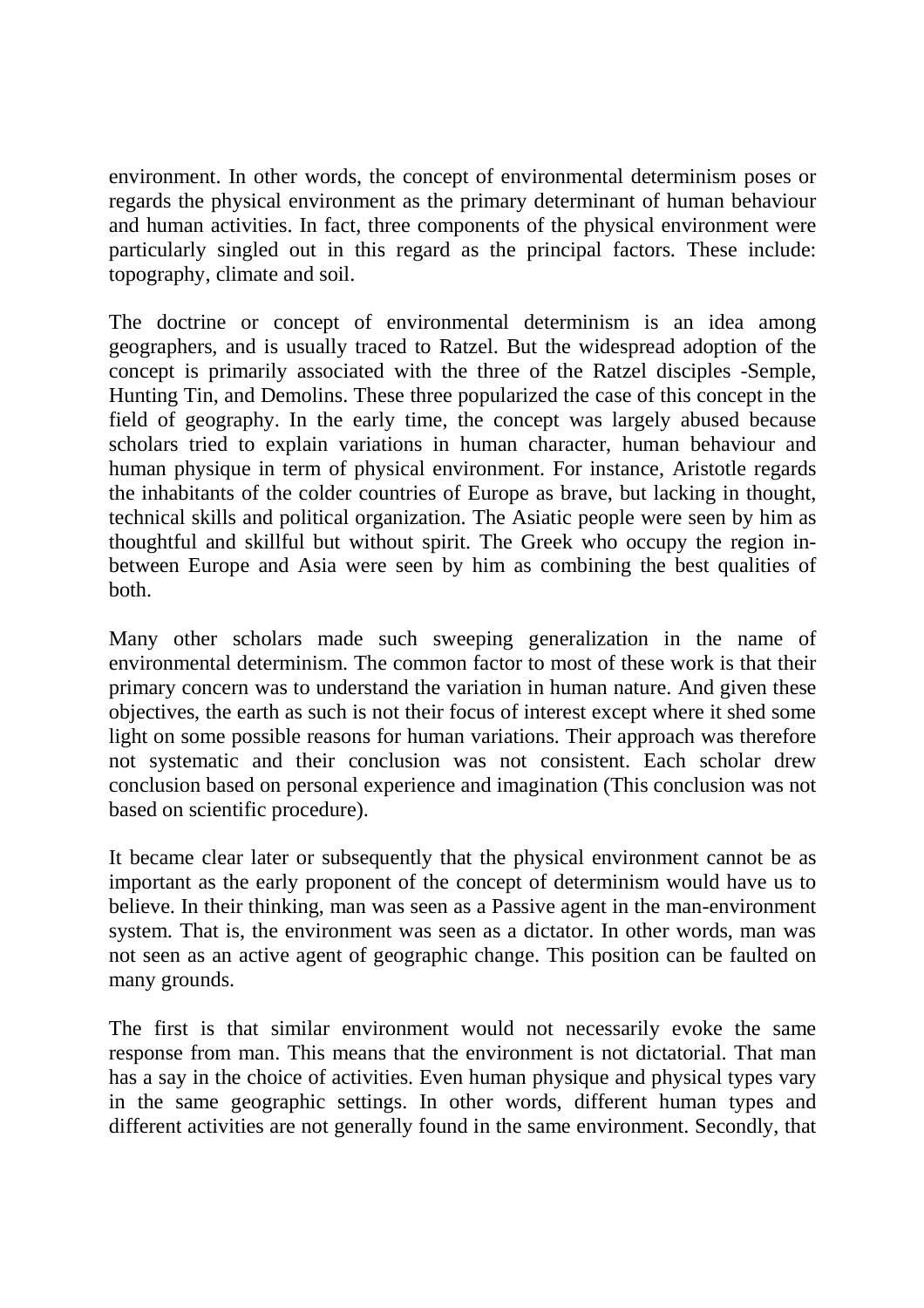environment. In other words, the concept of environmental determinism poses or regards the physical environment as the primary determinant of human behaviour and human activities. In fact, three components of the physical environment were particularly singled out in this regard as the principal factors. These include: topography, climate and soil.

The doctrine or concept of environmental determinism is an idea among geographers, and is usually traced to Ratzel. But the widespread adoption of the concept is primarily associated with the three of the Ratzel disciples -Semple, Hunting Tin, and Demolins. These three popularized the case of this concept in the field of geography. In the early time, the concept was largely abused because scholars tried to explain variations in human character, human behaviour and human physique in term of physical environment. For instance, Aristotle regards the inhabitants of the colder countries of Europe as brave, but lacking in thought, technical skills and political organization. The Asiatic people were seen by him as thoughtful and skillful but without spirit. The Greek who occupy the region in-between Europe and Asia were seen by him as combining the best qualities of both.

Many other scholars made such sweeping generalization in the name of environmental determinism. The common factor to most of these work is that their primary concern was to understand the variation in human nature. And given these objectives, the earth as such is not their focus of interest except where it shed some light on some possible reasons for human variations. Their approach was therefore not systematic and their conclusion was not consistent. Each scholar drew conclusion based on personal experience and imagination (This conclusion was not based on scientific procedure).

It became clear later or subsequently that the physical environment cannot be as important as the early proponent of the concept of determinism would have us to believe. In their thinking, man was seen as a Passive agent in the man-environment system. That is, the environment was seen as a dictator. In other words, man was not seen as an active agent of geographic change. This position can be faulted on many grounds.

The first is that similar environment would not necessarily evoke the same response from man. This means that the environment is not dictatorial. That man has a say in the choice of activities. Even human physique and physical types vary in the same geographic settings. In other words, different human types and different activities are not generally found in the same environment. Secondly, that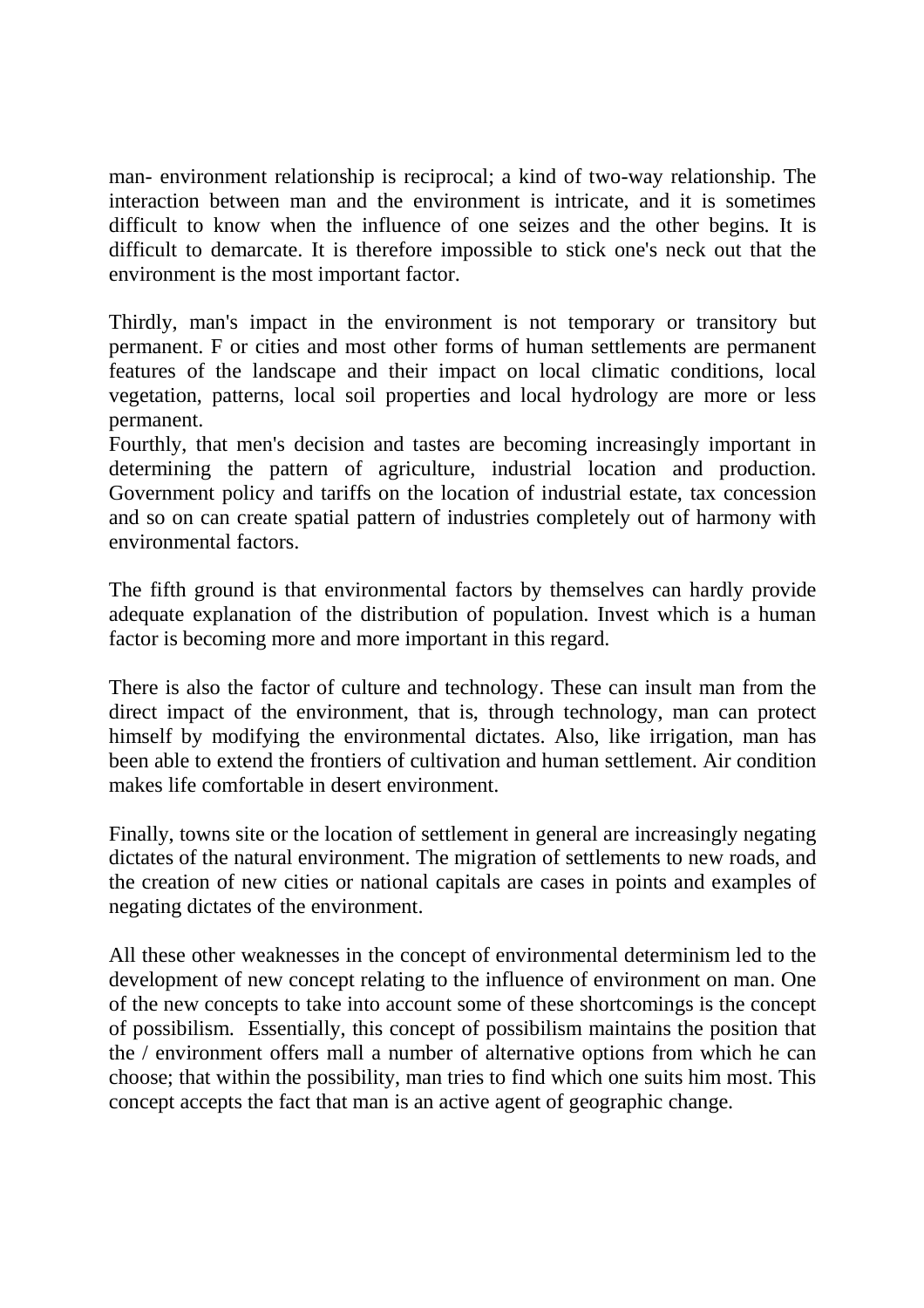man- environment relationship is reciprocal; a kind of two-way relationship. The interaction between man and the environment is intricate, and it is sometimes difficult to know when the influence of one seizes and the other begins. It is difficult to demarcate. It is therefore impossible to stick one's neck out that the environment is the most important factor.

Thirdly, man's impact in the environment is not temporary or transitory but permanent. F or cities and most other forms of human settlements are permanent features of the landscape and their impact on local climatic conditions, local vegetation, patterns, local soil properties and local hydrology are more or less permanent.

Fourthly, that men's decision and tastes are becoming increasingly important in determining the pattern of agriculture, industrial location and production. Government policy and tariffs on the location of industrial estate, tax concession and so on can create spatial pattern of industries completely out of harmony with environmental factors.

The fifth ground is that environmental factors by themselves can hardly provide adequate explanation of the distribution of population. Invest which is a human factor is becoming more and more important in this regard.

There is also the factor of culture and technology. These can insult man from the direct impact of the environment, that is, through technology, man can protect himself by modifying the environmental dictates. Also, like irrigation, man has been able to extend the frontiers of cultivation and human settlement. Air condition makes life comfortable in desert environment.

Finally, towns site or the location of settlement in general are increasingly negating dictates of the natural environment. The migration of settlements to new roads, and the creation of new cities or national capitals are cases in points and examples of negating dictates of the environment.

All these other weaknesses in the concept of environmental determinism led to the development of new concept relating to the influence of environment on man. One of the new concepts to take into account some of these shortcomings is the concept of possibilism. Essentially, this concept of possibilism maintains the position that the / environment offers mall a number of alternative options from which he can choose; that within the possibility, man tries to find which one suits him most. This concept accepts the fact that man is an active agent of geographic change.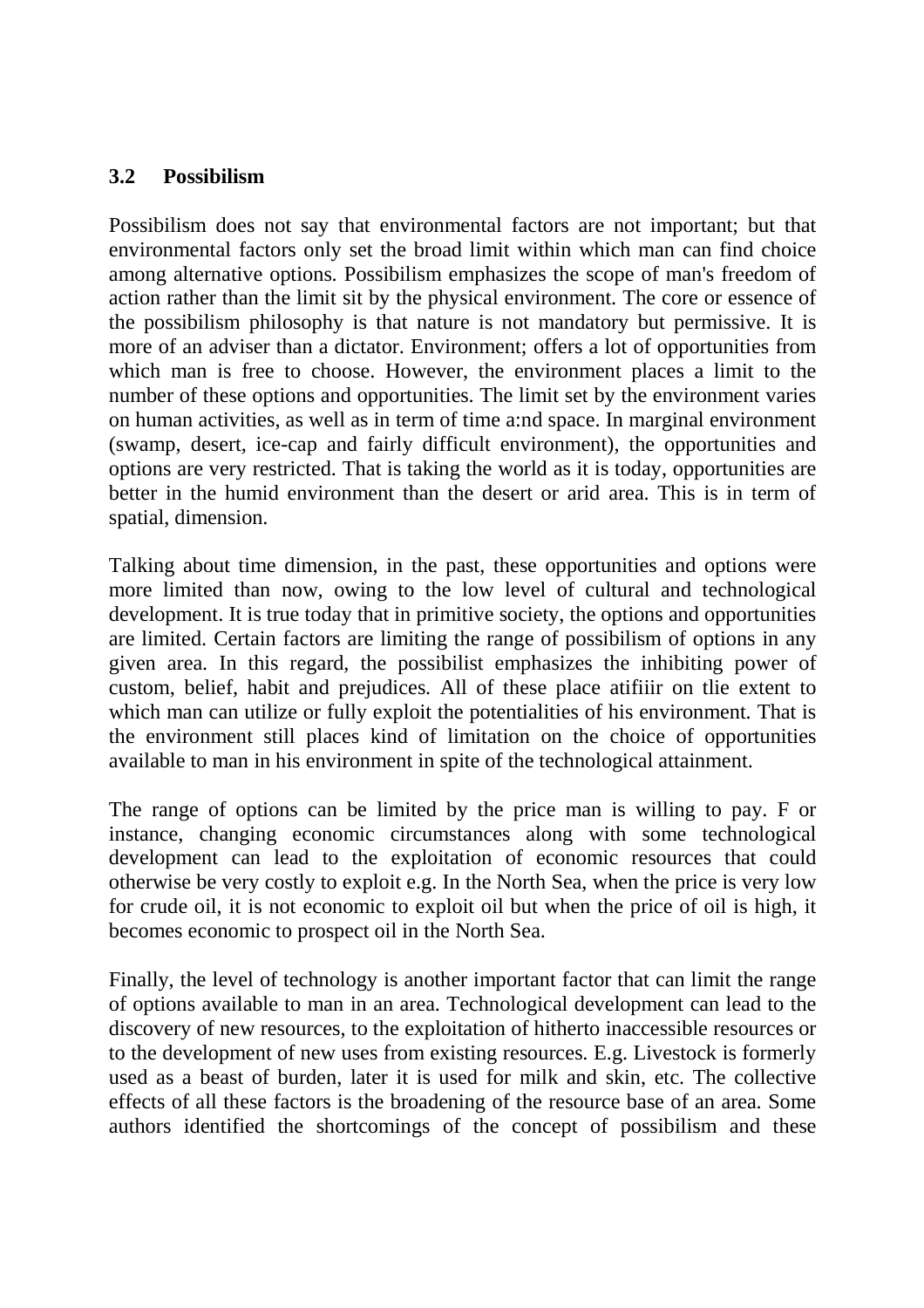### 3.2 Possibilism

Possibilism does not say that environmental factors are not important; but that environmental factors only set the broad limit within which man can find choice among alternative options. Possibilism emphasizes the scope of man's freedom of action rather than the limit sit by the physical environment. The core or essence of the possibilism philosophy is that nature is not mandatory but permissive. It is more of an adviser than a dictator. Environment; offers a lot of opportunities from which man is free to choose. However, the environment places a limit to the number of these options and opportunities. The limit set by the environment varies on human activities, as well as in term of time a:nd space. In marginal environment (swamp, desert, ice-cap and fairly difficult environment), the opportunities and options are very restricted. That is taking the world as it is today, opportunities are better in the humid environment than the desert or arid area. This is in term of spatial, dimension.

Talking about time dimension, in the past, these opportunities and options were more limited than now, owing to the low level of cultural and technological development. It is true today that in primitive society, the options and opportunities are limited. Certain factors are limiting the range of possibilism of options in any given area. In this regard, the possibilist emphasizes the inhibiting power of custom, belief, habit and prejudices. All of these place atifiiir on tlie extent to which man can utilize or fully exploit the potentialities of his environment. That is the environment still places kind of limitation on the choice of opportunities available to man in his environment in spite of the technological attainment.

The range of options can be limited by the price man is willing to pay. F or instance, changing economic circumstances along with some technological development can lead to the exploitation of economic resources that could otherwise be very costly to exploit e.g. In the North Sea, when the price is very low for crude oil, it is not economic to exploit oil but when the price of oil is high, it becomes economic to prospect oil in the North Sea.

Finally, the level of technology is another important factor that can limit the range of options available to man in an area. Technological development can lead to the discovery of new resources, to the exploitation of hitherto inaccessible resources or to the development of new uses from existing resources. E.g. Livestock is formerly used as a beast of burden, later it is used for milk and skin, etc. The collective effects of all these factors is the broadening of the resource base of an area. Some authors identified the shortcomings of the concept of possibilism and these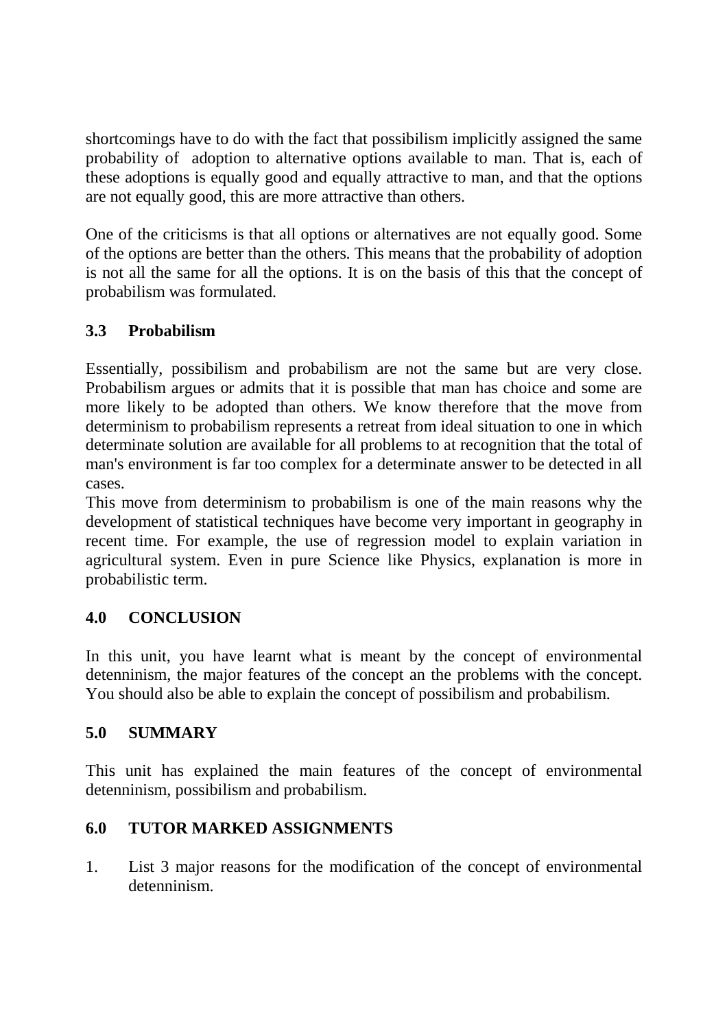shortcomings have to do with the fact that possibilism implicitly assigned the same probability of adoption to alternative options available to man. That is, each of these adoptions is equally good and equally attractive to man, and that the options are not equally good, this are more attractive than others.

One of the criticisms is that all options or alternatives are not equally good. Some of the options are better than the others. This means that the probability of adoption is not all the same for all the options. It is on the basis of this that the concept of probabilism was formulated.

### 3.3 Probabilism

Essentially, possibilism and probabilism are not the same but are very close. Probabilism argues or admits that it is possible that man has choice and some are more likely to be adopted than others. We know therefore that the move from determinism to probabilism represents a retreat from ideal situation to one in which determinate solution are available for all problems to at recognition that the total of man's environment is far too complex for a determinate answer to be detected in all cases.

This move from determinism to probabilism is one of the main reasons why the development of statistical techniques have become very important in geography in recent time. For example, the use of regression model to explain variation in agricultural system. Even in pure Science like Physics, explanation is more in probabilistic term.

## 4.0 CONCLUSION

In this unit, you have learnt what is meant by the concept of environmental detenninism, the major features of the concept an the problems with the concept. You should also be able to explain the concept of possibilism and probabilism.

## 5.0 SUMMARY

This unit has explained the main features of the concept of environmental detenninism, possibilism and probabilism.

## 6.0 TUTOR MARKED ASSIGNMENTS

1. List 3 major reasons for the modification of the concept of environmental detenninism.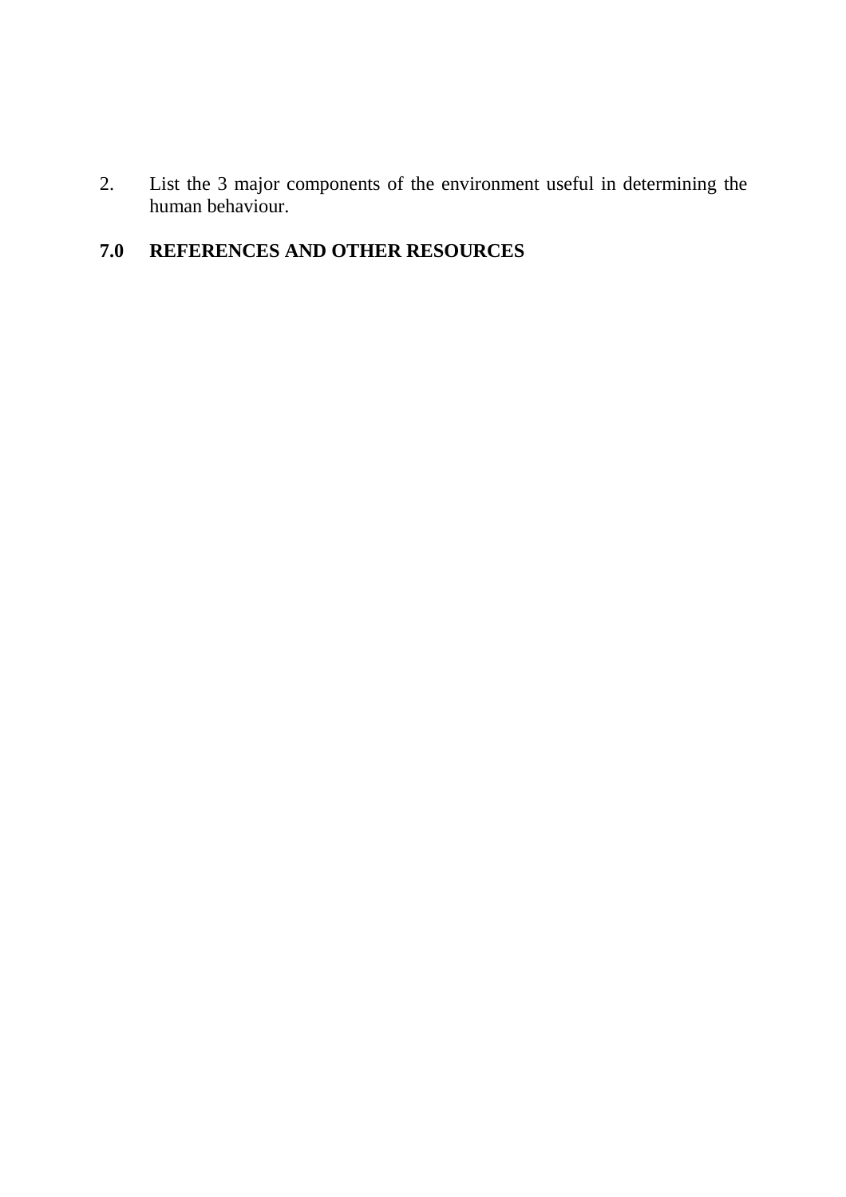2. List the 3 major components of the environment useful in determining the human behaviour.

## 7.0 REFERENCES AND OTHER RESOURCES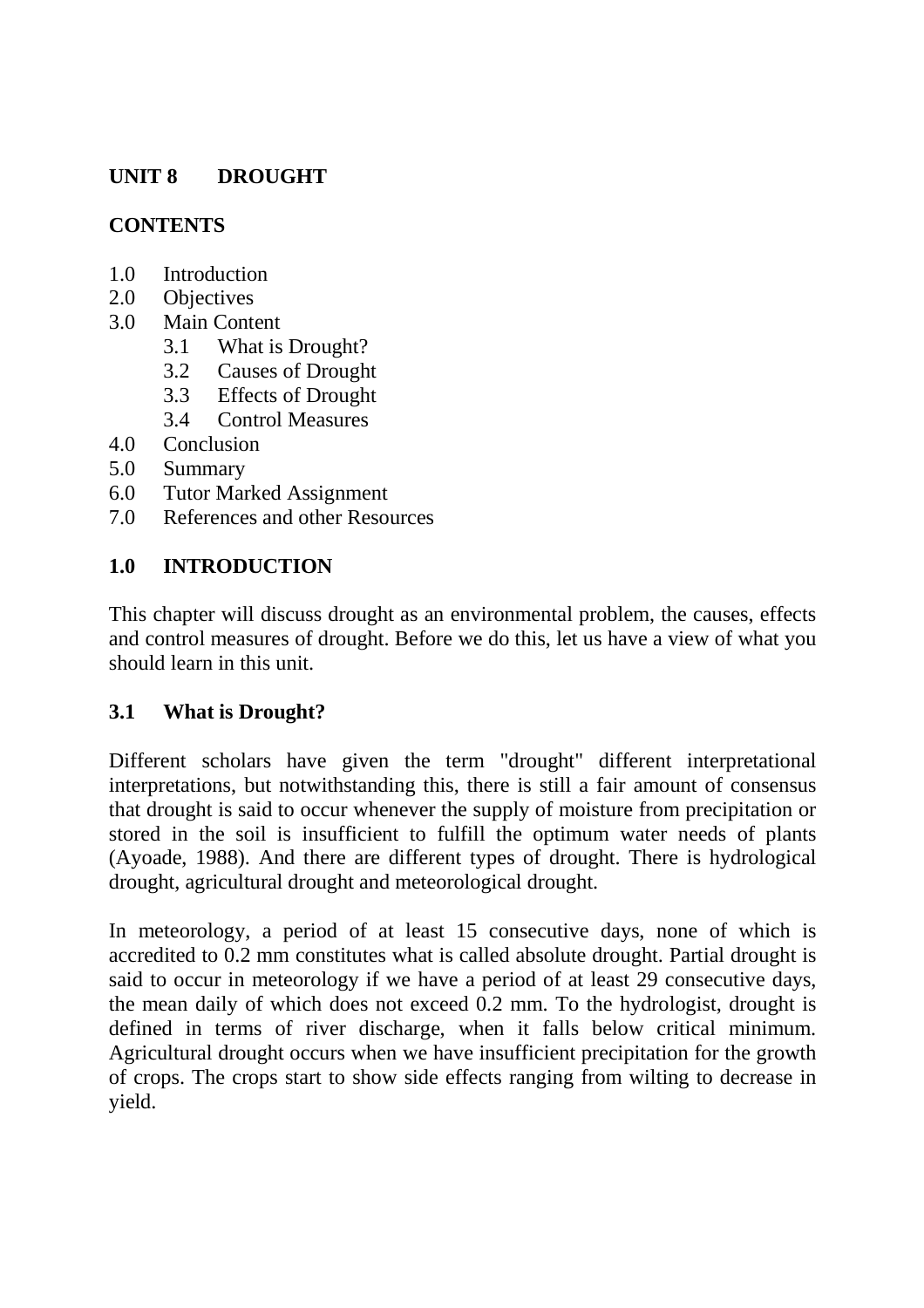## UNIT 8 DROUGHT

**CONTENTS**

1.0 Introduction
2.0 Objectives
3.0 Main Content
  3.1 What is Drought?
  3.2 Causes of Drought
  3.3 Effects of Drought
  3.4 Control Measures
4.0 Conclusion
5.0 Summary
6.0 Tutor Marked Assignment
7.0 References and other Resources

### 1.0 INTRODUCTION

This chapter will discuss drought as an environmental problem, the causes, effects and control measures of drought. Before we do this, let us have a view of what you should learn in this unit.

### 3.1 What is Drought?

Different scholars have given the term "drought" different interpretational interpretations, but notwithstanding this, there is still a fair amount of consensus that drought is said to occur whenever the supply of moisture from precipitation or stored in the soil is insufficient to fulfill the optimum water needs of plants (Ayoade, 1988). And there are different types of drought. There is hydrological drought, agricultural drought and meteorological drought.

In meteorology, a period of at least 15 consecutive days, none of which is accredited to 0.2 mm constitutes what is called absolute drought. Partial drought is said to occur in meteorology if we have a period of at least 29 consecutive days, the mean daily of which does not exceed 0.2 mm. To the hydrologist, drought is defined in terms of river discharge, when it falls below critical minimum. Agricultural drought occurs when we have insufficient precipitation for the growth of crops. The crops start to show side effects ranging from wilting to decrease in yield.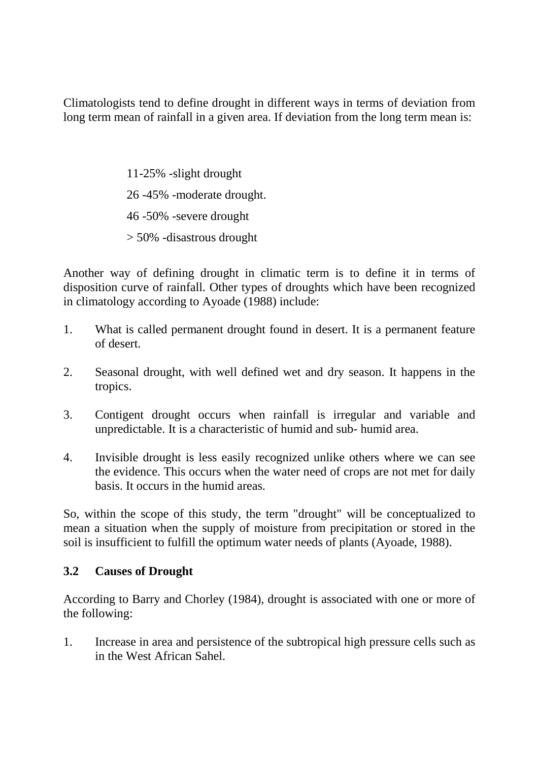Climatologists tend to define drought in different ways in terms of deviation from long term mean of rainfall in a given area. If deviation from the long term mean is:

11-25% -slight drought

26 -45% -moderate drought.

46 -50% -severe drought

> 50% -disastrous drought

Another way of defining drought in climatic term is to define it in terms of disposition curve of rainfall. Other types of droughts which have been recognized in climatology according to Ayoade (1988) include:

1. What is called permanent drought found in desert. It is a permanent feature of desert.
2. Seasonal drought, with well defined wet and dry season. It happens in the tropics.
3. Contigent drought occurs when rainfall is irregular and variable and unpredictable. It is a characteristic of humid and sub- humid area.
4. Invisible drought is less easily recognized unlike others where we can see the evidence. This occurs when the water need of crops are not met for daily basis. It occurs in the humid areas.

So, within the scope of this study, the term "drought" will be conceptualized to mean a situation when the supply of moisture from precipitation or stored in the soil is insufficient to fulfill the optimum water needs of plants (Ayoade, 1988).

### 3.2 Causes of Drought

According to Barry and Chorley (1984), drought is associated with one or more of the following:

1. Increase in area and persistence of the subtropical high pressure cells such as in the West African Sahel.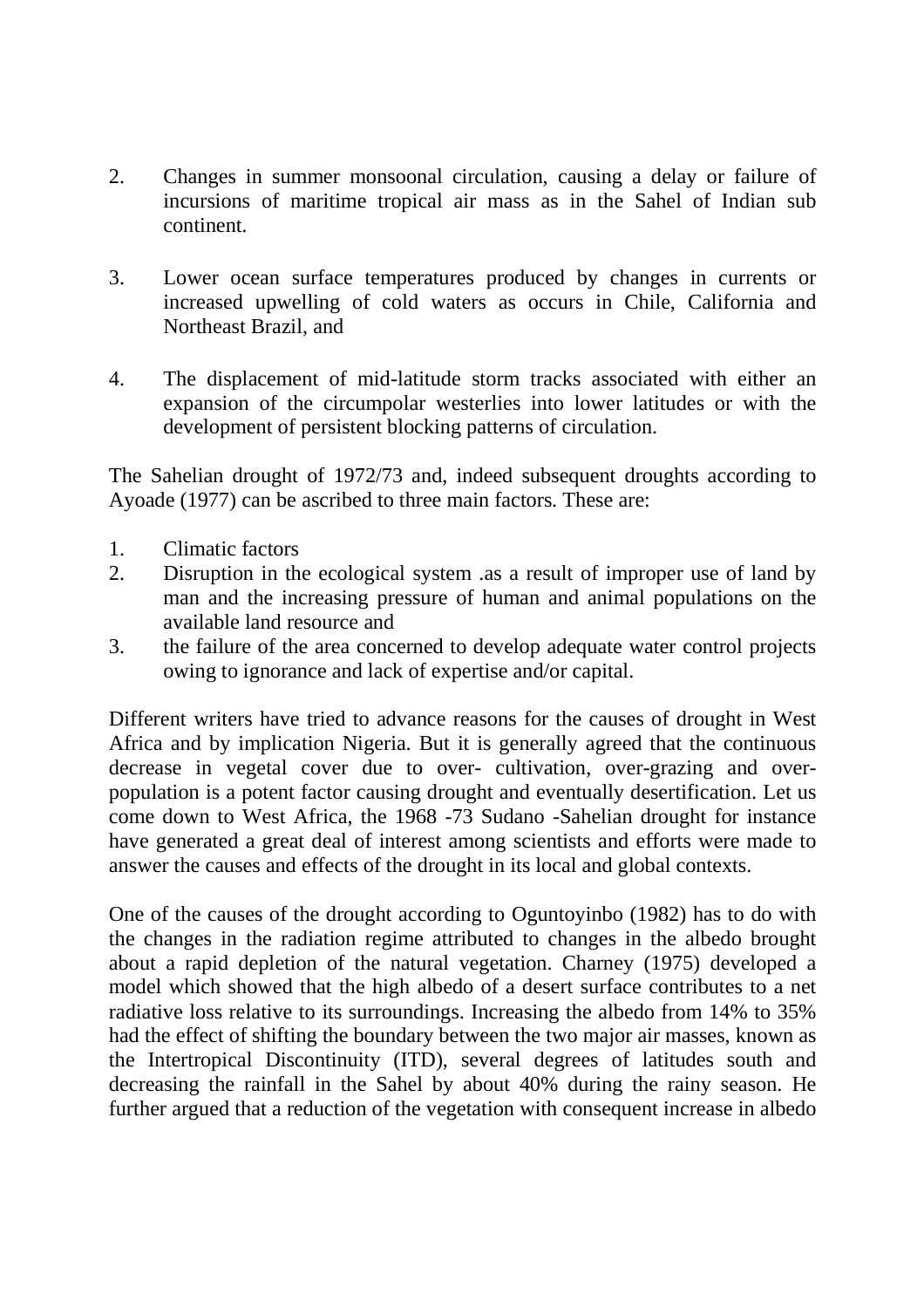2. Changes in summer monsoonal circulation, causing a delay or failure of incursions of maritime tropical air mass as in the Sahel of Indian sub continent.

3. Lower ocean surface temperatures produced by changes in currents or increased upwelling of cold waters as occurs in Chile, California and Northeast Brazil, and

4. The displacement of mid-latitude storm tracks associated with either an expansion of the circumpolar westerlies into lower latitudes or with the development of persistent blocking patterns of circulation.

The Sahelian drought of 1972/73 and, indeed subsequent droughts according to Ayoade (1977) can be ascribed to three main factors. These are:

1. Climatic factors
2. Disruption in the ecological system .as a result of improper use of land by man and the increasing pressure of human and animal populations on the available land resource and
3. the failure of the area concerned to develop adequate water control projects owing to ignorance and lack of expertise and/or capital.

Different writers have tried to advance reasons for the causes of drought in West Africa and by implication Nigeria. But it is generally agreed that the continuous decrease in vegetal cover due to over- cultivation, over-grazing and over-population is a potent factor causing drought and eventually desertification. Let us come down to West Africa, the 1968 -73 Sudano -Sahelian drought for instance have generated a great deal of interest among scientists and efforts were made to answer the causes and effects of the drought in its local and global contexts.

One of the causes of the drought according to Oguntoyinbo (1982) has to do with the changes in the radiation regime attributed to changes in the albedo brought about a rapid depletion of the natural vegetation. Charney (1975) developed a model which showed that the high albedo of a desert surface contributes to a net radiative loss relative to its surroundings. Increasing the albedo from 14% to 35% had the effect of shifting the boundary between the two major air masses, known as the Intertropical Discontinuity (ITD), several degrees of latitudes south and decreasing the rainfall in the Sahel by about 40% during the rainy season. He further argued that a reduction of the vegetation with consequent increase in albedo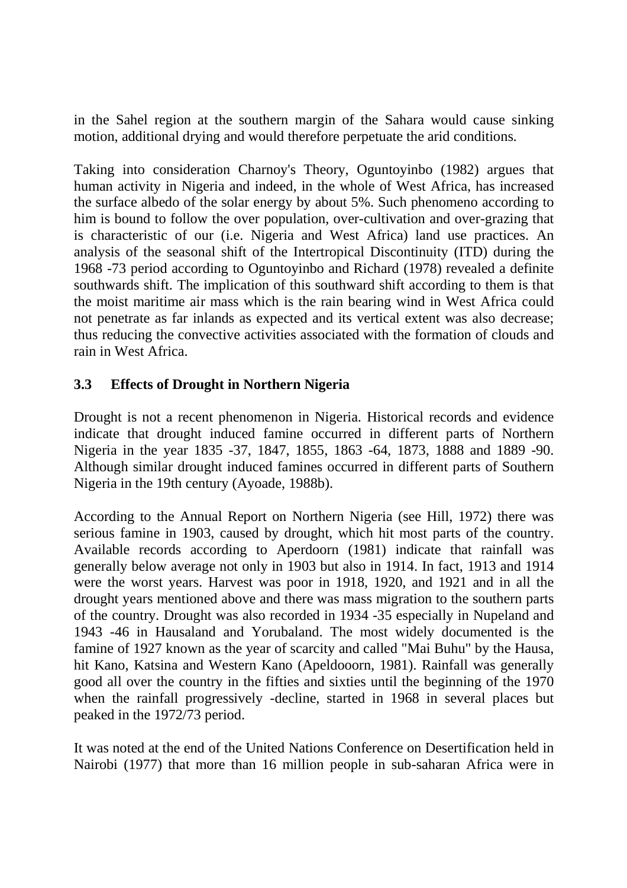in the Sahel region at the southern margin of the Sahara would cause sinking motion, additional drying and would therefore perpetuate the arid conditions.

Taking into consideration Charnoy's Theory, Oguntoyinbo (1982) argues that human activity in Nigeria and indeed, in the whole of West Africa, has increased the surface albedo of the solar energy by about 5%. Such phenomeno according to him is bound to follow the over population, over-cultivation and over-grazing that is characteristic of our (i.e. Nigeria and West Africa) land use practices. An analysis of the seasonal shift of the Intertropical Discontinuity (ITD) during the 1968 -73 period according to Oguntoyinbo and Richard (1978) revealed a definite southwards shift. The implication of this southward shift according to them is that the moist maritime air mass which is the rain bearing wind in West Africa could not penetrate as far inlands as expected and its vertical extent was also decrease; thus reducing the convective activities associated with the formation of clouds and rain in West Africa.

### 3.3 Effects of Drought in Northern Nigeria

Drought is not a recent phenomenon in Nigeria. Historical records and evidence indicate that drought induced famine occurred in different parts of Northern Nigeria in the year 1835 -37, 1847, 1855, 1863 -64, 1873, 1888 and 1889 -90. Although similar drought induced famines occurred in different parts of Southern Nigeria in the 19th century (Ayoade, 1988b).

According to the Annual Report on Northern Nigeria (see Hill, 1972) there was serious famine in 1903, caused by drought, which hit most parts of the country. Available records according to Aperdoorn (1981) indicate that rainfall was generally below average not only in 1903 but also in 1914. In fact, 1913 and 1914 were the worst years. Harvest was poor in 1918, 1920, and 1921 and in all the drought years mentioned above and there was mass migration to the southern parts of the country. Drought was also recorded in 1934 -35 especially in Nupeland and 1943 -46 in Hausaland and Yorubaland. The most widely documented is the famine of 1927 known as the year of scarcity and called "Mai Buhu" by the Hausa, hit Kano, Katsina and Western Kano (Apeldooorn, 1981). Rainfall was generally good all over the country in the fifties and sixties until the beginning of the 1970 when the rainfall progressively -decline, started in 1968 in several places but peaked in the 1972/73 period.

It was noted at the end of the United Nations Conference on Desertification held in Nairobi (1977) that more than 16 million people in sub-saharan Africa were in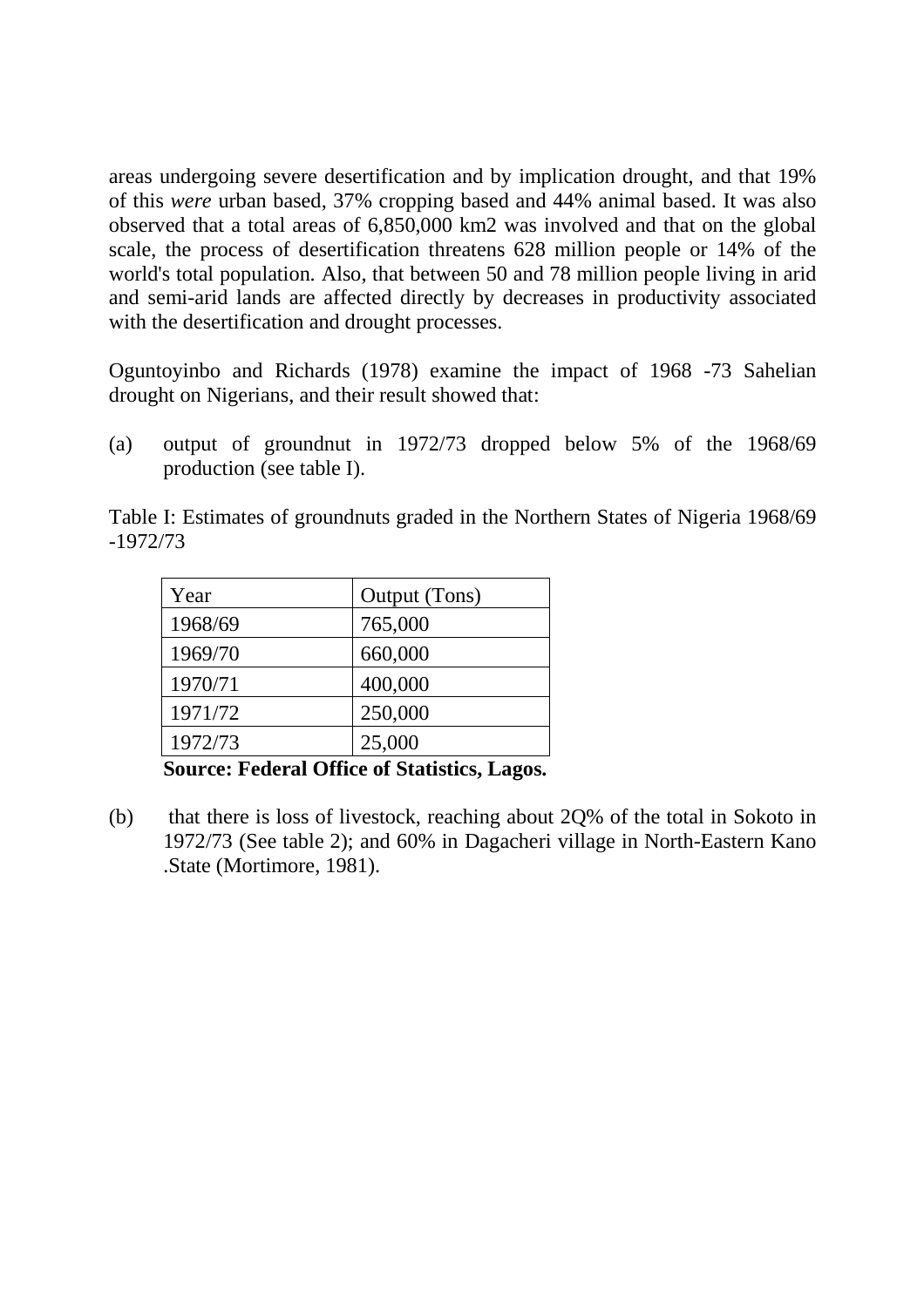areas undergoing severe desertification and by implication drought, and that 19% of this *were* urban based, 37% cropping based and 44% animal based. It was also observed that a total areas of 6,850,000 km2 was involved and that on the global scale, the process of desertification threatens 628 million people or 14% of the world's total population. Also, that between 50 and 78 million people living in arid and semi-arid lands are affected directly by decreases in productivity associated with the desertification and drought processes.

Oguntoyinbo and Richards (1978) examine the impact of 1968 -73 Sahelian drought on Nigerians, and their result showed that:

(a) output of groundnut in 1972/73 dropped below 5% of the 1968/69 production (see table I).

Table I: Estimates of groundnuts graded in the Northern States of Nigeria 1968/69 -1972/73

| Year | Output (Tons) |
|---|---|
| 1968/69 | 765,000 |
| 1969/70 | 660,000 |
| 1970/71 | 400,000 |
| 1971/72 | 250,000 |
| 1972/73 | 25,000 |

**Source: Federal Office of Statistics, Lagos.**

(b) that there is loss of livestock, reaching about 2Q% of the total in Sokoto in 1972/73 (See table 2); and 60% in Dagacheri village in North-Eastern Kano .State (Mortimore, 1981).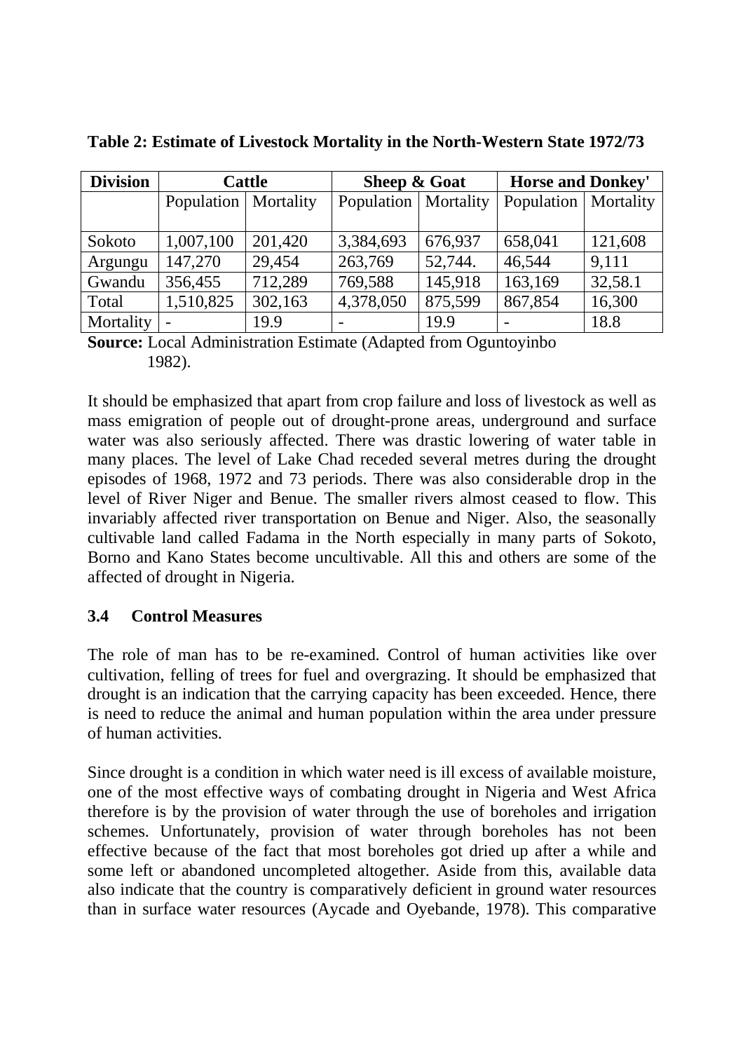**Table 2: Estimate of Livestock Mortality in the North-Western State 1972/73**

| Division | Cattle | | Sheep & Goat | | Horse and Donkey' | |
|---|---|---|---|---|---|---|
| | Population | Mortality | Population | Mortality | Population | Mortality |
| Sokoto | 1,007,100 | 201,420 | 3,384,693 | 676,937 | 658,041 | 121,608 |
| Argungu | 147,270 | 29,454 | 263,769 | 52,744. | 46,544 | 9,111 |
| Gwandu | 356,455 | 712,289 | 769,588 | 145,918 | 163,169 | 32,58.1 |
| Total | 1,510,825 | 302,163 | 4,378,050 | 875,599 | 867,854 | 16,300 |
| Mortality | - | 19.9 | - | 19.9 | - | 18.8 |

**Source:** Local Administration Estimate (Adapted from Oguntoyinbo 1982).

It should be emphasized that apart from crop failure and loss of livestock as well as mass emigration of people out of drought-prone areas, underground and surface water was also seriously affected. There was drastic lowering of water table in many places. The level of Lake Chad receded several metres during the drought episodes of 1968, 1972 and 73 periods. There was also considerable drop in the level of River Niger and Benue. The smaller rivers almost ceased to flow. This invariably affected river transportation on Benue and Niger. Also, the seasonally cultivable land called Fadama in the North especially in many parts of Sokoto, Borno and Kano States become uncultivable. All this and others are some of the affected of drought in Nigeria.

### 3.4 Control Measures

The role of man has to be re-examined. Control of human activities like over cultivation, felling of trees for fuel and overgrazing. It should be emphasized that drought is an indication that the carrying capacity has been exceeded. Hence, there is need to reduce the animal and human population within the area under pressure of human activities.

Since drought is a condition in which water need is ill excess of available moisture, one of the most effective ways of combating drought in Nigeria and West Africa therefore is by the provision of water through the use of boreholes and irrigation schemes. Unfortunately, provision of water through boreholes has not been effective because of the fact that most boreholes got dried up after a while and some left or abandoned uncompleted altogether. Aside from this, available data also indicate that the country is comparatively deficient in ground water resources than in surface water resources (Aycade and Oyebande, 1978). This comparative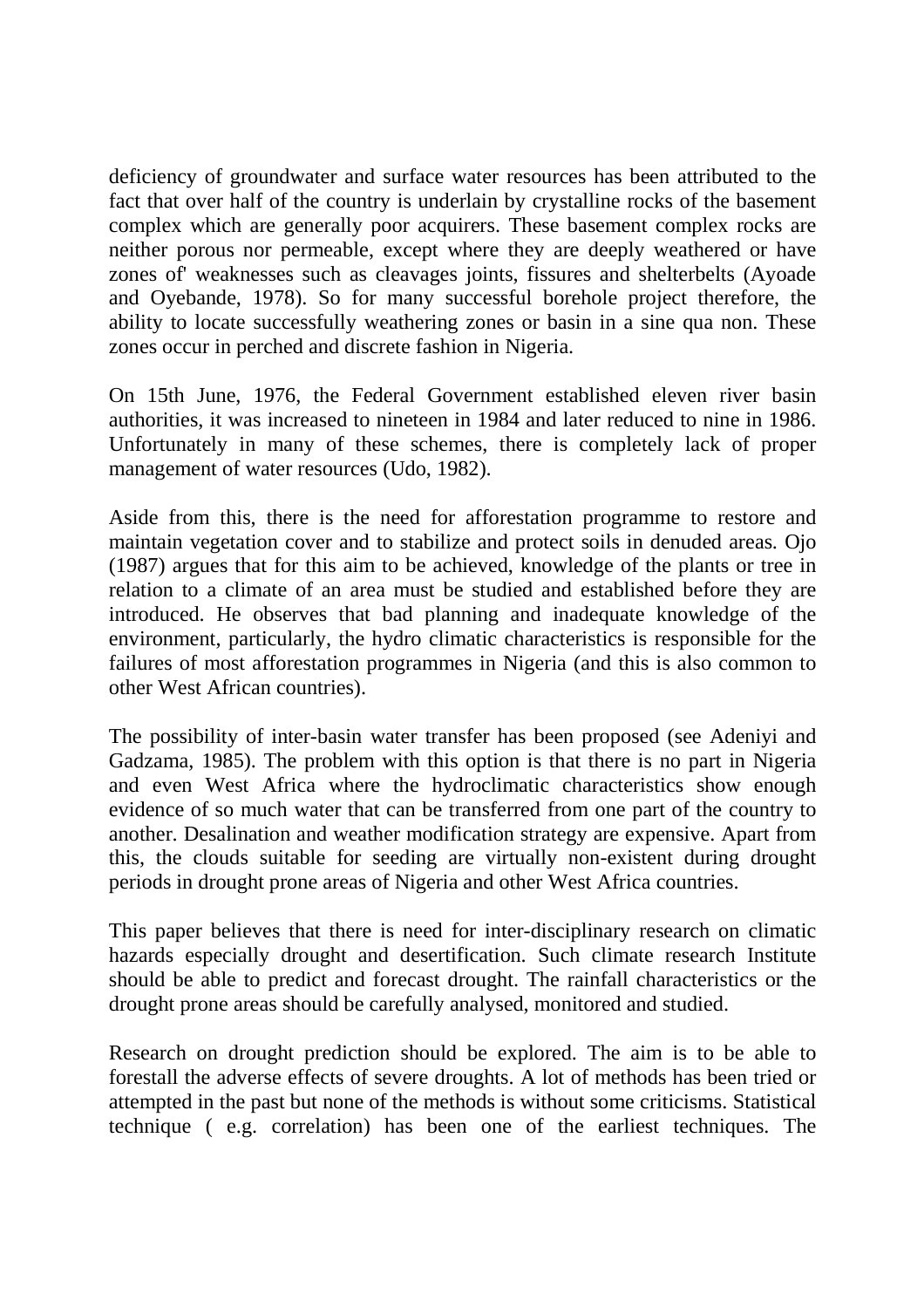deficiency of groundwater and surface water resources has been attributed to the fact that over half of the country is underlain by crystalline rocks of the basement complex which are generally poor acquirers. These basement complex rocks are neither porous nor permeable, except where they are deeply weathered or have zones of' weaknesses such as cleavages joints, fissures and shelterbelts (Ayoade and Oyebande, 1978). So for many successful borehole project therefore, the ability to locate successfully weathering zones or basin in a sine qua non. These zones occur in perched and discrete fashion in Nigeria.

On 15th June, 1976, the Federal Government established eleven river basin authorities, it was increased to nineteen in 1984 and later reduced to nine in 1986. Unfortunately in many of these schemes, there is completely lack of proper management of water resources (Udo, 1982).

Aside from this, there is the need for afforestation programme to restore and maintain vegetation cover and to stabilize and protect soils in denuded areas. Ojo (1987) argues that for this aim to be achieved, knowledge of the plants or tree in relation to a climate of an area must be studied and established before they are introduced. He observes that bad planning and inadequate knowledge of the environment, particularly, the hydro climatic characteristics is responsible for the failures of most afforestation programmes in Nigeria (and this is also common to other West African countries).

The possibility of inter-basin water transfer has been proposed (see Adeniyi and Gadzama, 1985). The problem with this option is that there is no part in Nigeria and even West Africa where the hydroclimatic characteristics show enough evidence of so much water that can be transferred from one part of the country to another. Desalination and weather modification strategy are expensive. Apart from this, the clouds suitable for seeding are virtually non-existent during drought periods in drought prone areas of Nigeria and other West Africa countries.

This paper believes that there is need for inter-disciplinary research on climatic hazards especially drought and desertification. Such climate research Institute should be able to predict and forecast drought. The rainfall characteristics or the drought prone areas should be carefully analysed, monitored and studied.

Research on drought prediction should be explored. The aim is to be able to forestall the adverse effects of severe droughts. A lot of methods has been tried or attempted in the past but none of the methods is without some criticisms. Statistical technique ( e.g. correlation) has been one of the earliest techniques. The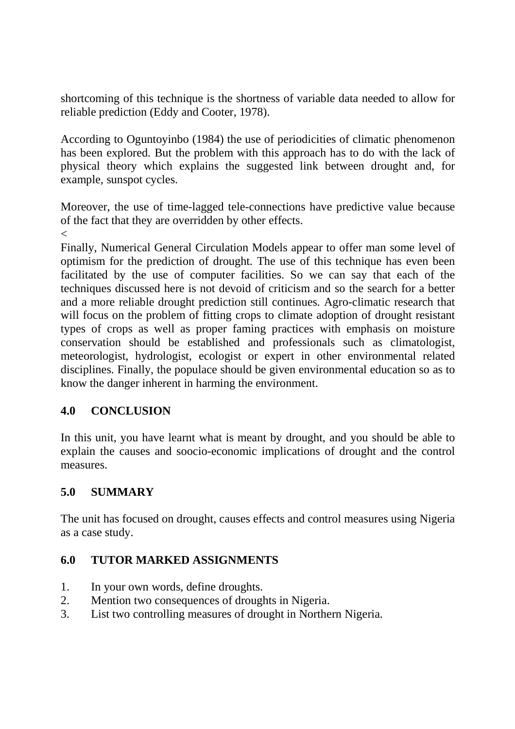shortcoming of this technique is the shortness of variable data needed to allow for reliable prediction (Eddy and Cooter, 1978).

According to Oguntoyinbo (1984) the use of periodicities of climatic phenomenon has been explored. But the problem with this approach has to do with the lack of physical theory which explains the suggested link between drought and, for example, sunspot cycles.

Moreover, the use of time-lagged tele-connections have predictive value because of the fact that they are overridden by other effects.
<
Finally, Numerical General Circulation Models appear to offer man some level of optimism for the prediction of drought. The use of this technique has even been facilitated by the use of computer facilities. So we can say that each of the techniques discussed here is not devoid of criticism and so the search for a better and a more reliable drought prediction still continues. Agro-climatic research that will focus on the problem of fitting crops to climate adoption of drought resistant types of crops as well as proper faming practices with emphasis on moisture conservation should be established and professionals such as climatologist, meteorologist, hydrologist, ecologist or expert in other environmental related disciplines. Finally, the populace should be given environmental education so as to know the danger inherent in harming the environment.

## 4.0 CONCLUSION

In this unit, you have learnt what is meant by drought, and you should be able to explain the causes and soocio-economic implications of drought and the control measures.

## 5.0 SUMMARY

The unit has focused on drought, causes effects and control measures using Nigeria as a case study.

## 6.0 TUTOR MARKED ASSIGNMENTS

1. In your own words, define droughts.
2. Mention two consequences of droughts in Nigeria.
3. List two controlling measures of drought in Northern Nigeria.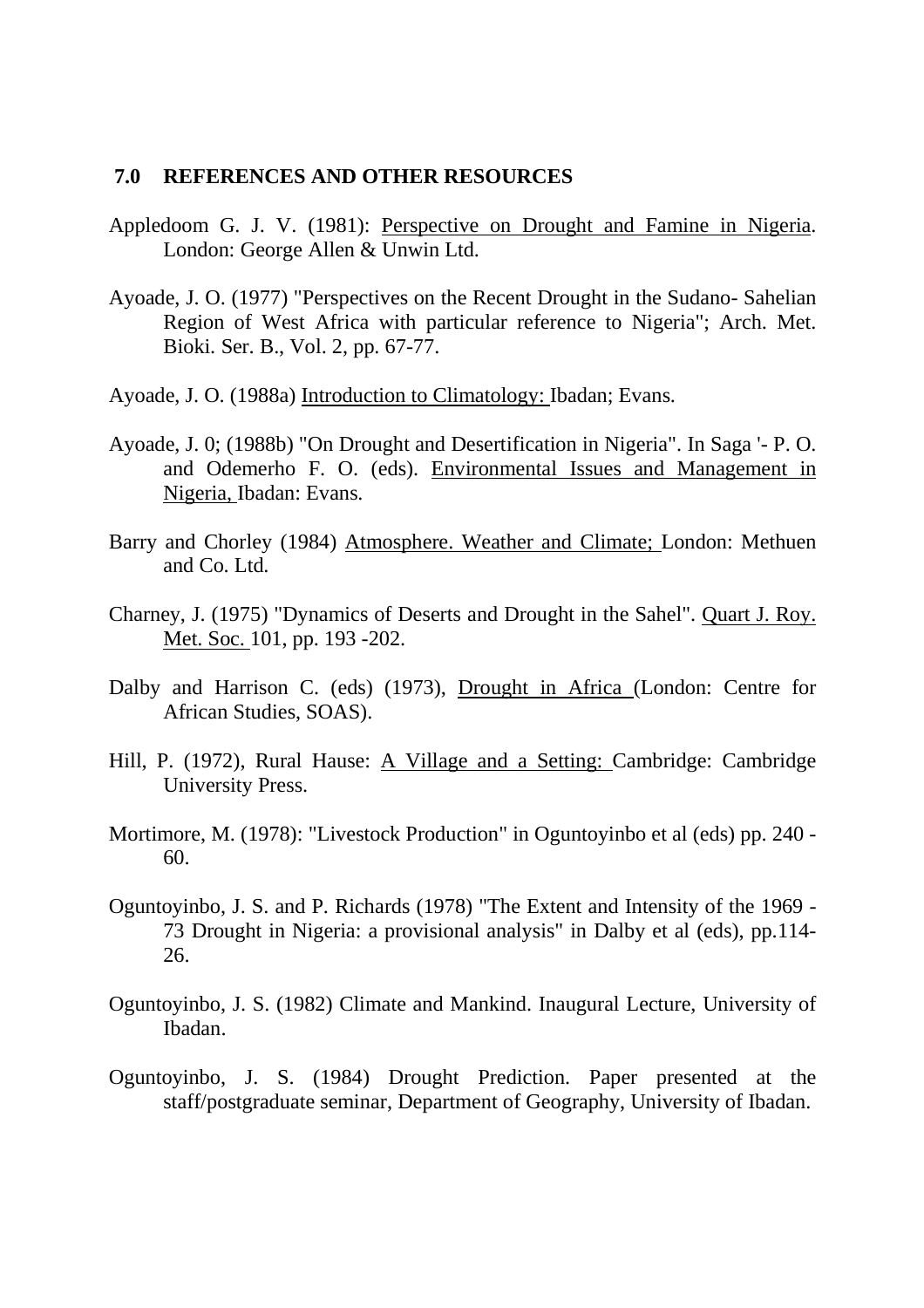## 7.0 REFERENCES AND OTHER RESOURCES

Appledoom G. J. V. (1981): Perspective on Drought and Famine in Nigeria. London: George Allen & Unwin Ltd.

Ayoade, J. O. (1977) "Perspectives on the Recent Drought in the Sudano- Sahelian Region of West Africa with particular reference to Nigeria"; Arch. Met. Bioki. Ser. B., Vol. 2, pp. 67-77.

Ayoade, J. O. (1988a) Introduction to Climatology: Ibadan; Evans.

Ayoade, J. 0; (1988b) "On Drought and Desertification in Nigeria". In Saga '- P. O. and Odemerho F. O. (eds). Environmental Issues and Management in Nigeria, Ibadan: Evans.

Barry and Chorley (1984) Atmosphere. Weather and Climate; London: Methuen and Co. Ltd.

Charney, J. (1975) "Dynamics of Deserts and Drought in the Sahel". Quart J. Roy. Met. Soc. 101, pp. 193 -202.

Dalby and Harrison C. (eds) (1973), Drought in Africa (London: Centre for African Studies, SOAS).

Hill, P. (1972), Rural Hause: A Village and a Setting: Cambridge: Cambridge University Press.

Mortimore, M. (1978): "Livestock Production" in Oguntoyinbo et al (eds) pp. 240 - 60.

Oguntoyinbo, J. S. and P. Richards (1978) "The Extent and Intensity of the 1969 - 73 Drought in Nigeria: a provisional analysis" in Dalby et al (eds), pp.114-26.

Oguntoyinbo, J. S. (1982) Climate and Mankind. Inaugural Lecture, University of Ibadan.

Oguntoyinbo, J. S. (1984) Drought Prediction. Paper presented at the staff/postgraduate seminar, Department of Geography, University of Ibadan.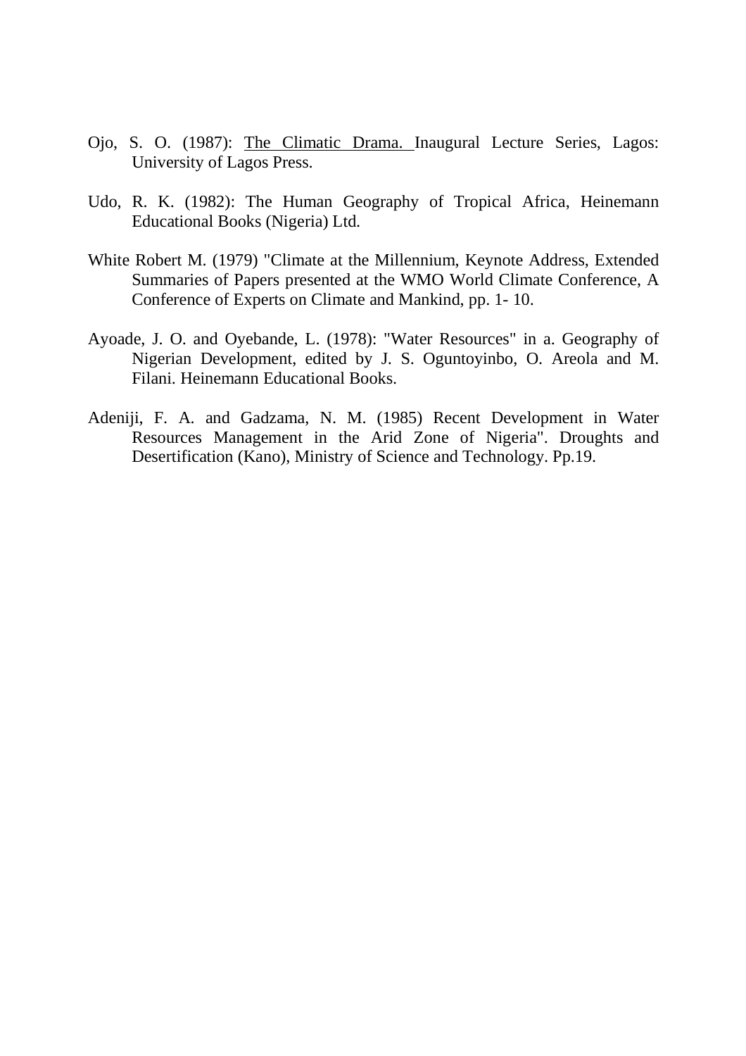Ojo, S. O. (1987): The Climatic Drama. Inaugural Lecture Series, Lagos: University of Lagos Press.

Udo, R. K. (1982): The Human Geography of Tropical Africa, Heinemann Educational Books (Nigeria) Ltd.

White Robert M. (1979) "Climate at the Millennium, Keynote Address, Extended Summaries of Papers presented at the WMO World Climate Conference, A Conference of Experts on Climate and Mankind, pp. 1- 10.

Ayoade, J. O. and Oyebande, L. (1978): "Water Resources" in a. Geography of Nigerian Development, edited by J. S. Oguntoyinbo, O. Areola and M. Filani. Heinemann Educational Books.

Adeniji, F. A. and Gadzama, N. M. (1985) Recent Development in Water Resources Management in the Arid Zone of Nigeria". Droughts and Desertification (Kano), Ministry of Science and Technology. Pp.19.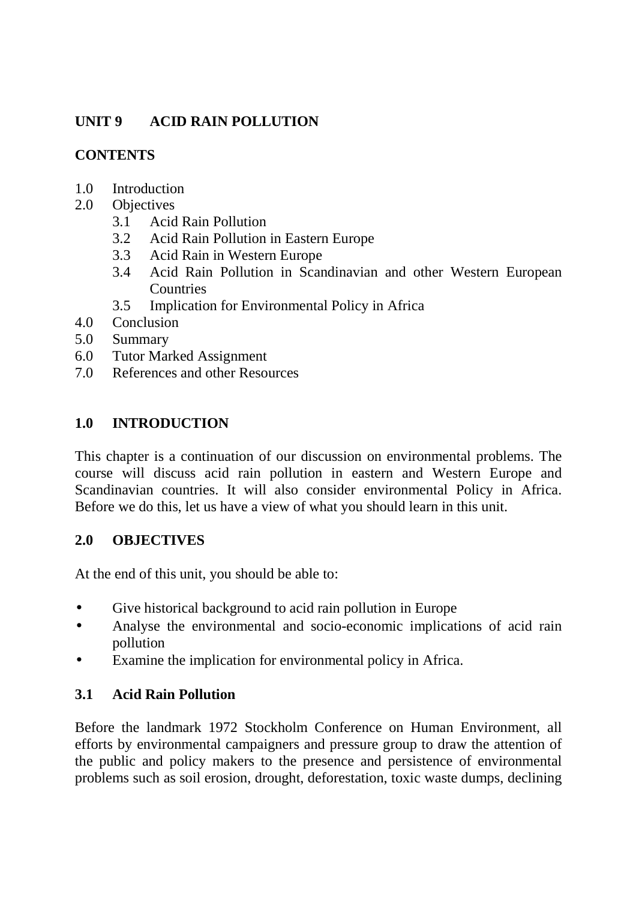## UNIT 9 ACID RAIN POLLUTION

### CONTENTS

1.0 Introduction
2.0 Objectives
  3.1 Acid Rain Pollution
  3.2 Acid Rain Pollution in Eastern Europe
  3.3 Acid Rain in Western Europe
  3.4 Acid Rain Pollution in Scandinavian and other Western European Countries
  3.5 Implication for Environmental Policy in Africa
4.0 Conclusion
5.0 Summary
6.0 Tutor Marked Assignment
7.0 References and other Resources

### 1.0 INTRODUCTION

This chapter is a continuation of our discussion on environmental problems. The course will discuss acid rain pollution in eastern and Western Europe and Scandinavian countries. It will also consider environmental Policy in Africa. Before we do this, let us have a view of what you should learn in this unit.

### 2.0 OBJECTIVES

At the end of this unit, you should be able to:

- Give historical background to acid rain pollution in Europe
- Analyse the environmental and socio-economic implications of acid rain pollution
- Examine the implication for environmental policy in Africa.

### 3.1 Acid Rain Pollution

Before the landmark 1972 Stockholm Conference on Human Environment, all efforts by environmental campaigners and pressure group to draw the attention of the public and policy makers to the presence and persistence of environmental problems such as soil erosion, drought, deforestation, toxic waste dumps, declining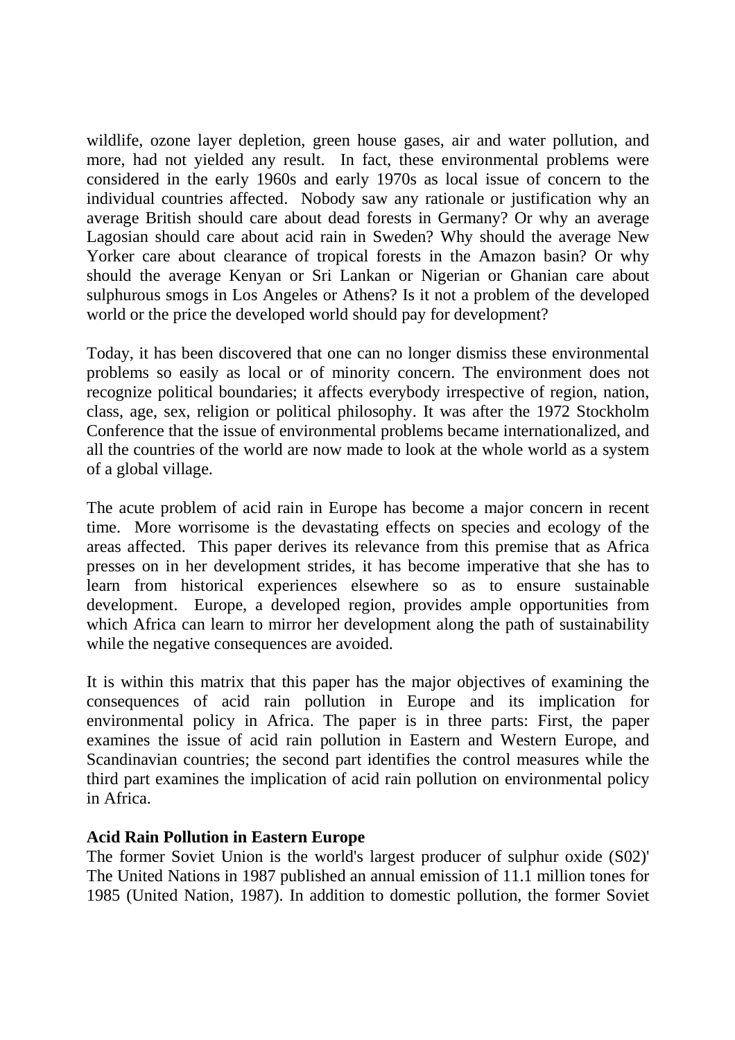wildlife, ozone layer depletion, green house gases, air and water pollution, and more, had not yielded any result. In fact, these environmental problems were considered in the early 1960s and early 1970s as local issue of concern to the individual countries affected. Nobody saw any rationale or justification why an average British should care about dead forests in Germany? Or why an average Lagosian should care about acid rain in Sweden? Why should the average New Yorker care about clearance of tropical forests in the Amazon basin? Or why should the average Kenyan or Sri Lankan or Nigerian or Ghanian care about sulphurous smogs in Los Angeles or Athens? Is it not a problem of the developed world or the price the developed world should pay for development?

Today, it has been discovered that one can no longer dismiss these environmental problems so easily as local or of minority concern. The environment does not recognize political boundaries; it affects everybody irrespective of region, nation, class, age, sex, religion or political philosophy. It was after the 1972 Stockholm Conference that the issue of environmental problems became internationalized, and all the countries of the world are now made to look at the whole world as a system of a global village.

The acute problem of acid rain in Europe has become a major concern in recent time. More worrisome is the devastating effects on species and ecology of the areas affected. This paper derives its relevance from this premise that as Africa presses on in her development strides, it has become imperative that she has to learn from historical experiences elsewhere so as to ensure sustainable development. Europe, a developed region, provides ample opportunities from which Africa can learn to mirror her development along the path of sustainability while the negative consequences are avoided.

It is within this matrix that this paper has the major objectives of examining the consequences of acid rain pollution in Europe and its implication for environmental policy in Africa. The paper is in three parts: First, the paper examines the issue of acid rain pollution in Eastern and Western Europe, and Scandinavian countries; the second part identifies the control measures while the third part examines the implication of acid rain pollution on environmental policy in Africa.

**Acid Rain Pollution in Eastern Europe**

The former Soviet Union is the world's largest producer of sulphur oxide (S02)' The United Nations in 1987 published an annual emission of 11.1 million tones for 1985 (United Nation, 1987). In addition to domestic pollution, the former Soviet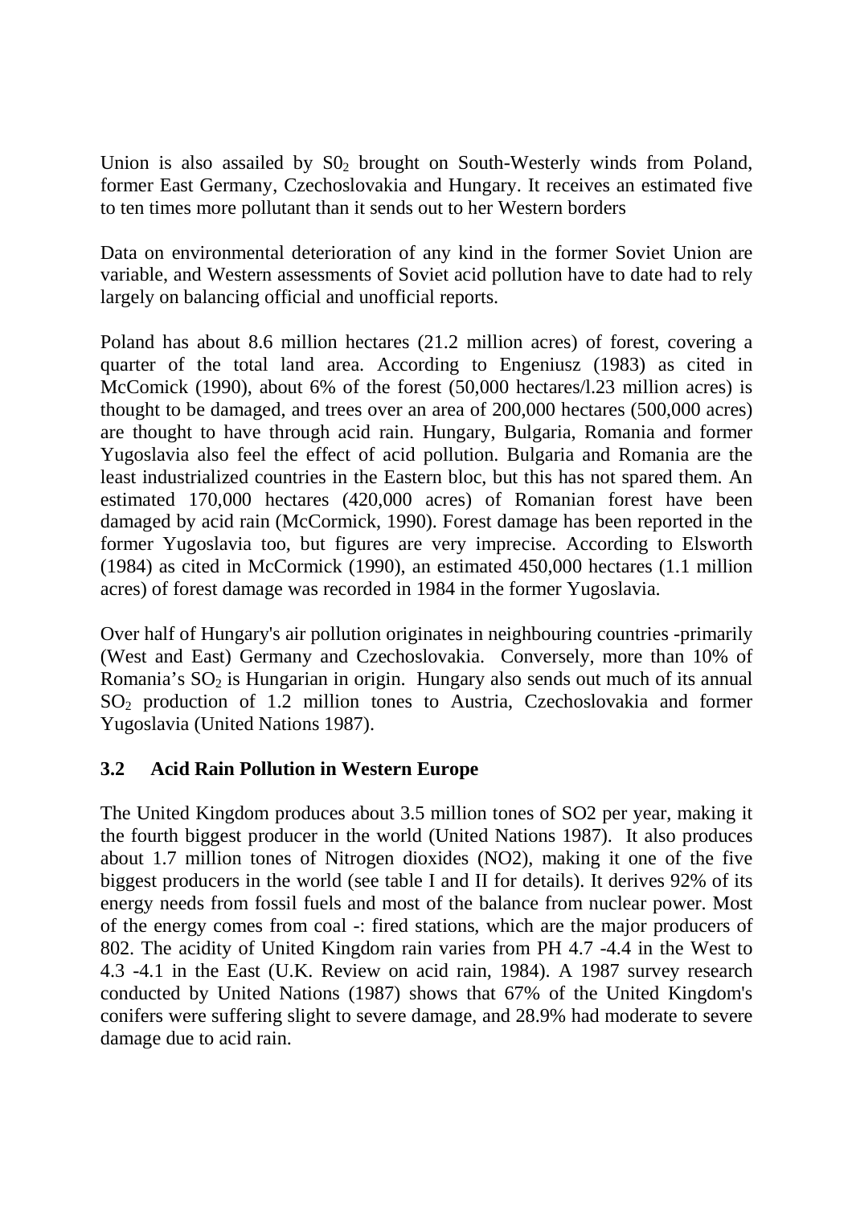Union is also assailed by $S0_2$ brought on South-Westerly winds from Poland, former East Germany, Czechoslovakia and Hungary. It receives an estimated five to ten times more pollutant than it sends out to her Western borders

Data on environmental deterioration of any kind in the former Soviet Union are variable, and Western assessments of Soviet acid pollution have to date had to rely largely on balancing official and unofficial reports.

Poland has about 8.6 million hectares (21.2 million acres) of forest, covering a quarter of the total land area. According to Engeniusz (1983) as cited in McComick (1990), about 6% of the forest (50,000 hectares/l.23 million acres) is thought to be damaged, and trees over an area of 200,000 hectares (500,000 acres) are thought to have through acid rain. Hungary, Bulgaria, Romania and former Yugoslavia also feel the effect of acid pollution. Bulgaria and Romania are the least industrialized countries in the Eastern bloc, but this has not spared them. An estimated 170,000 hectares (420,000 acres) of Romanian forest have been damaged by acid rain (McCormick, 1990). Forest damage has been reported in the former Yugoslavia too, but figures are very imprecise. According to Elsworth (1984) as cited in McCormick (1990), an estimated 450,000 hectares (1.1 million acres) of forest damage was recorded in 1984 in the former Yugoslavia.

Over half of Hungary's air pollution originates in neighbouring countries -primarily (West and East) Germany and Czechoslovakia. Conversely, more than 10% of Romania's $SO_2$ is Hungarian in origin. Hungary also sends out much of its annual $SO_2$ production of 1.2 million tones to Austria, Czechoslovakia and former Yugoslavia (United Nations 1987).

### 3.2 Acid Rain Pollution in Western Europe

The United Kingdom produces about 3.5 million tones of SO2 per year, making it the fourth biggest producer in the world (United Nations 1987). It also produces about 1.7 million tones of Nitrogen dioxides (NO2), making it one of the five biggest producers in the world (see table I and II for details). It derives 92% of its energy needs from fossil fuels and most of the balance from nuclear power. Most of the energy comes from coal -: fired stations, which are the major producers of 802. The acidity of United Kingdom rain varies from PH 4.7 -4.4 in the West to 4.3 -4.1 in the East (U.K. Review on acid rain, 1984). A 1987 survey research conducted by United Nations (1987) shows that 67% of the United Kingdom's conifers were suffering slight to severe damage, and 28.9% had moderate to severe damage due to acid rain.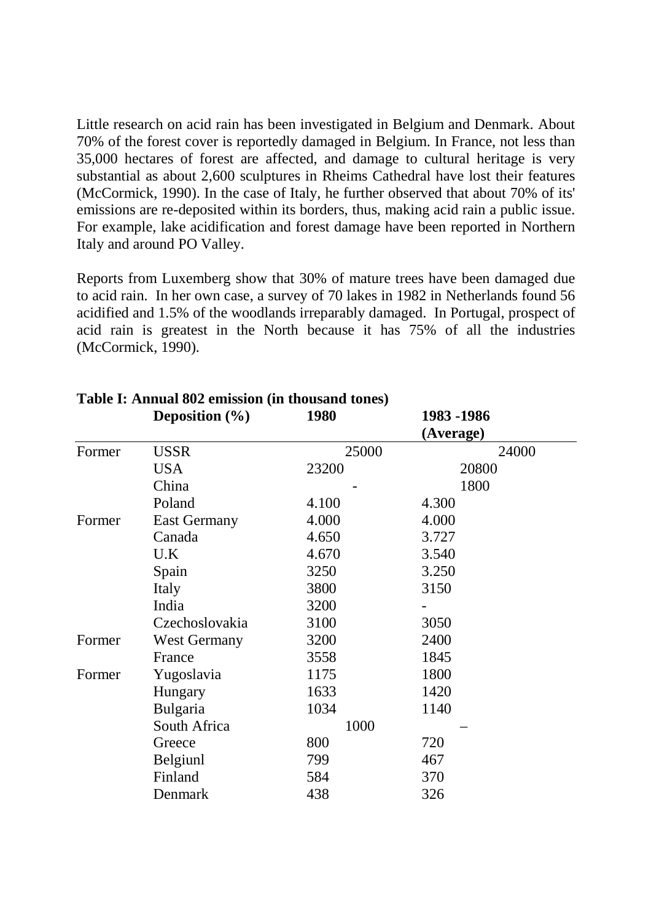Little research on acid rain has been investigated in Belgium and Denmark. About 70% of the forest cover is reportedly damaged in Belgium. In France, not less than 35,000 hectares of forest are affected, and damage to cultural heritage is very substantial as about 2,600 sculptures in Rheims Cathedral have lost their features (McCormick, 1990). In the case of Italy, he further observed that about 70% of its' emissions are re-deposited within its borders, thus, making acid rain a public issue. For example, lake acidification and forest damage have been reported in Northern Italy and around PO Valley.

Reports from Luxemberg show that 30% of mature trees have been damaged due to acid rain. In her own case, a survey of 70 lakes in 1982 in Netherlands found 56 acidified and 1.5% of the woodlands irreparably damaged. In Portugal, prospect of acid rain is greatest in the North because it has 75% of all the industries (McCormick, 1990).

**Table I: Annual 802 emission (in thousand tones)**

| | **Deposition (%)** | **1980** | **1983 -1986 (Average)** |
|---|---|---|---|
| Former | USSR | 25000 | 24000 |
| | USA | 23200 | 20800 |
| | China | - | 1800 |
| | Poland | 4.100 | 4.300 |
| Former | East Germany | 4.000 | 4.000 |
| | Canada | 4.650 | 3.727 |
| | U.K | 4.670 | 3.540 |
| | Spain | 3250 | 3.250 |
| | Italy | 3800 | 3150 |
| | India | 3200 | - |
| | Czechoslovakia | 3100 | 3050 |
| Former | West Germany | 3200 | 2400 |
| | France | 3558 | 1845 |
| Former | Yugoslavia | 1175 | 1800 |
| | Hungary | 1633 | 1420 |
| | Bulgaria | 1034 | 1140 |
| | South Africa | 1000 | – |
| | Greece | 800 | 720 |
| | Belgiunl | 799 | 467 |
| | Finland | 584 | 370 |
| | Denmark | 438 | 326 |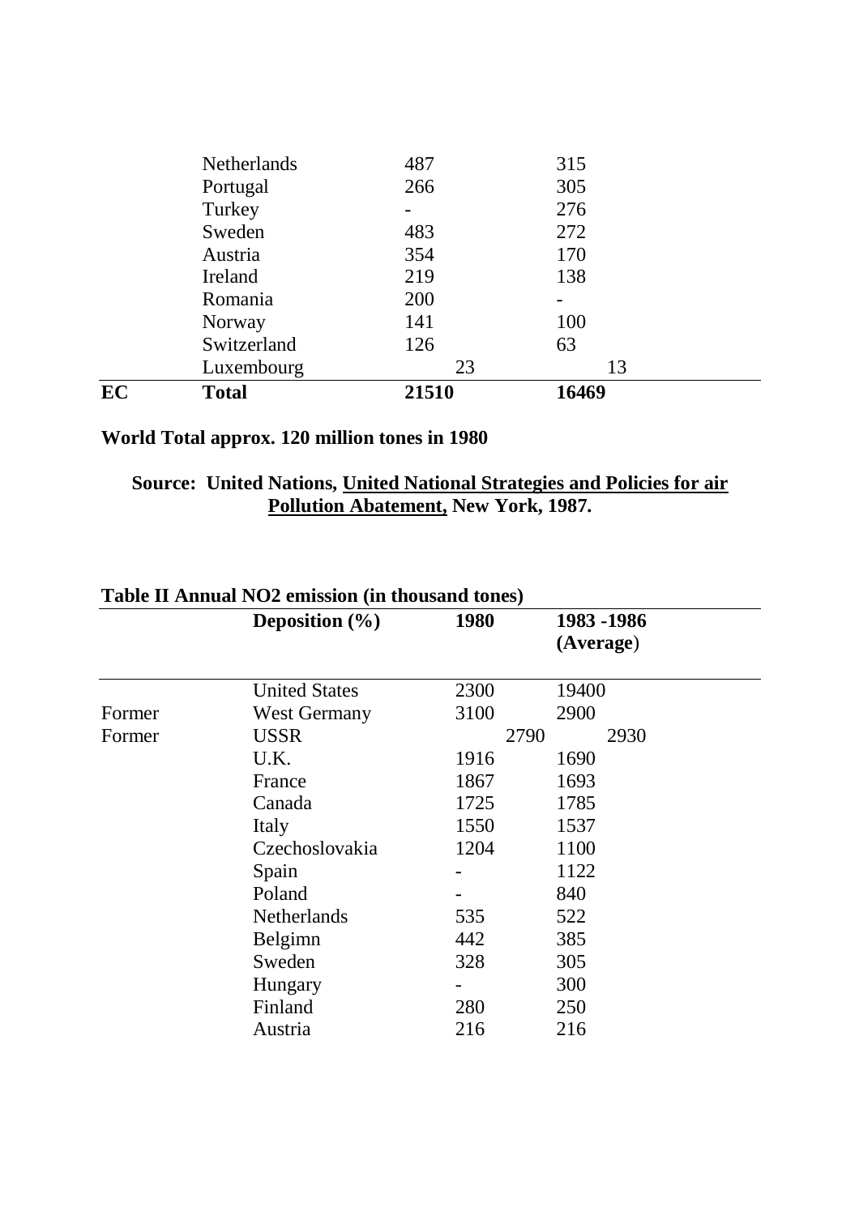| | | | |
|---|---|---|---|
| | Netherlands | 487 | 315 |
| | Portugal | 266 | 305 |
| | Turkey | - | 276 |
| | Sweden | 483 | 272 |
| | Austria | 354 | 170 |
| | Ireland | 219 | 138 |
| | Romania | 200 | - |
| | Norway | 141 | 100 |
| | Switzerland | 126 | 63 |
| | Luxembourg | 23 | 13 |
| **EC** | **Total** | **21510** | **16469** |

**World Total approx. 120 million tones in 1980**

**Source: United Nations, <u>United National Strategies and Policies for air Pollution Abatement,</u> New York, 1987.**

**Table II Annual NO2 emission (in thousand tones)**

| | **Deposition (%)** | **1980** | **1983 -1986 (Average)** |
|---|---|---|---|
| | United States | 2300 | 19400 |
| Former | West Germany | 3100 | 2900 |
| Former | USSR | 2790 | 2930 |
| | U.K. | 1916 | 1690 |
| | France | 1867 | 1693 |
| | Canada | 1725 | 1785 |
| | Italy | 1550 | 1537 |
| | Czechoslovakia | 1204 | 1100 |
| | Spain | - | 1122 |
| | Poland | - | 840 |
| | Netherlands | 535 | 522 |
| | Belgimn | 442 | 385 |
| | Sweden | 328 | 305 |
| | Hungary | - | 300 |
| | Finland | 280 | 250 |
| | Austria | 216 | 216 |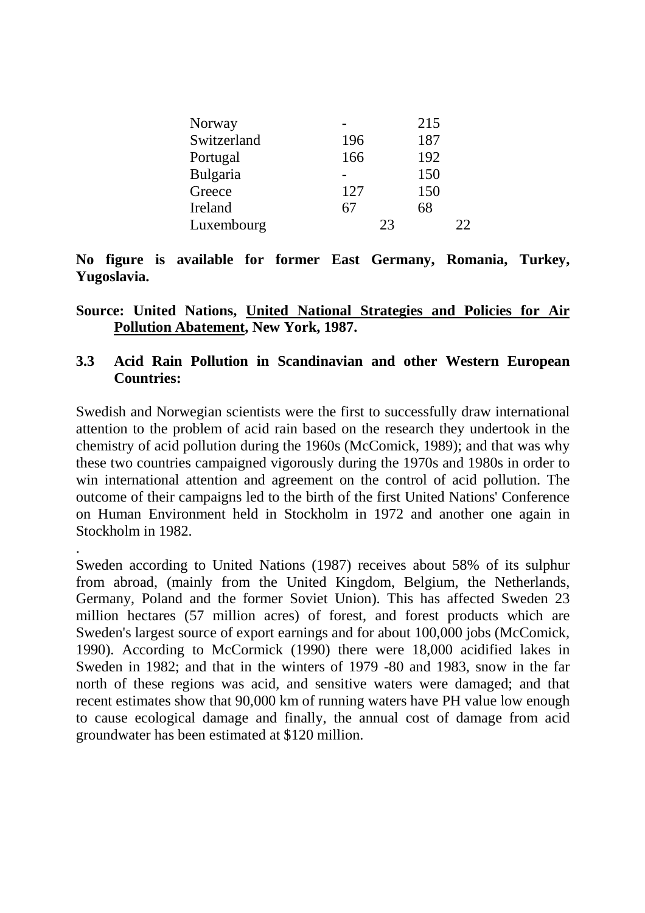| | | |
|---|---|---|
| Norway | - | 215 |
| Switzerland | 196 | 187 |
| Portugal | 166 | 192 |
| Bulgaria | - | 150 |
| Greece | 127 | 150 |
| Ireland | 67 | 68 |
| Luxembourg | 23 | 22 |

**No figure is available for former East Germany, Romania, Turkey, Yugoslavia.**

**Source: United Nations, United National Strategies and Policies for Air Pollution Abatement, New York, 1987.**

### 3.3 Acid Rain Pollution in Scandinavian and other Western European Countries:

Swedish and Norwegian scientists were the first to successfully draw international attention to the problem of acid rain based on the research they undertook in the chemistry of acid pollution during the 1960s (McComick, 1989); and that was why these two countries campaigned vigorously during the 1970s and 1980s in order to win international attention and agreement on the control of acid pollution. The outcome of their campaigns led to the birth of the first United Nations' Conference on Human Environment held in Stockholm in 1972 and another one again in Stockholm in 1982.

.

Sweden according to United Nations (1987) receives about 58% of its sulphur from abroad, (mainly from the United Kingdom, Belgium, the Netherlands, Germany, Poland and the former Soviet Union). This has affected Sweden 23 million hectares (57 million acres) of forest, and forest products which are Sweden's largest source of export earnings and for about 100,000 jobs (McComick, 1990). According to McCormick (1990) there were 18,000 acidified lakes in Sweden in 1982; and that in the winters of 1979 -80 and 1983, snow in the far north of these regions was acid, and sensitive waters were damaged; and that recent estimates show that 90,000 km of running waters have PH value low enough to cause ecological damage and finally, the annual cost of damage from acid groundwater has been estimated at $120 million.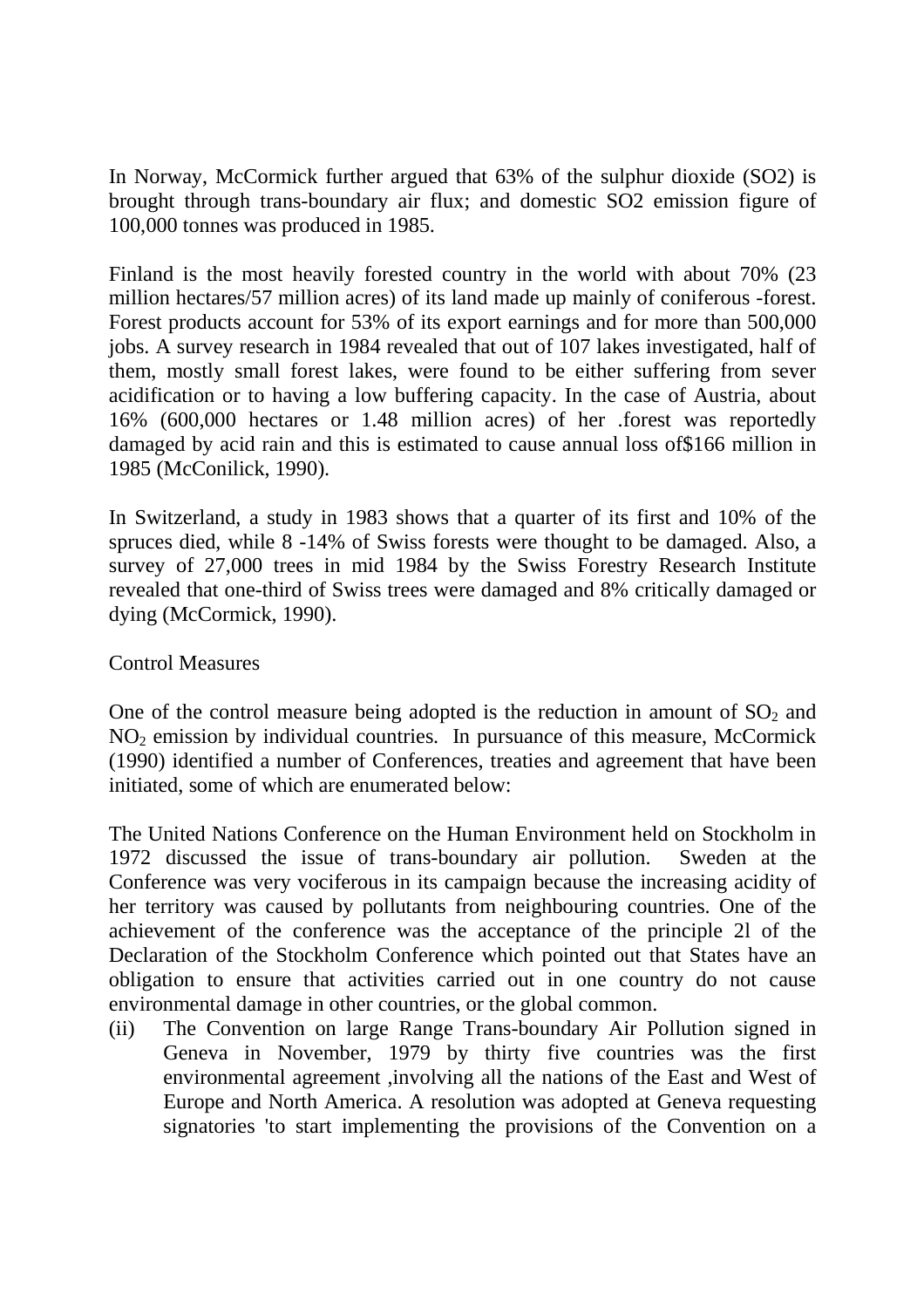In Norway, McCormick further argued that 63% of the sulphur dioxide (SO2) is brought through trans-boundary air flux; and domestic SO2 emission figure of 100,000 tonnes was produced in 1985.

Finland is the most heavily forested country in the world with about 70% (23 million hectares/57 million acres) of its land made up mainly of coniferous -forest. Forest products account for 53% of its export earnings and for more than 500,000 jobs. A survey research in 1984 revealed that out of 107 lakes investigated, half of them, mostly small forest lakes, were found to be either suffering from sever acidification or to having a low buffering capacity. In the case of Austria, about 16% (600,000 hectares or 1.48 million acres) of her .forest was reportedly damaged by acid rain and this is estimated to cause annual loss of$166 million in 1985 (McConilick, 1990).

In Switzerland, a study in 1983 shows that a quarter of its first and 10% of the spruces died, while 8 -14% of Swiss forests were thought to be damaged. Also, a survey of 27,000 trees in mid 1984 by the Swiss Forestry Research Institute revealed that one-third of Swiss trees were damaged and 8% critically damaged or dying (McCormick, 1990).

Control Measures

One of the control measure being adopted is the reduction in amount of $SO_2$ and $NO_2$ emission by individual countries. In pursuance of this measure, McCormick (1990) identified a number of Conferences, treaties and agreement that have been initiated, some of which are enumerated below:

The United Nations Conference on the Human Environment held on Stockholm in 1972 discussed the issue of trans-boundary air pollution. Sweden at the Conference was very vociferous in its campaign because the increasing acidity of her territory was caused by pollutants from neighbouring countries. One of the achievement of the conference was the acceptance of the principle 2l of the Declaration of the Stockholm Conference which pointed out that States have an obligation to ensure that activities carried out in one country do not cause environmental damage in other countries, or the global common.

(ii) The Convention on large Range Trans-boundary Air Pollution signed in Geneva in November, 1979 by thirty five countries was the first environmental agreement ,involving all the nations of the East and West of Europe and North America. A resolution was adopted at Geneva requesting signatories 'to start implementing the provisions of the Convention on a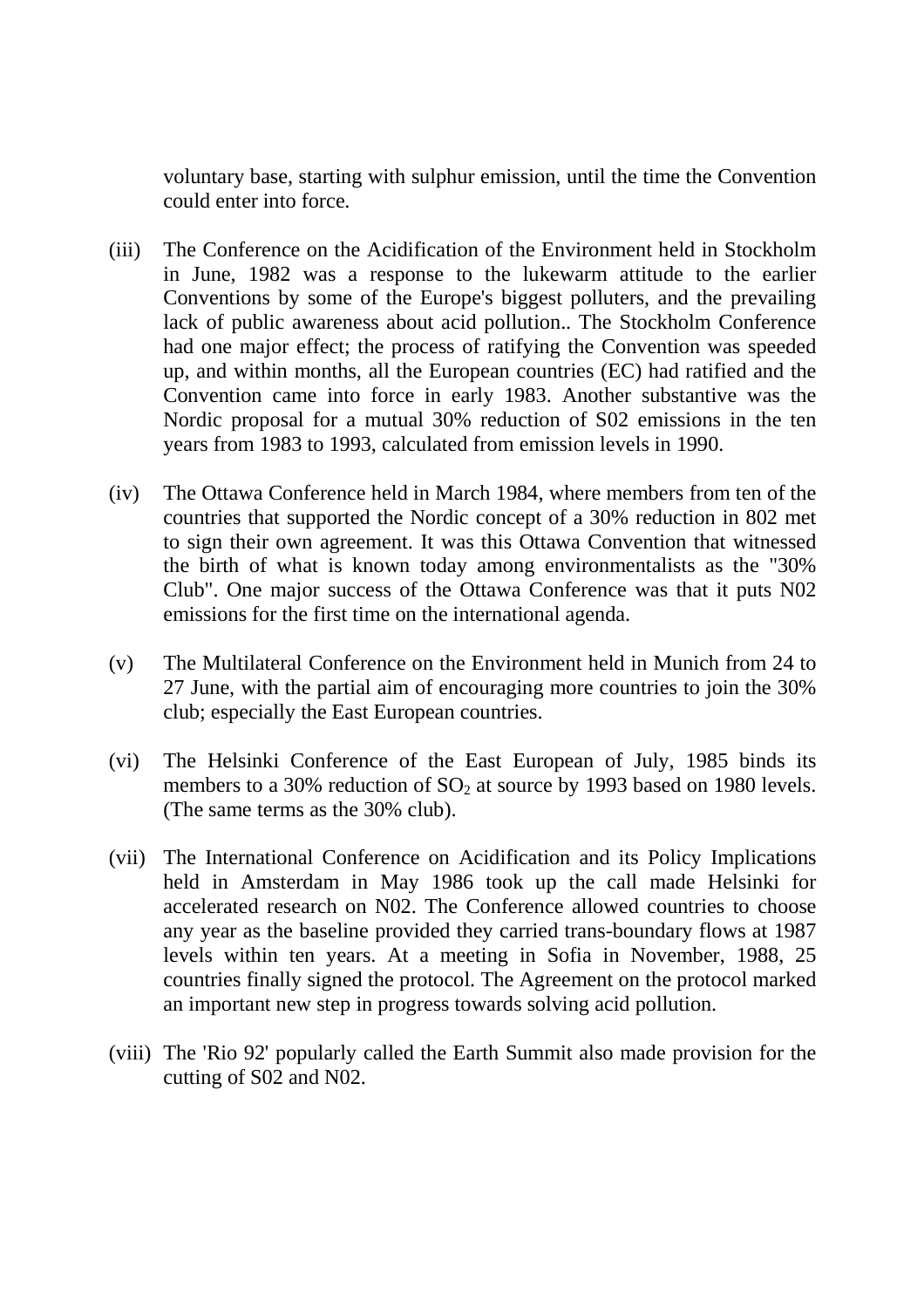voluntary base, starting with sulphur emission, until the time the Convention could enter into force.

(iii) The Conference on the Acidification of the Environment held in Stockholm in June, 1982 was a response to the lukewarm attitude to the earlier Conventions by some of the Europe's biggest polluters, and the prevailing lack of public awareness about acid pollution.. The Stockholm Conference had one major effect; the process of ratifying the Convention was speeded up, and within months, all the European countries (EC) had ratified and the Convention came into force in early 1983. Another substantive was the Nordic proposal for a mutual 30% reduction of S02 emissions in the ten years from 1983 to 1993, calculated from emission levels in 1990.

(iv) The Ottawa Conference held in March 1984, where members from ten of the countries that supported the Nordic concept of a 30% reduction in 802 met to sign their own agreement. It was this Ottawa Convention that witnessed the birth of what is known today among environmentalists as the "30% Club". One major success of the Ottawa Conference was that it puts N02 emissions for the first time on the international agenda.

(v) The Multilateral Conference on the Environment held in Munich from 24 to 27 June, with the partial aim of encouraging more countries to join the 30% club; especially the East European countries.

(vi) The Helsinki Conference of the East European of July, 1985 binds its members to a 30% reduction of $SO_2$ at source by 1993 based on 1980 levels. (The same terms as the 30% club).

(vii) The International Conference on Acidification and its Policy Implications held in Amsterdam in May 1986 took up the call made Helsinki for accelerated research on N02. The Conference allowed countries to choose any year as the baseline provided they carried trans-boundary flows at 1987 levels within ten years. At a meeting in Sofia in November, 1988, 25 countries finally signed the protocol. The Agreement on the protocol marked an important new step in progress towards solving acid pollution.

(viii) The 'Rio 92' popularly called the Earth Summit also made provision for the cutting of S02 and N02.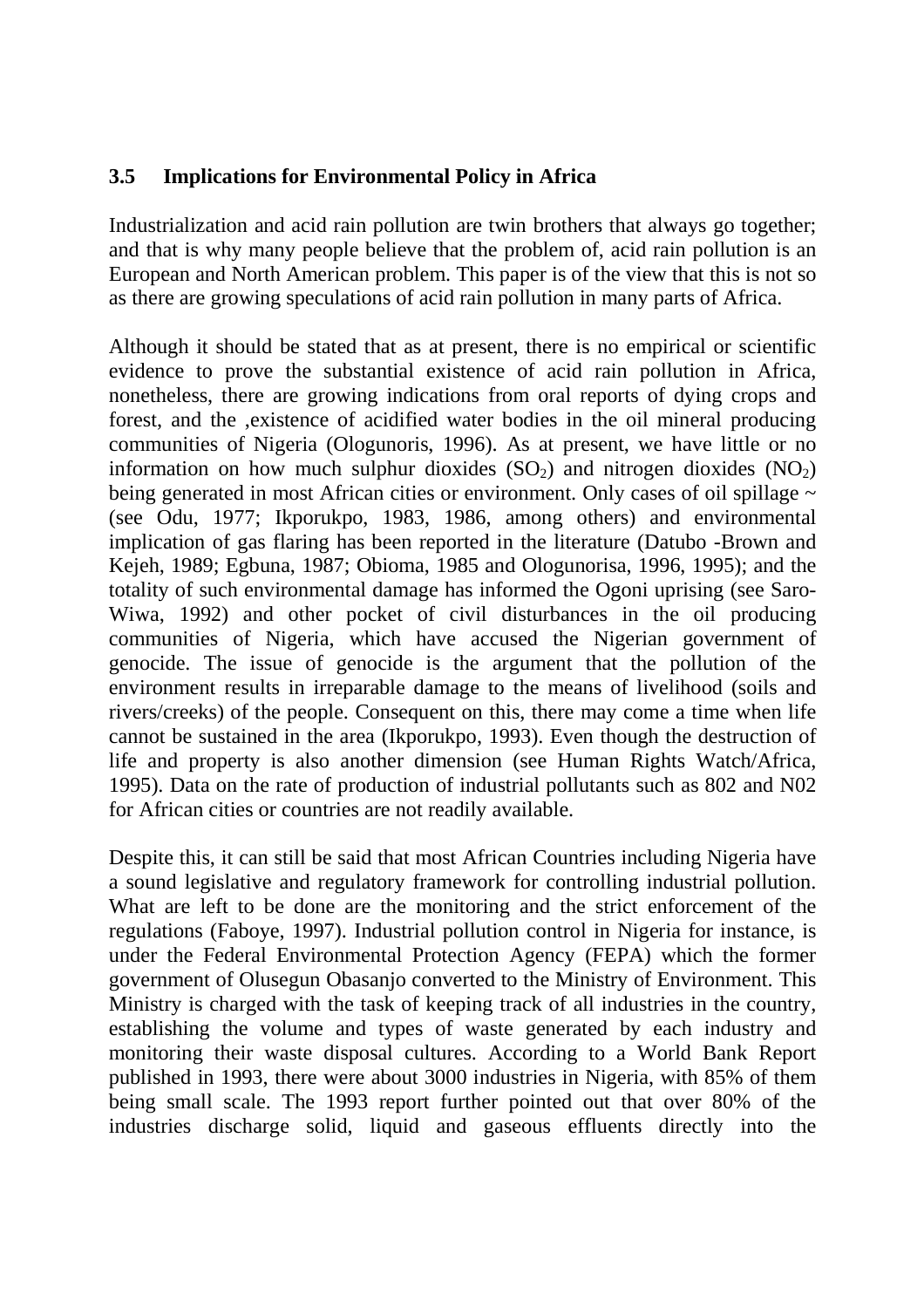### 3.5 Implications for Environmental Policy in Africa

Industrialization and acid rain pollution are twin brothers that always go together; and that is why many people believe that the problem of, acid rain pollution is an European and North American problem. This paper is of the view that this is not so as there are growing speculations of acid rain pollution in many parts of Africa.

Although it should be stated that as at present, there is no empirical or scientific evidence to prove the substantial existence of acid rain pollution in Africa, nonetheless, there are growing indications from oral reports of dying crops and forest, and the ,existence of acidified water bodies in the oil mineral producing communities of Nigeria (Ologunoris, 1996). As at present, we have little or no information on how much sulphur dioxides ($SO_2$) and nitrogen dioxides ($NO_2$) being generated in most African cities or environment. Only cases of oil spillage ~ (see Odu, 1977; Ikporukpo, 1983, 1986, among others) and environmental implication of gas flaring has been reported in the literature (Datubo -Brown and Kejeh, 1989; Egbuna, 1987; Obioma, 1985 and Ologunorisa, 1996, 1995); and the totality of such environmental damage has informed the Ogoni uprising (see Saro-Wiwa, 1992) and other pocket of civil disturbances in the oil producing communities of Nigeria, which have accused the Nigerian government of genocide. The issue of genocide is the argument that the pollution of the environment results in irreparable damage to the means of livelihood (soils and rivers/creeks) of the people. Consequent on this, there may come a time when life cannot be sustained in the area (Ikporukpo, 1993). Even though the destruction of life and property is also another dimension (see Human Rights Watch/Africa, 1995). Data on the rate of production of industrial pollutants such as 802 and N02 for African cities or countries are not readily available.

Despite this, it can still be said that most African Countries including Nigeria have a sound legislative and regulatory framework for controlling industrial pollution. What are left to be done are the monitoring and the strict enforcement of the regulations (Faboye, 1997). Industrial pollution control in Nigeria for instance, is under the Federal Environmental Protection Agency (FEPA) which the former government of Olusegun Obasanjo converted to the Ministry of Environment. This Ministry is charged with the task of keeping track of all industries in the country, establishing the volume and types of waste generated by each industry and monitoring their waste disposal cultures. According to a World Bank Report published in 1993, there were about 3000 industries in Nigeria, with 85% of them being small scale. The 1993 report further pointed out that over 80% of the industries discharge solid, liquid and gaseous effluents directly into the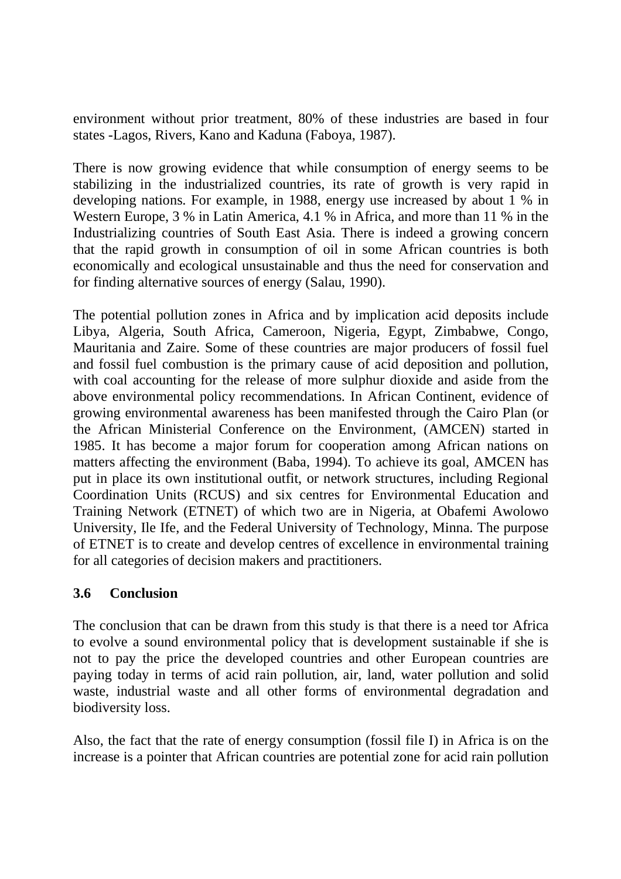environment without prior treatment, 80% of these industries are based in four states -Lagos, Rivers, Kano and Kaduna (Faboya, 1987).

There is now growing evidence that while consumption of energy seems to be stabilizing in the industrialized countries, its rate of growth is very rapid in developing nations. For example, in 1988, energy use increased by about 1 % in Western Europe, 3 % in Latin America, 4.1 % in Africa, and more than 11 % in the Industrializing countries of South East Asia. There is indeed a growing concern that the rapid growth in consumption of oil in some African countries is both economically and ecological unsustainable and thus the need for conservation and for finding alternative sources of energy (Salau, 1990).

The potential pollution zones in Africa and by implication acid deposits include Libya, Algeria, South Africa, Cameroon, Nigeria, Egypt, Zimbabwe, Congo, Mauritania and Zaire. Some of these countries are major producers of fossil fuel and fossil fuel combustion is the primary cause of acid deposition and pollution, with coal accounting for the release of more sulphur dioxide and aside from the above environmental policy recommendations. In African Continent, evidence of growing environmental awareness has been manifested through the Cairo Plan (or the African Ministerial Conference on the Environment, (AMCEN) started in 1985. It has become a major forum for cooperation among African nations on matters affecting the environment (Baba, 1994). To achieve its goal, AMCEN has put in place its own institutional outfit, or network structures, including Regional Coordination Units (RCUS) and six centres for Environmental Education and Training Network (ETNET) of which two are in Nigeria, at Obafemi Awolowo University, Ile Ife, and the Federal University of Technology, Minna. The purpose of ETNET is to create and develop centres of excellence in environmental training for all categories of decision makers and practitioners.

### 3.6 Conclusion

The conclusion that can be drawn from this study is that there is a need tor Africa to evolve a sound environmental policy that is development sustainable if she is not to pay the price the developed countries and other European countries are paying today in terms of acid rain pollution, air, land, water pollution and solid waste, industrial waste and all other forms of environmental degradation and biodiversity loss.

Also, the fact that the rate of energy consumption (fossil file I) in Africa is on the increase is a pointer that African countries are potential zone for acid rain pollution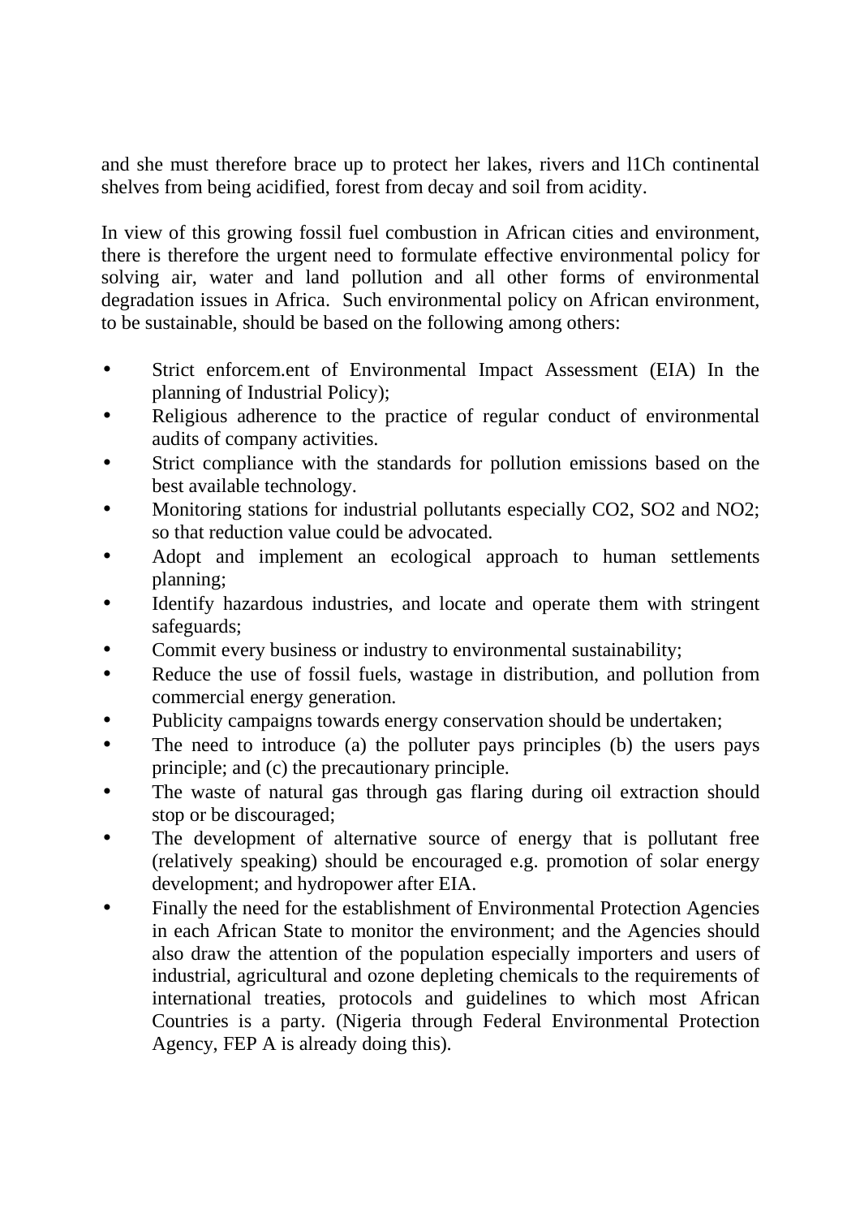and she must therefore brace up to protect her lakes, rivers and l1Ch continental shelves from being acidified, forest from decay and soil from acidity.

In view of this growing fossil fuel combustion in African cities and environment, there is therefore the urgent need to formulate effective environmental policy for solving air, water and land pollution and all other forms of environmental degradation issues in Africa. Such environmental policy on African environment, to be sustainable, should be based on the following among others:

- Strict enforcem.ent of Environmental Impact Assessment (EIA) In the planning of Industrial Policy);
- Religious adherence to the practice of regular conduct of environmental audits of company activities.
- Strict compliance with the standards for pollution emissions based on the best available technology.
- Monitoring stations for industrial pollutants especially $CO_2$, $SO_2$ and $NO_2$; so that reduction value could be advocated.
- Adopt and implement an ecological approach to human settlements planning;
- Identify hazardous industries, and locate and operate them with stringent safeguards;
- Commit every business or industry to environmental sustainability;
- Reduce the use of fossil fuels, wastage in distribution, and pollution from commercial energy generation.
- Publicity campaigns towards energy conservation should be undertaken;
- The need to introduce (a) the polluter pays principles (b) the users pays principle; and (c) the precautionary principle.
- The waste of natural gas through gas flaring during oil extraction should stop or be discouraged;
- The development of alternative source of energy that is pollutant free (relatively speaking) should be encouraged e.g. promotion of solar energy development; and hydropower after EIA.
- Finally the need for the establishment of Environmental Protection Agencies in each African State to monitor the environment; and the Agencies should also draw the attention of the population especially importers and users of industrial, agricultural and ozone depleting chemicals to the requirements of international treaties, protocols and guidelines to which most African Countries is a party. (Nigeria through Federal Environmental Protection Agency, FEP A is already doing this).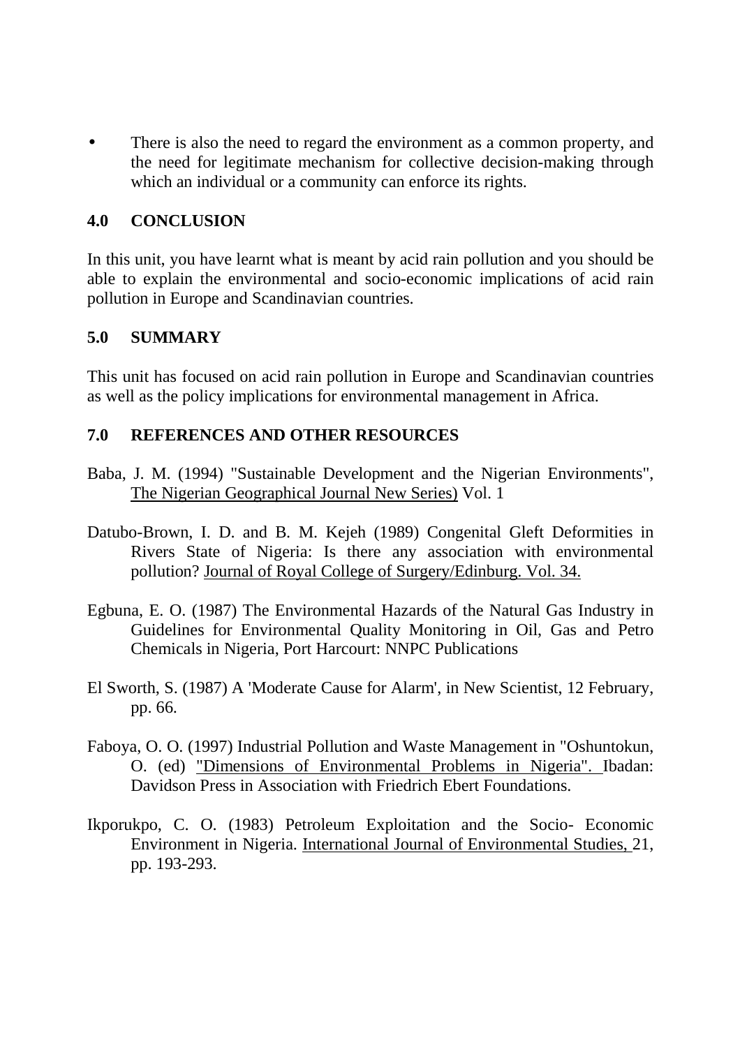- There is also the need to regard the environment as a common property, and the need for legitimate mechanism for collective decision-making through which an individual or a community can enforce its rights.

## 4.0 CONCLUSION

In this unit, you have learnt what is meant by acid rain pollution and you should be able to explain the environmental and socio-economic implications of acid rain pollution in Europe and Scandinavian countries.

## 5.0 SUMMARY

This unit has focused on acid rain pollution in Europe and Scandinavian countries as well as the policy implications for environmental management in Africa.

## 7.0 REFERENCES AND OTHER RESOURCES

Baba, J. M. (1994) "Sustainable Development and the Nigerian Environments", The Nigerian Geographical Journal New Series) Vol. 1

Datubo-Brown, I. D. and B. M. Kejeh (1989) Congenital Gleft Deformities in Rivers State of Nigeria: Is there any association with environmental pollution? Journal of Royal College of Surgery/Edinburg. Vol. 34.

Egbuna, E. O. (1987) The Environmental Hazards of the Natural Gas Industry in Guidelines for Environmental Quality Monitoring in Oil, Gas and Petro Chemicals in Nigeria, Port Harcourt: NNPC Publications

El Sworth, S. (1987) A 'Moderate Cause for Alarm', in New Scientist, 12 February, pp. 66.

Faboya, O. O. (1997) Industrial Pollution and Waste Management in "Oshuntokun, O. (ed) "Dimensions of Environmental Problems in Nigeria". Ibadan: Davidson Press in Association with Friedrich Ebert Foundations.

Ikporukpo, C. O. (1983) Petroleum Exploitation and the Socio- Economic Environment in Nigeria. International Journal of Environmental Studies, 21, pp. 193-293.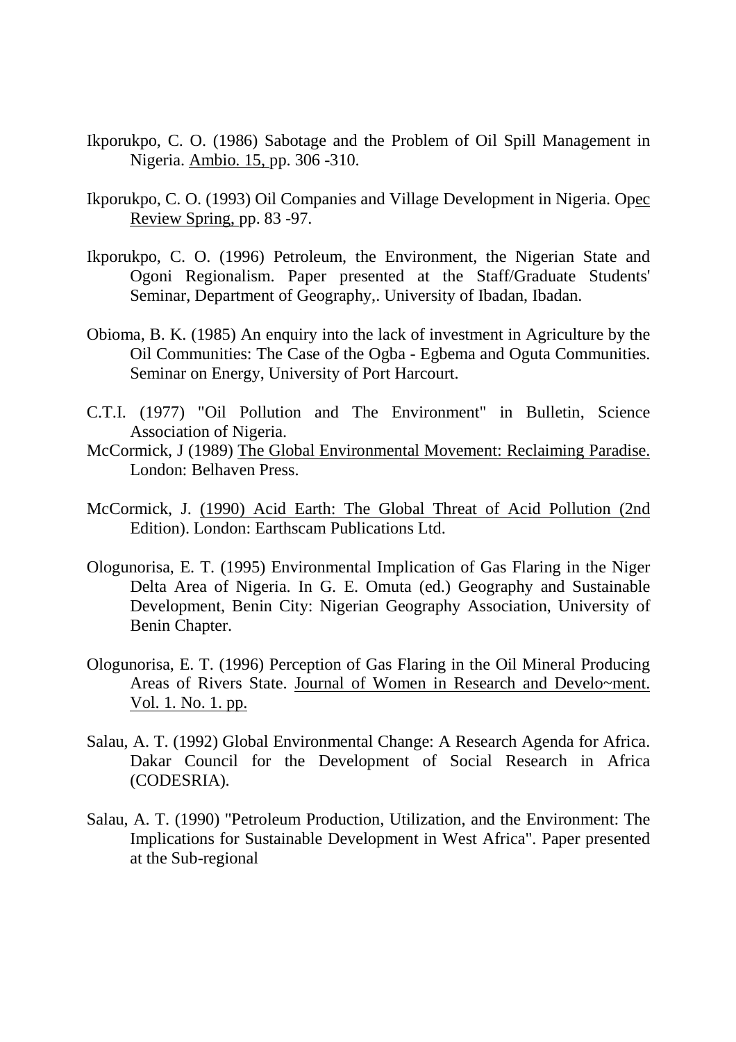Ikporukpo, C. O. (1986) Sabotage and the Problem of Oil Spill Management in Nigeria. Ambio. 15, pp. 306 -310.

Ikporukpo, C. O. (1993) Oil Companies and Village Development in Nigeria. Opec Review Spring, pp. 83 -97.

Ikporukpo, C. O. (1996) Petroleum, the Environment, the Nigerian State and Ogoni Regionalism. Paper presented at the Staff/Graduate Students' Seminar, Department of Geography,. University of Ibadan, Ibadan.

Obioma, B. K. (1985) An enquiry into the lack of investment in Agriculture by the Oil Communities: The Case of the Ogba - Egbema and Oguta Communities. Seminar on Energy, University of Port Harcourt.

C.T.I. (1977) "Oil Pollution and The Environment" in Bulletin, Science Association of Nigeria.

McCormick, J (1989) The Global Environmental Movement: Reclaiming Paradise. London: Belhaven Press.

McCormick, J. (1990) Acid Earth: The Global Threat of Acid Pollution (2nd Edition). London: Earthscam Publications Ltd.

Ologunorisa, E. T. (1995) Environmental Implication of Gas Flaring in the Niger Delta Area of Nigeria. In G. E. Omuta (ed.) Geography and Sustainable Development, Benin City: Nigerian Geography Association, University of Benin Chapter.

Ologunorisa, E. T. (1996) Perception of Gas Flaring in the Oil Mineral Producing Areas of Rivers State. Journal of Women in Research and Develo~ment. Vol. 1. No. 1. pp.

Salau, A. T. (1992) Global Environmental Change: A Research Agenda for Africa. Dakar Council for the Development of Social Research in Africa (CODESRIA).

Salau, A. T. (1990) "Petroleum Production, Utilization, and the Environment: The Implications for Sustainable Development in West Africa". Paper presented at the Sub-regional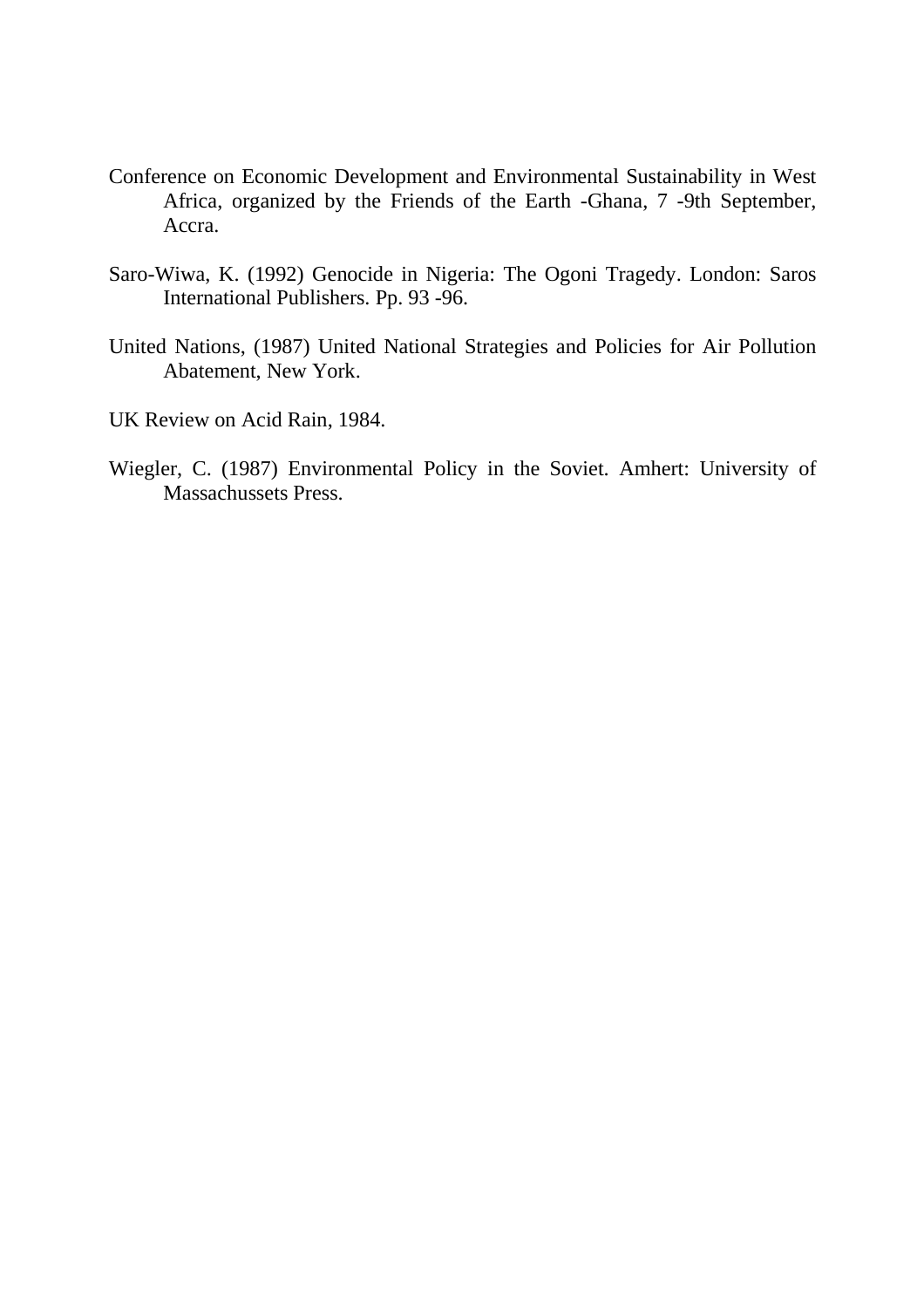Conference on Economic Development and Environmental Sustainability in West Africa, organized by the Friends of the Earth -Ghana, 7 -9th September, Accra.

Saro-Wiwa, K. (1992) Genocide in Nigeria: The Ogoni Tragedy. London: Saros International Publishers. Pp. 93 -96.

United Nations, (1987) United National Strategies and Policies for Air Pollution Abatement, New York.

UK Review on Acid Rain, 1984.

Wiegler, C. (1987) Environmental Policy in the Soviet. Amhert: University of Massachussets Press.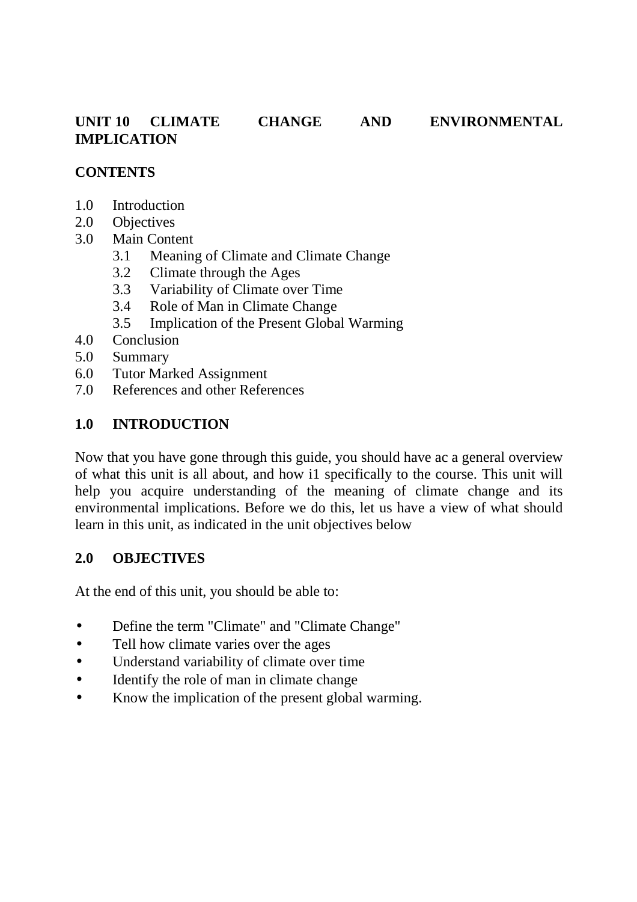# UNIT 10 CLIMATE CHANGE AND ENVIRONMENTAL IMPLICATION

## CONTENTS

1.0 Introduction
2.0 Objectives
3.0 Main Content
   3.1 Meaning of Climate and Climate Change
   3.2 Climate through the Ages
   3.3 Variability of Climate over Time
   3.4 Role of Man in Climate Change
   3.5 Implication of the Present Global Warming
4.0 Conclusion
5.0 Summary
6.0 Tutor Marked Assignment
7.0 References and other References

## 1.0 INTRODUCTION

Now that you have gone through this guide, you should have ac a general overview of what this unit is all about, and how i1 specifically to the course. This unit will help you acquire understanding of the meaning of climate change and its environmental implications. Before we do this, let us have a view of what should learn in this unit, as indicated in the unit objectives below

## 2.0 OBJECTIVES

At the end of this unit, you should be able to:

- Define the term "Climate" and "Climate Change"
- Tell how climate varies over the ages
- Understand variability of climate over time
- Identify the role of man in climate change
- Know the implication of the present global warming.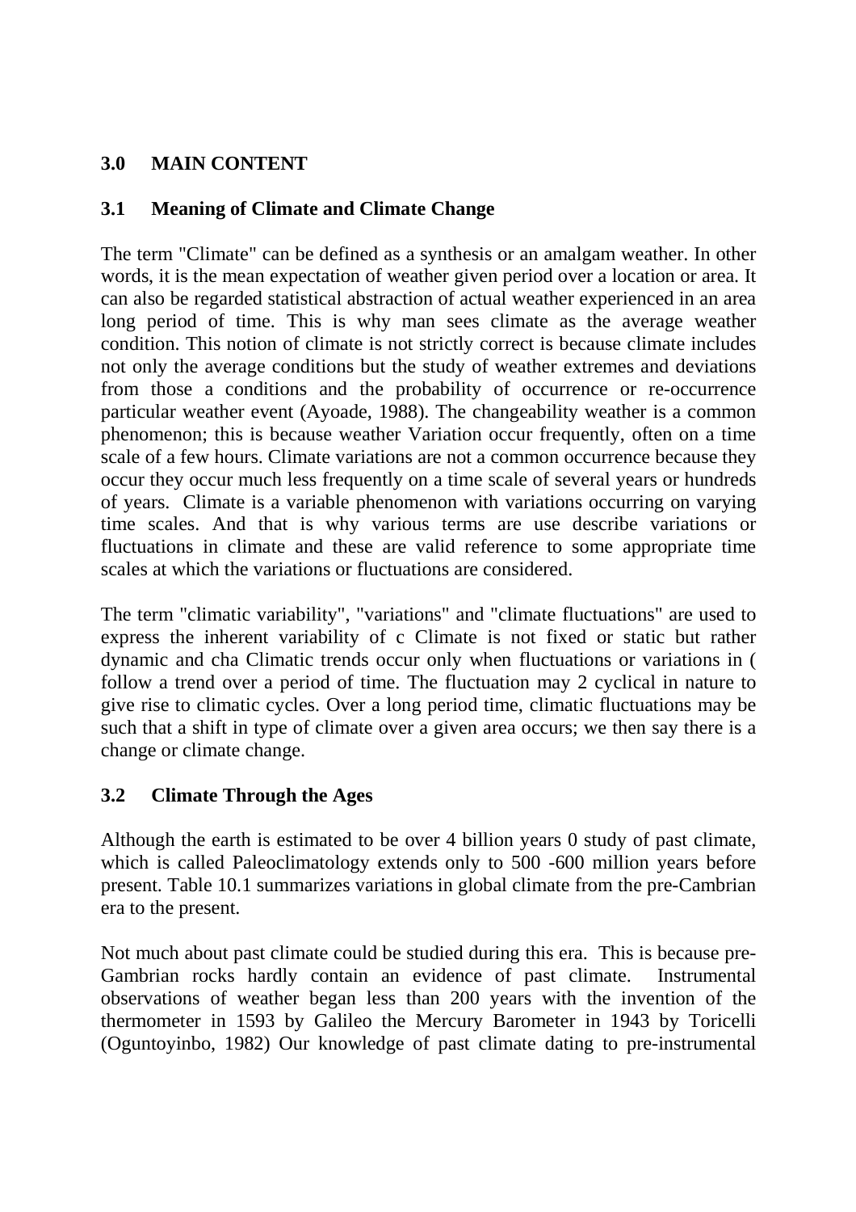## 3.0 MAIN CONTENT

### 3.1 Meaning of Climate and Climate Change

The term "Climate" can be defined as a synthesis or an amalgam weather. In other words, it is the mean expectation of weather given period over a location or area. It can also be regarded statistical abstraction of actual weather experienced in an area long period of time. This is why man sees climate as the average weather condition. This notion of climate is not strictly correct is because climate includes not only the average conditions but the study of weather extremes and deviations from those a conditions and the probability of occurrence or re-occurrence particular weather event (Ayoade, 1988). The changeability weather is a common phenomenon; this is because weather Variation occur frequently, often on a time scale of a few hours. Climate variations are not a common occurrence because they occur they occur much less frequently on a time scale of several years or hundreds of years. Climate is a variable phenomenon with variations occurring on varying time scales. And that is why various terms are use describe variations or fluctuations in climate and these are valid reference to some appropriate time scales at which the variations or fluctuations are considered.

The term "climatic variability", "variations" and "climate fluctuations" are used to express the inherent variability of c Climate is not fixed or static but rather dynamic and cha Climatic trends occur only when fluctuations or variations in ( follow a trend over a period of time. The fluctuation may 2 cyclical in nature to give rise to climatic cycles. Over a long period time, climatic fluctuations may be such that a shift in type of climate over a given area occurs; we then say there is a change or climate change.

### 3.2 Climate Through the Ages

Although the earth is estimated to be over 4 billion years 0 study of past climate, which is called Paleoclimatology extends only to 500 -600 million years before present. Table 10.1 summarizes variations in global climate from the pre-Cambrian era to the present.

Not much about past climate could be studied during this era. This is because pre-Gambrian rocks hardly contain an evidence of past climate. Instrumental observations of weather began less than 200 years with the invention of the thermometer in 1593 by Galileo the Mercury Barometer in 1943 by Toricelli (Oguntoyinbo, 1982) Our knowledge of past climate dating to pre-instrumental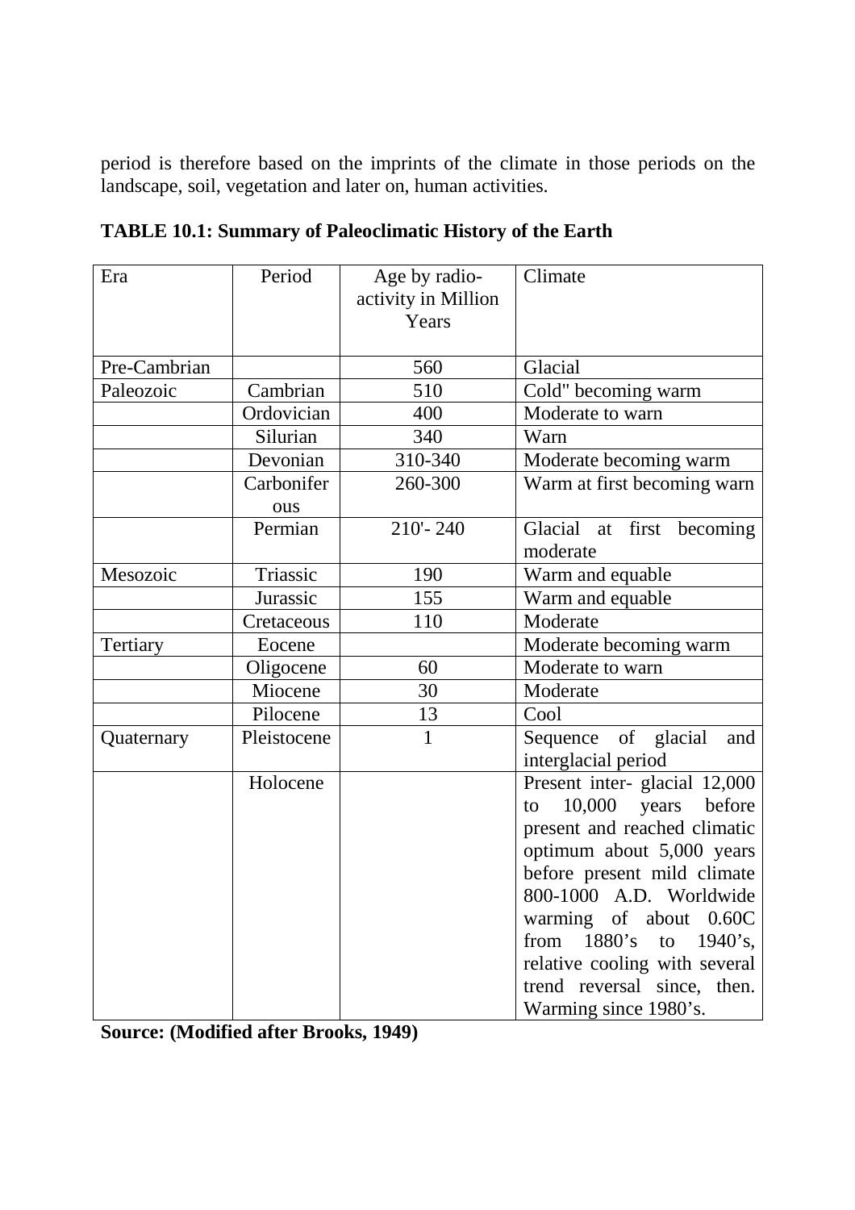period is therefore based on the imprints of the climate in those periods on the landscape, soil, vegetation and later on, human activities.

**TABLE 10.1: Summary of Paleoclimatic History of the Earth**

| Era | Period | Age by radio-activity in Million Years | Climate |
|---|---|---|---|
| Pre-Cambrian | | 560 | Glacial |
| Paleozoic | Cambrian | 510 | Cold" becoming warm |
| | Ordovician | 400 | Moderate to warn |
| | Silurian | 340 | Warn |
| | Devonian | 310-340 | Moderate becoming warm |
| | Carboniferous | 260-300 | Warm at first becoming warn |
| | Permian | 210'- 240 | Glacial at first becoming moderate |
| Mesozoic | Triassic | 190 | Warm and equable |
| | Jurassic | 155 | Warm and equable |
| | Cretaceous | 110 | Moderate |
| Tertiary | Eocene | | Moderate becoming warm |
| | Oligocene | 60 | Moderate to warn |
| | Miocene | 30 | Moderate |
| | Pilocene | 13 | Cool |
| Quaternary | Pleistocene | 1 | Sequence of glacial and interglacial period |
| | Holocene | | Present inter- glacial 12,000 to 10,000 years before present and reached climatic optimum about 5,000 years before present mild climate 800-1000 A.D. Worldwide warming of about 0.60C from 1880's to 1940's, relative cooling with several trend reversal since, then. Warming since 1980's. |

**Source: (Modified after Brooks, 1949)**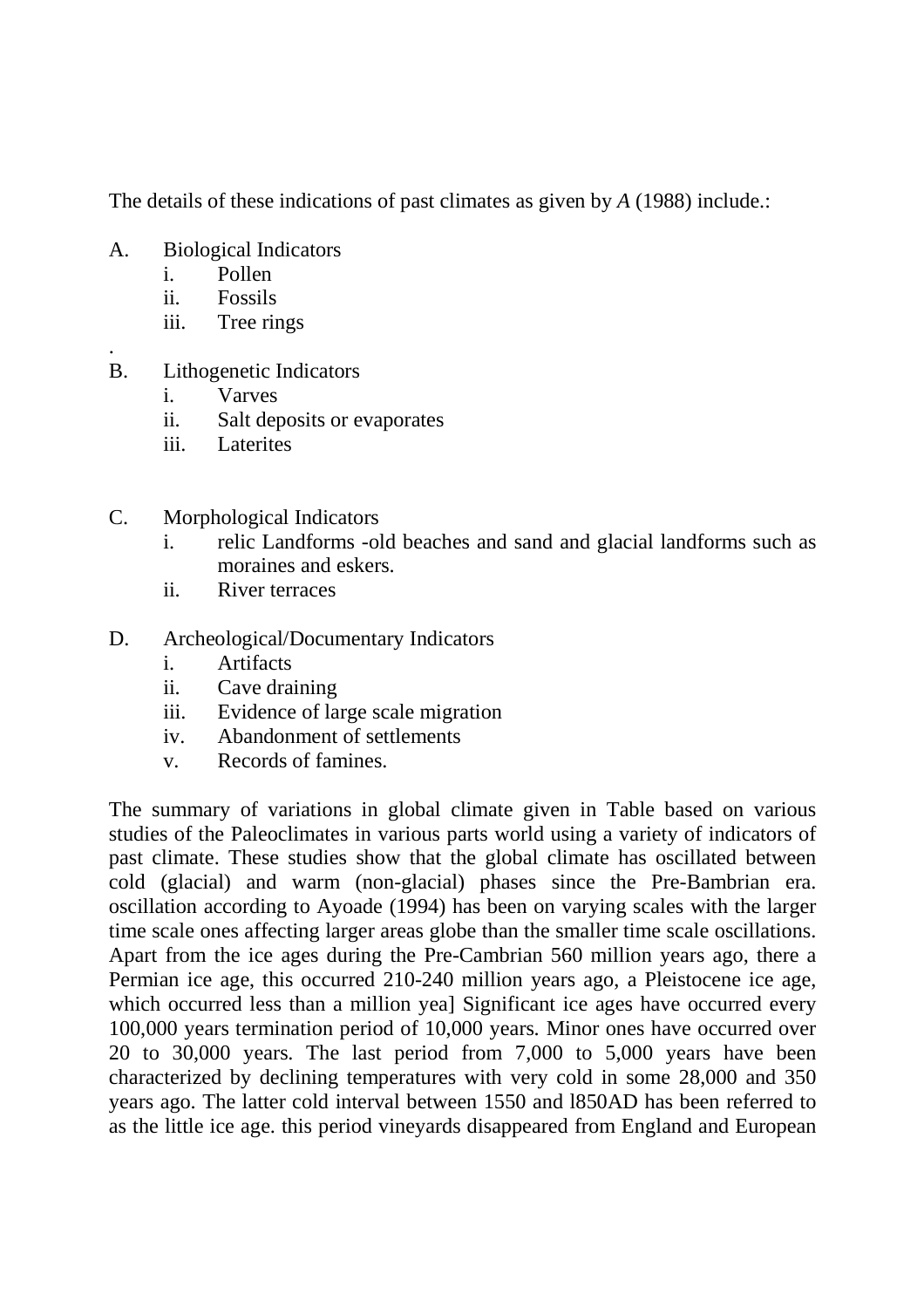The details of these indications of past climates as given by *A* (1988) include.:

A. Biological Indicators
   i. Pollen
   ii. Fossils
   iii. Tree rings

.

B. Lithogenetic Indicators
   i. Varves
   ii. Salt deposits or evaporates
   iii. Laterites

C. Morphological Indicators
   i. relic Landforms -old beaches and sand and glacial landforms such as moraines and eskers.
   ii. River terraces

D. Archeological/Documentary Indicators
   i. Artifacts
   ii. Cave draining
   iii. Evidence of large scale migration
   iv. Abandonment of settlements
   v. Records of famines.

The summary of variations in global climate given in Table based on various studies of the Paleoclimates in various parts world using a variety of indicators of past climate. These studies show that the global climate has oscillated between cold (glacial) and warm (non-glacial) phases since the Pre-Bambrian era. oscillation according to Ayoade (1994) has been on varying scales with the larger time scale ones affecting larger areas globe than the smaller time scale oscillations. Apart from the ice ages during the Pre-Cambrian 560 million years ago, there a Permian ice age, this occurred 210-240 million years ago, a Pleistocene ice age, which occurred less than a million yea] Significant ice ages have occurred every 100,000 years termination period of 10,000 years. Minor ones have occurred over 20 to 30,000 years. The last period from 7,000 to 5,000 years have been characterized by declining temperatures with very cold in some 28,000 and 350 years ago. The latter cold interval between 1550 and l850AD has been referred to as the little ice age. this period vineyards disappeared from England and European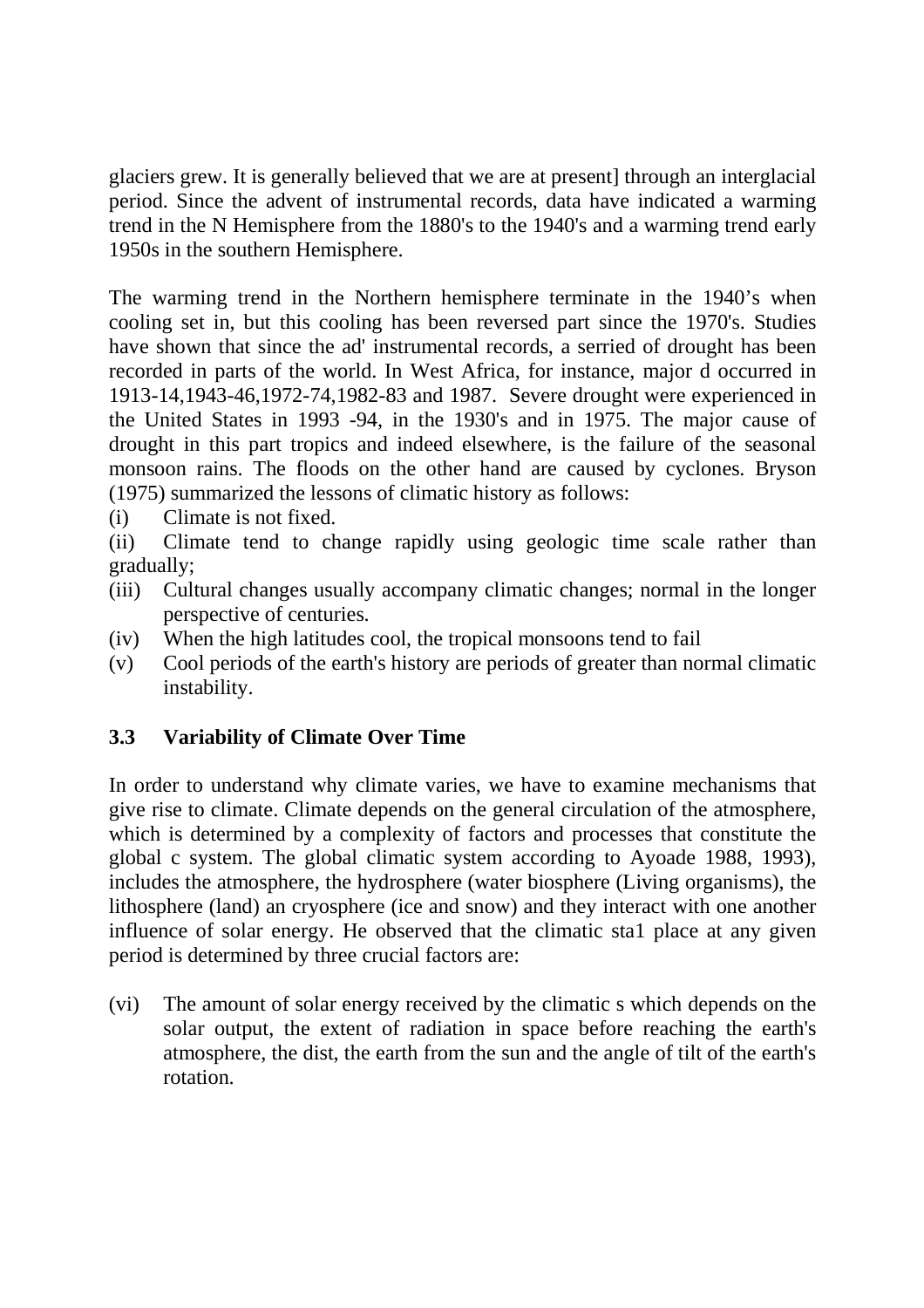glaciers grew. It is generally believed that we are at present] through an interglacial period. Since the advent of instrumental records, data have indicated a warming trend in the N Hemisphere from the 1880's to the 1940's and a warming trend early 1950s in the southern Hemisphere.

The warming trend in the Northern hemisphere terminate in the 1940's when cooling set in, but this cooling has been reversed part since the 1970's. Studies have shown that since the ad' instrumental records, a serried of drought has been recorded in parts of the world. In West Africa, for instance, major d occurred in 1913-14,1943-46,1972-74,1982-83 and 1987. Severe drought were experienced in the United States in 1993 -94, in the 1930's and in 1975. The major cause of drought in this part tropics and indeed elsewhere, is the failure of the seasonal monsoon rains. The floods on the other hand are caused by cyclones. Bryson (1975) summarized the lessons of climatic history as follows:

(i) Climate is not fixed.

(ii) Climate tend to change rapidly using geologic time scale rather than gradually;

(iii) Cultural changes usually accompany climatic changes; normal in the longer perspective of centuries.

(iv) When the high latitudes cool, the tropical monsoons tend to fail

(v) Cool periods of the earth's history are periods of greater than normal climatic instability.

### 3.3 Variability of Climate Over Time

In order to understand why climate varies, we have to examine mechanisms that give rise to climate. Climate depends on the general circulation of the atmosphere, which is determined by a complexity of factors and processes that constitute the global c system. The global climatic system according to Ayoade 1988, 1993), includes the atmosphere, the hydrosphere (water biosphere (Living organisms), the lithosphere (land) an cryosphere (ice and snow) and they interact with one another influence of solar energy. He observed that the climatic sta1 place at any given period is determined by three crucial factors are:

(vi) The amount of solar energy received by the climatic s which depends on the solar output, the extent of radiation in space before reaching the earth's atmosphere, the dist, the earth from the sun and the angle of tilt of the earth's rotation.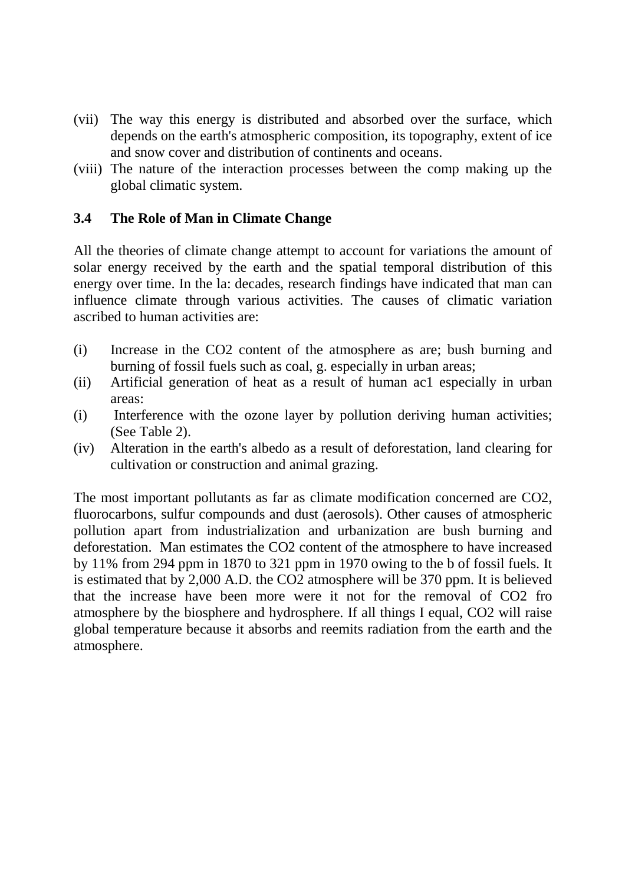(vii) The way this energy is distributed and absorbed over the surface, which depends on the earth's atmospheric composition, its topography, extent of ice and snow cover and distribution of continents and oceans.

(viii) The nature of the interaction processes between the comp making up the global climatic system.

### 3.4 The Role of Man in Climate Change

All the theories of climate change attempt to account for variations the amount of solar energy received by the earth and the spatial temporal distribution of this energy over time. In the la: decades, research findings have indicated that man can influence climate through various activities. The causes of climatic variation ascribed to human activities are:

(i) Increase in the $CO_2$ content of the atmosphere as are; bush burning and burning of fossil fuels such as coal, g. especially in urban areas;

(ii) Artificial generation of heat as a result of human ac1 especially in urban areas:

(i) Interference with the ozone layer by pollution deriving human activities; (See Table 2).

(iv) Alteration in the earth's albedo as a result of deforestation, land clearing for cultivation or construction and animal grazing.

The most important pollutants as far as climate modification concerned are $CO_2$, fluorocarbons, sulfur compounds and dust (aerosols). Other causes of atmospheric pollution apart from industrialization and urbanization are bush burning and deforestation. Man estimates the $CO_2$ content of the atmosphere to have increased by 11% from 294 ppm in 1870 to 321 ppm in 1970 owing to the b of fossil fuels. It is estimated that by 2,000 A.D. the $CO_2$ atmosphere will be 370 ppm. It is believed that the increase have been more were it not for the removal of $CO_2$ fro atmosphere by the biosphere and hydrosphere. If all things I equal, $CO_2$ will raise global temperature because it absorbs and reemits radiation from the earth and the atmosphere.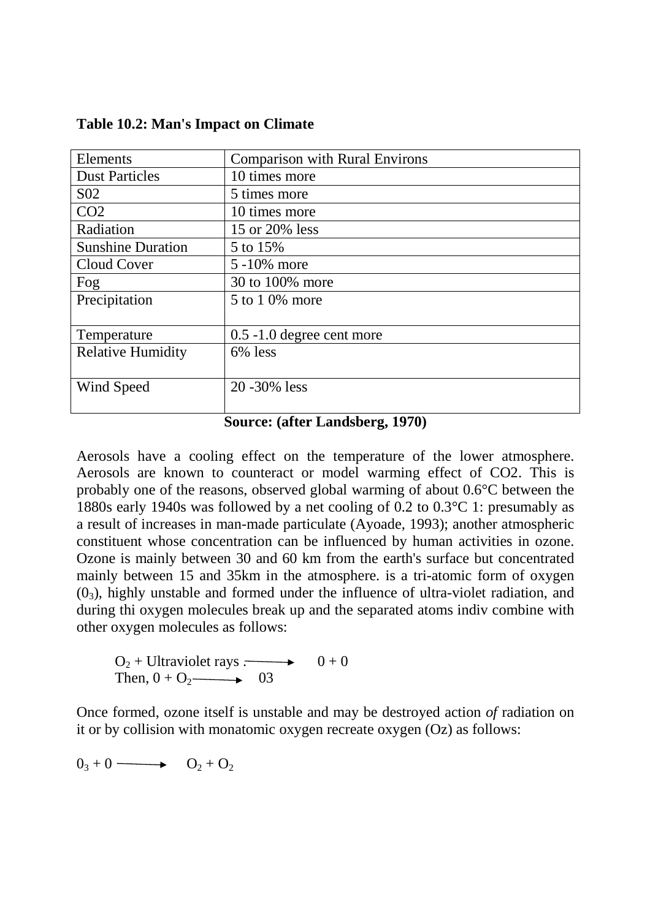**Table 10.2: Man's Impact on Climate**

| Elements | Comparison with Rural Environs |
|---|---|
| Dust Particles | 10 times more |
| S02 | 5 times more |
| CO2 | 10 times more |
| Radiation | 15 or 20% less |
| Sunshine Duration | 5 to 15% |
| Cloud Cover | 5 -10% more |
| Fog | 30 to 100% more |
| Precipitation | 5 to 1 0% more |
| Temperature | 0.5 -1.0 degree cent more |
| Relative Humidity | 6% less |
| Wind Speed | 20 -30% less |

**Source: (after Landsberg, 1970)**

Aerosols have a cooling effect on the temperature of the lower atmosphere. Aerosols are known to counteract or model warming effect of CO2. This is probably one of the reasons, observed global warming of about 0.6°C between the 1880s early 1940s was followed by a net cooling of 0.2 to 0.3°C 1: presumably as a result of increases in man-made particulate (Ayoade, 1993); another atmospheric constituent whose concentration can be influenced by human activities in ozone. Ozone is mainly between 30 and 60 km from the earth's surface but concentrated mainly between 15 and 35km in the atmosphere. is a tri-atomic form of oxygen ($0_3$), highly unstable and formed under the influence of ultra-violet radiation, and during thi oxygen molecules break up and the separated atoms indiv combine with other oxygen molecules as follows:

$$O_2 + \text{Ultraviolet rays} \longrightarrow 0 + 0$$

$$\text{Then, } 0 + O_2 \longrightarrow 03$$

Once formed, ozone itself is unstable and may be destroyed action *of* radiation on it or by collision with monatomic oxygen recreate oxygen (Oz) as follows:

$$0_3 + 0 \longrightarrow O_2 + O_2$$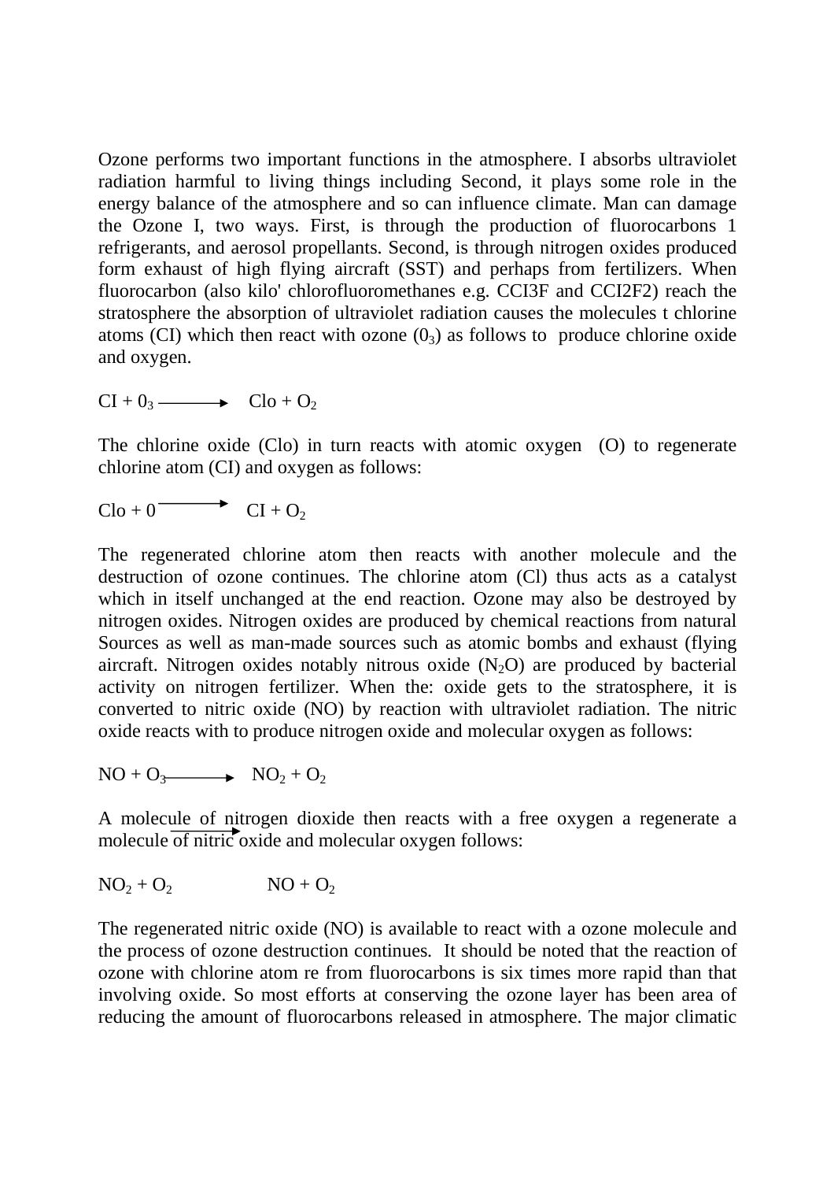Ozone performs two important functions in the atmosphere. I absorbs ultraviolet radiation harmful to living things including Second, it plays some role in the energy balance of the atmosphere and so can influence climate. Man can damage the Ozone I, two ways. First, is through the production of fluorocarbons 1 refrigerants, and aerosol propellants. Second, is through nitrogen oxides produced form exhaust of high flying aircraft (SST) and perhaps from fertilizers. When fluorocarbon (also kilo' chlorofluoromethanes e.g. CCI3F and CCI2F2) reach the stratosphere the absorption of ultraviolet radiation causes the molecules t chlorine atoms (CI) which then react with ozone ($0_3$) as follows to produce chlorine oxide and oxygen.

$$CI + 0_3 \longrightarrow Clo + O_2$$

The chlorine oxide (Clo) in turn reacts with atomic oxygen (O) to regenerate chlorine atom (CI) and oxygen as follows:

$$Clo + 0 \longrightarrow CI + O_2$$

The regenerated chlorine atom then reacts with another molecule and the destruction of ozone continues. The chlorine atom (Cl) thus acts as a catalyst which in itself unchanged at the end reaction. Ozone may also be destroyed by nitrogen oxides. Nitrogen oxides are produced by chemical reactions from natural Sources as well as man-made sources such as atomic bombs and exhaust (flying aircraft. Nitrogen oxides notably nitrous oxide ($N_2O$) are produced by bacterial activity on nitrogen fertilizer. When the: oxide gets to the stratosphere, it is converted to nitric oxide (NO) by reaction with ultraviolet radiation. The nitric oxide reacts with to produce nitrogen oxide and molecular oxygen as follows:

$$NO + O_3 \longrightarrow NO_2 + O_2$$

A molecule of nitrogen dioxide then reacts with a free oxygen a regenerate a molecule of nitric oxide and molecular oxygen follows:

$$NO_2 + O_2 \longrightarrow NO + O_2$$

The regenerated nitric oxide (NO) is available to react with a ozone molecule and the process of ozone destruction continues. It should be noted that the reaction of ozone with chlorine atom re from fluorocarbons is six times more rapid than that involving oxide. So most efforts at conserving the ozone layer has been area of reducing the amount of fluorocarbons released in atmosphere. The major climatic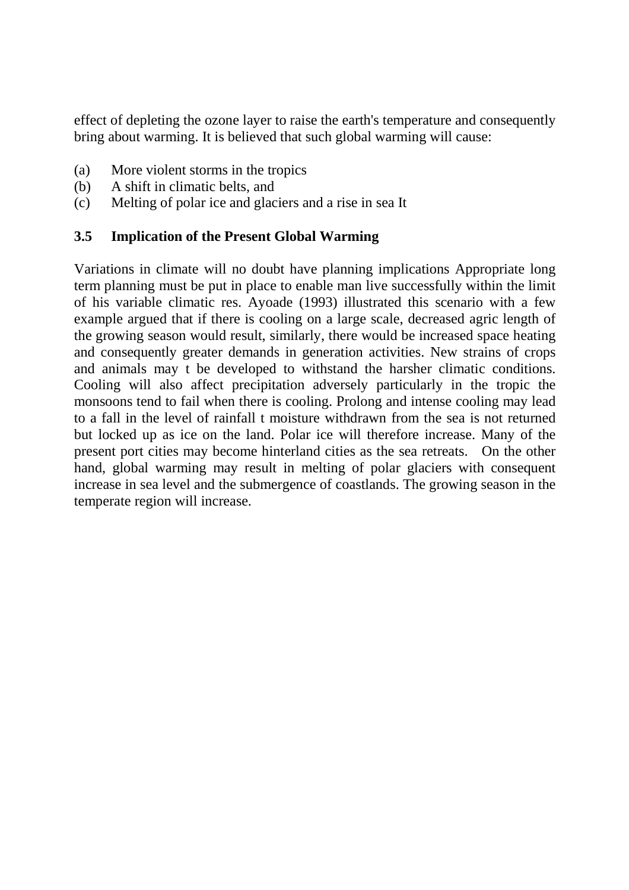effect of depleting the ozone layer to raise the earth's temperature and consequently bring about warming. It is believed that such global warming will cause:

(a) More violent storms in the tropics
(b) A shift in climatic belts, and
(c) Melting of polar ice and glaciers and a rise in sea It

### 3.5 Implication of the Present Global Warming

Variations in climate will no doubt have planning implications Appropriate long term planning must be put in place to enable man live successfully within the limit of his variable climatic res. Ayoade (1993) illustrated this scenario with a few example argued that if there is cooling on a large scale, decreased agric length of the growing season would result, similarly, there would be increased space heating and consequently greater demands in generation activities. New strains of crops and animals may t be developed to withstand the harsher climatic conditions. Cooling will also affect precipitation adversely particularly in the tropic the monsoons tend to fail when there is cooling. Prolong and intense cooling may lead to a fall in the level of rainfall t moisture withdrawn from the sea is not returned but locked up as ice on the land. Polar ice will therefore increase. Many of the present port cities may become hinterland cities as the sea retreats. On the other hand, global warming may result in melting of polar glaciers with consequent increase in sea level and the submergence of coastlands. The growing season in the temperate region will increase.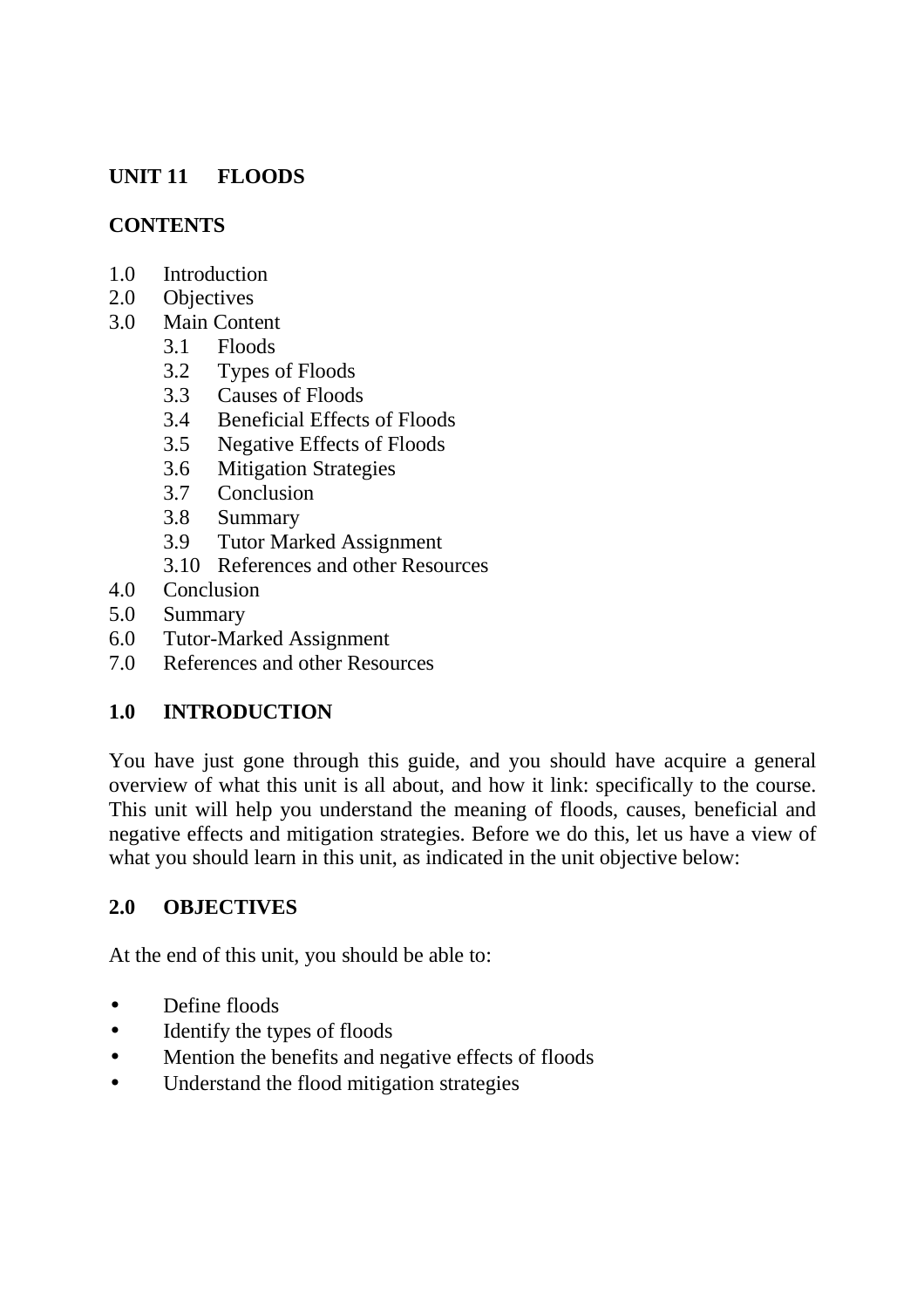## UNIT 11 FLOODS

### CONTENTS

1.0 Introduction
2.0 Objectives
3.0 Main Content
    3.1 Floods
    3.2 Types of Floods
    3.3 Causes of Floods
    3.4 Beneficial Effects of Floods
    3.5 Negative Effects of Floods
    3.6 Mitigation Strategies
    3.7 Conclusion
    3.8 Summary
    3.9 Tutor Marked Assignment
    3.10 References and other Resources
4.0 Conclusion
5.0 Summary
6.0 Tutor-Marked Assignment
7.0 References and other Resources

### 1.0 INTRODUCTION

You have just gone through this guide, and you should have acquire a general overview of what this unit is all about, and how it link: specifically to the course. This unit will help you understand the meaning of floods, causes, beneficial and negative effects and mitigation strategies. Before we do this, let us have a view of what you should learn in this unit, as indicated in the unit objective below:

### 2.0 OBJECTIVES

At the end of this unit, you should be able to:

- Define floods
- Identify the types of floods
- Mention the benefits and negative effects of floods
- Understand the flood mitigation strategies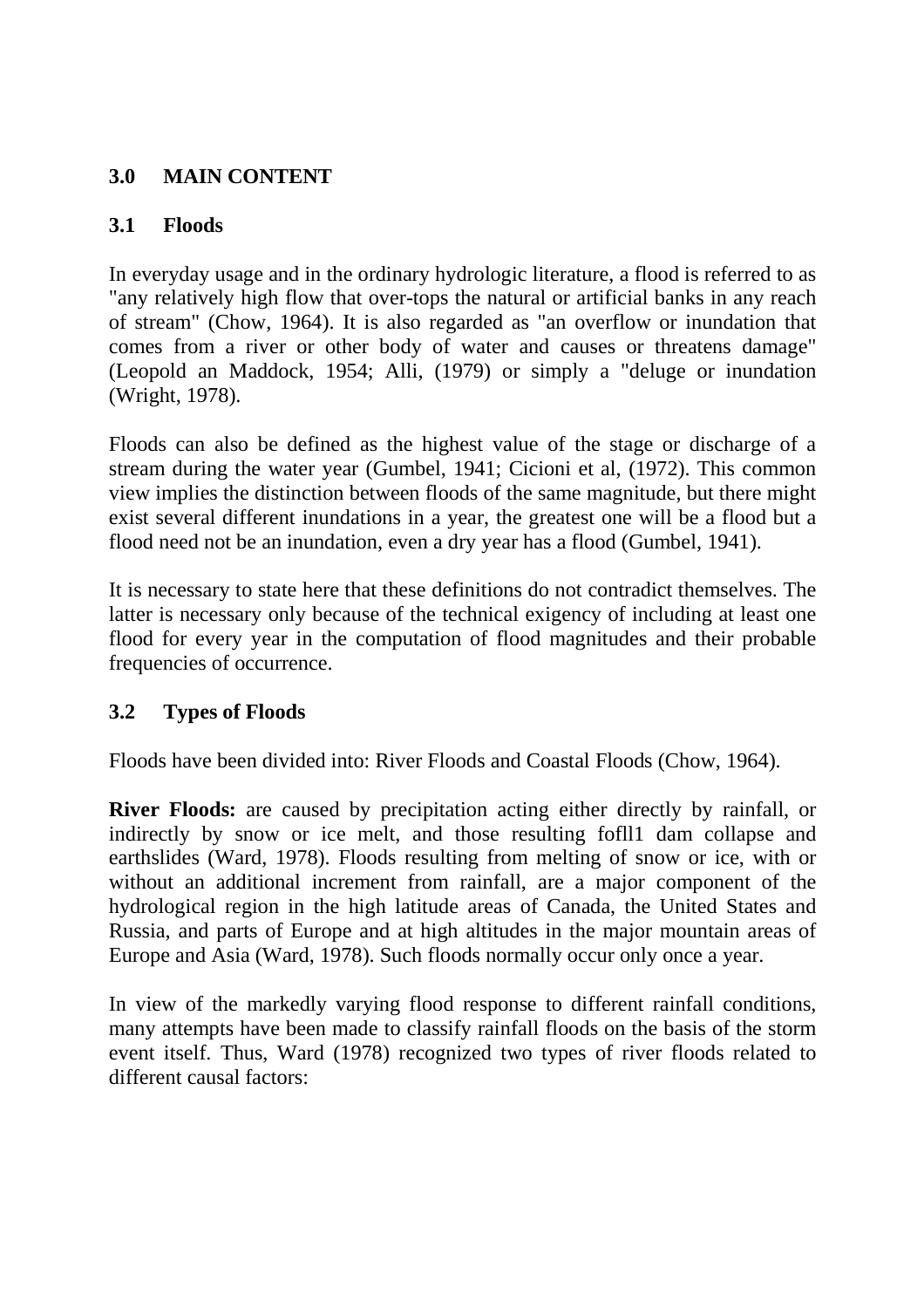## 3.0 MAIN CONTENT

### 3.1 Floods

In everyday usage and in the ordinary hydrologic literature, a flood is referred to as "any relatively high flow that over-tops the natural or artificial banks in any reach of stream" (Chow, 1964). It is also regarded as "an overflow or inundation that comes from a river or other body of water and causes or threatens damage" (Leopold an Maddock, 1954; Alli, (1979) or simply a "deluge or inundation (Wright, 1978).

Floods can also be defined as the highest value of the stage or discharge of a stream during the water year (Gumbel, 1941; Cicioni et al, (1972). This common view implies the distinction between floods of the same magnitude, but there might exist several different inundations in a year, the greatest one will be a flood but a flood need not be an inundation, even a dry year has a flood (Gumbel, 1941).

It is necessary to state here that these definitions do not contradict themselves. The latter is necessary only because of the technical exigency of including at least one flood for every year in the computation of flood magnitudes and their probable frequencies of occurrence.

### 3.2 Types of Floods

Floods have been divided into: River Floods and Coastal Floods (Chow, 1964).

**River Floods:** are caused by precipitation acting either directly by rainfall, or indirectly by snow or ice melt, and those resulting fofll1 dam collapse and earthslides (Ward, 1978). Floods resulting from melting of snow or ice, with or without an additional increment from rainfall, are a major component of the hydrological region in the high latitude areas of Canada, the United States and Russia, and parts of Europe and at high altitudes in the major mountain areas of Europe and Asia (Ward, 1978). Such floods normally occur only once a year.

In view of the markedly varying flood response to different rainfall conditions, many attempts have been made to classify rainfall floods on the basis of the storm event itself. Thus, Ward (1978) recognized two types of river floods related to different causal factors: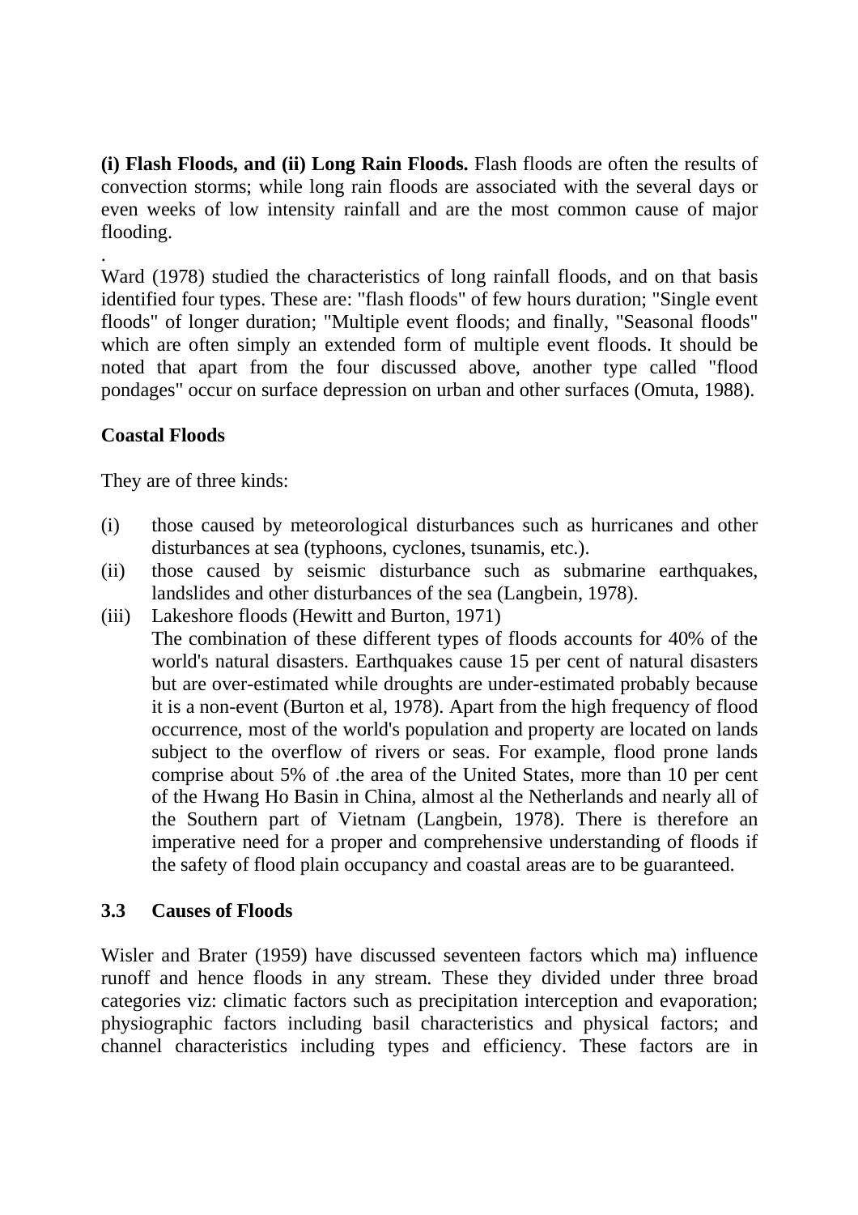**(i) Flash Floods, and (ii) Long Rain Floods.** Flash floods are often the results of convection storms; while long rain floods are associated with the several days or even weeks of low intensity rainfall and are the most common cause of major flooding.

.
Ward (1978) studied the characteristics of long rainfall floods, and on that basis identified four types. These are: "flash floods" of few hours duration; "Single event floods" of longer duration; "Multiple event floods; and finally, "Seasonal floods" which are often simply an extended form of multiple event floods. It should be noted that apart from the four discussed above, another type called "flood pondages" occur on surface depression on urban and other surfaces (Omuta, 1988).

**Coastal Floods**

They are of three kinds:

(i) those caused by meteorological disturbances such as hurricanes and other disturbances at sea (typhoons, cyclones, tsunamis, etc.).

(ii) those caused by seismic disturbance such as submarine earthquakes, landslides and other disturbances of the sea (Langbein, 1978).

(iii) Lakeshore floods (Hewitt and Burton, 1971)
The combination of these different types of floods accounts for 40% of the world's natural disasters. Earthquakes cause 15 per cent of natural disasters but are over-estimated while droughts are under-estimated probably because it is a non-event (Burton et al, 1978). Apart from the high frequency of flood occurrence, most of the world's population and property are located on lands subject to the overflow of rivers or seas. For example, flood prone lands comprise about 5% of .the area of the United States, more than 10 per cent of the Hwang Ho Basin in China, almost al the Netherlands and nearly all of the Southern part of Vietnam (Langbein, 1978). There is therefore an imperative need for a proper and comprehensive understanding of floods if the safety of flood plain occupancy and coastal areas are to be guaranteed.

### 3.3 Causes of Floods

Wisler and Brater (1959) have discussed seventeen factors which ma) influence runoff and hence floods in any stream. These they divided under three broad categories viz: climatic factors such as precipitation interception and evaporation; physiographic factors including basil characteristics and physical factors; and channel characteristics including types and efficiency. These factors are in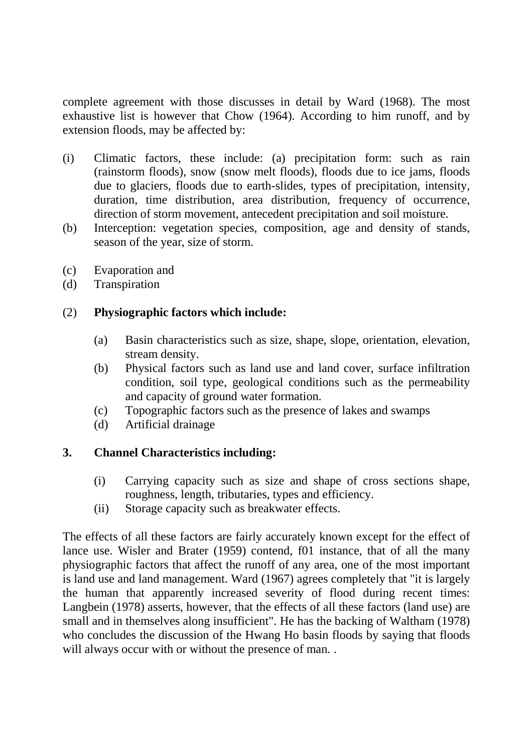complete agreement with those discusses in detail by Ward (1968). The most exhaustive list is however that Chow (1964). According to him runoff, and by extension floods, may be affected by:

(i) Climatic factors, these include: (a) precipitation form: such as rain (rainstorm floods), snow (snow melt floods), floods due to ice jams, floods due to glaciers, floods due to earth-slides, types of precipitation, intensity, duration, time distribution, area distribution, frequency of occurrence, direction of storm movement, antecedent precipitation and soil moisture.

(b) Interception: vegetation species, composition, age and density of stands, season of the year, size of storm.

(c) Evaporation and

(d) Transpiration

(2) **Physiographic factors which include:**

- (a) Basin characteristics such as size, shape, slope, orientation, elevation, stream density.
- (b) Physical factors such as land use and land cover, surface infiltration condition, soil type, geological conditions such as the permeability and capacity of ground water formation.
- (c) Topographic factors such as the presence of lakes and swamps
- (d) Artificial drainage

**3. Channel Characteristics including:**

- (i) Carrying capacity such as size and shape of cross sections shape, roughness, length, tributaries, types and efficiency.
- (ii) Storage capacity such as breakwater effects.

The effects of all these factors are fairly accurately known except for the effect of lance use. Wisler and Brater (1959) contend, f01 instance, that of all the many physiographic factors that affect the runoff of any area, one of the most important is land use and land management. Ward (1967) agrees completely that "it is largely the human that apparently increased severity of flood during recent times: Langbein (1978) asserts, however, that the effects of all these factors (land use) are small and in themselves along insufficient". He has the backing of Waltham (1978) who concludes the discussion of the Hwang Ho basin floods by saying that floods will always occur with or without the presence of man. .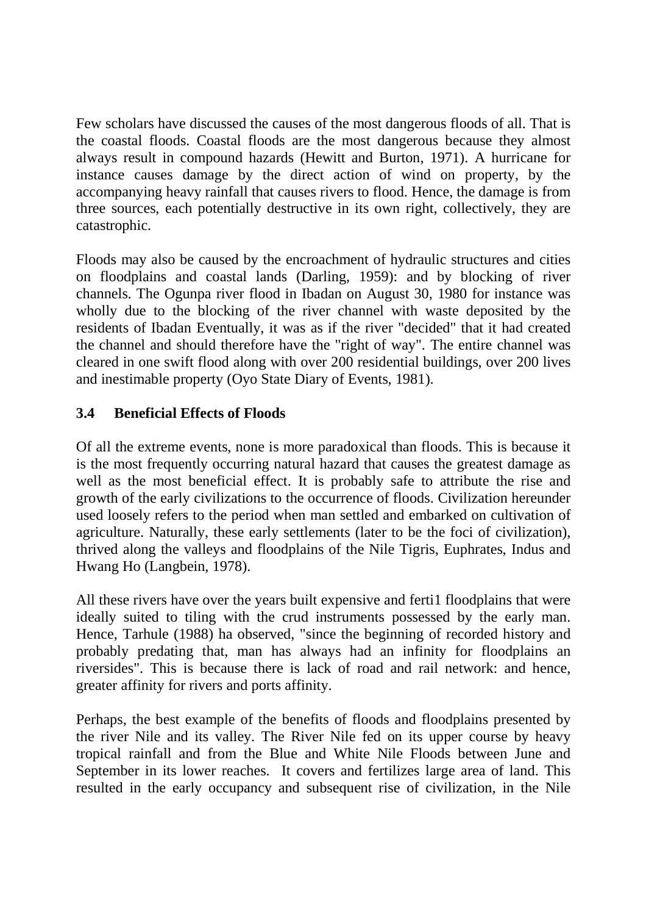Few scholars have discussed the causes of the most dangerous floods of all. That is the coastal floods. Coastal floods are the most dangerous because they almost always result in compound hazards (Hewitt and Burton, 1971). A hurricane for instance causes damage by the direct action of wind on property, by the accompanying heavy rainfall that causes rivers to flood. Hence, the damage is from three sources, each potentially destructive in its own right, collectively, they are catastrophic.

Floods may also be caused by the encroachment of hydraulic structures and cities on floodplains and coastal lands (Darling, 1959): and by blocking of river channels. The Ogunpa river flood in Ibadan on August 30, 1980 for instance was wholly due to the blocking of the river channel with waste deposited by the residents of Ibadan Eventually, it was as if the river "decided" that it had created the channel and should therefore have the "right of way". The entire channel was cleared in one swift flood along with over 200 residential buildings, over 200 lives and inestimable property (Oyo State Diary of Events, 1981).

### 3.4 Beneficial Effects of Floods

Of all the extreme events, none is more paradoxical than floods. This is because it is the most frequently occurring natural hazard that causes the greatest damage as well as the most beneficial effect. It is probably safe to attribute the rise and growth of the early civilizations to the occurrence of floods. Civilization hereunder used loosely refers to the period when man settled and embarked on cultivation of agriculture. Naturally, these early settlements (later to be the foci of civilization), thrived along the valleys and floodplains of the Nile Tigris, Euphrates, Indus and Hwang Ho (Langbein, 1978).

All these rivers have over the years built expensive and ferti1 floodplains that were ideally suited to tiling with the crud instruments possessed by the early man. Hence, Tarhule (1988) ha observed, "since the beginning of recorded history and probably predating that, man has always had an infinity for floodplains an riversides". This is because there is lack of road and rail network: and hence, greater affinity for rivers and ports affinity.

Perhaps, the best example of the benefits of floods and floodplains presented by the river Nile and its valley. The River Nile fed on its upper course by heavy tropical rainfall and from the Blue and White Nile Floods between June and September in its lower reaches. It covers and fertilizes large area of land. This resulted in the early occupancy and subsequent rise of civilization, in the Nile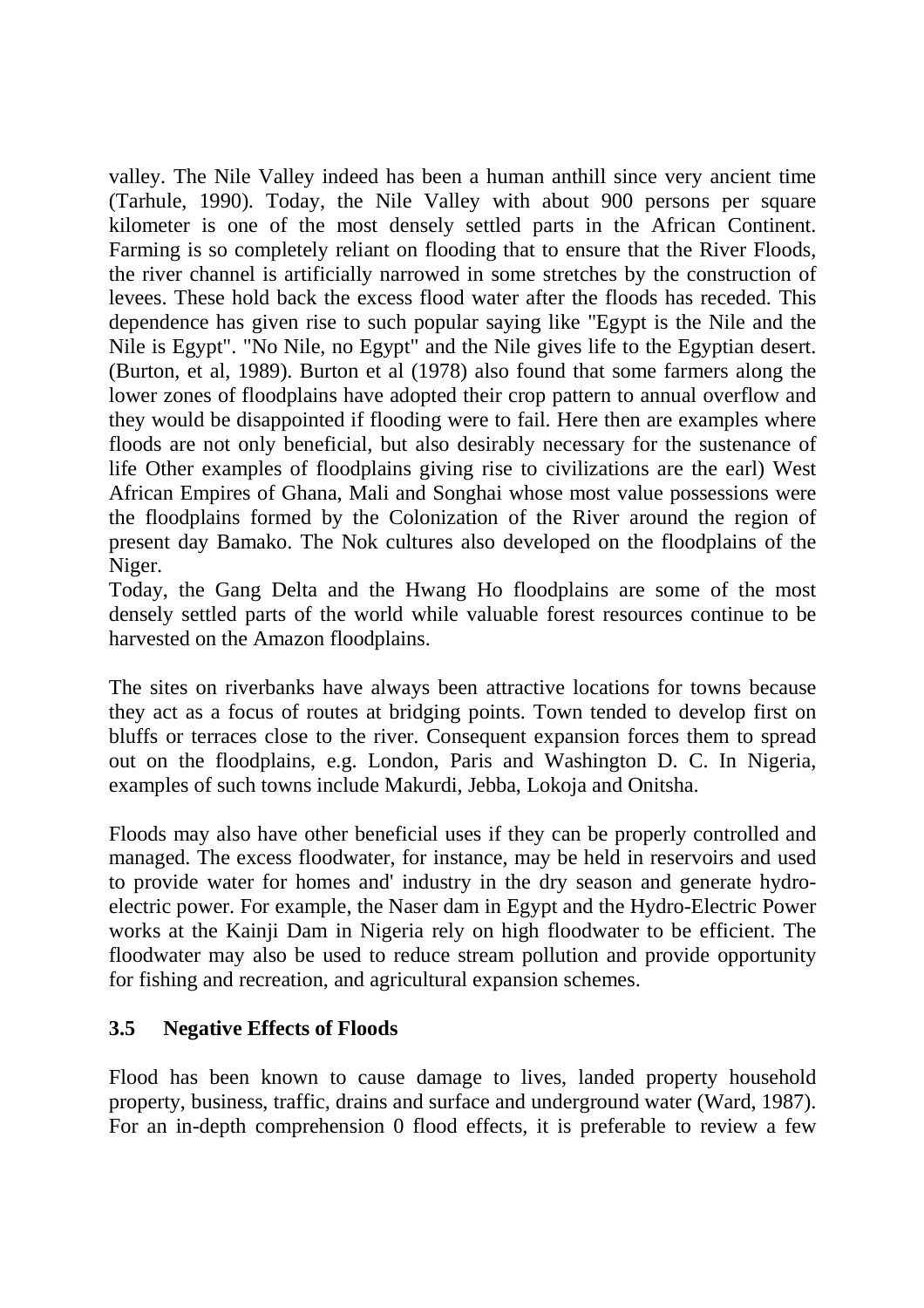valley. The Nile Valley indeed has been a human anthill since very ancient time (Tarhule, 1990). Today, the Nile Valley with about 900 persons per square kilometer is one of the most densely settled parts in the African Continent. Farming is so completely reliant on flooding that to ensure that the River Floods, the river channel is artificially narrowed in some stretches by the construction of levees. These hold back the excess flood water after the floods has receded. This dependence has given rise to such popular saying like "Egypt is the Nile and the Nile is Egypt". "No Nile, no Egypt" and the Nile gives life to the Egyptian desert. (Burton, et al, 1989). Burton et al (1978) also found that some farmers along the lower zones of floodplains have adopted their crop pattern to annual overflow and they would be disappointed if flooding were to fail. Here then are examples where floods are not only beneficial, but also desirably necessary for the sustenance of life Other examples of floodplains giving rise to civilizations are the earl) West African Empires of Ghana, Mali and Songhai whose most value possessions were the floodplains formed by the Colonization of the River around the region of present day Bamako. The Nok cultures also developed on the floodplains of the Niger.

Today, the Gang Delta and the Hwang Ho floodplains are some of the most densely settled parts of the world while valuable forest resources continue to be harvested on the Amazon floodplains.

The sites on riverbanks have always been attractive locations for towns because they act as a focus of routes at bridging points. Town tended to develop first on bluffs or terraces close to the river. Consequent expansion forces them to spread out on the floodplains, e.g. London, Paris and Washington D. C. In Nigeria, examples of such towns include Makurdi, Jebba, Lokoja and Onitsha.

Floods may also have other beneficial uses if they can be properly controlled and managed. The excess floodwater, for instance, may be held in reservoirs and used to provide water for homes and' industry in the dry season and generate hydro-electric power. For example, the Naser dam in Egypt and the Hydro-Electric Power works at the Kainji Dam in Nigeria rely on high floodwater to be efficient. The floodwater may also be used to reduce stream pollution and provide opportunity for fishing and recreation, and agricultural expansion schemes.

### 3.5 Negative Effects of Floods

Flood has been known to cause damage to lives, landed property household property, business, traffic, drains and surface and underground water (Ward, 1987). For an in-depth comprehension 0 flood effects, it is preferable to review a few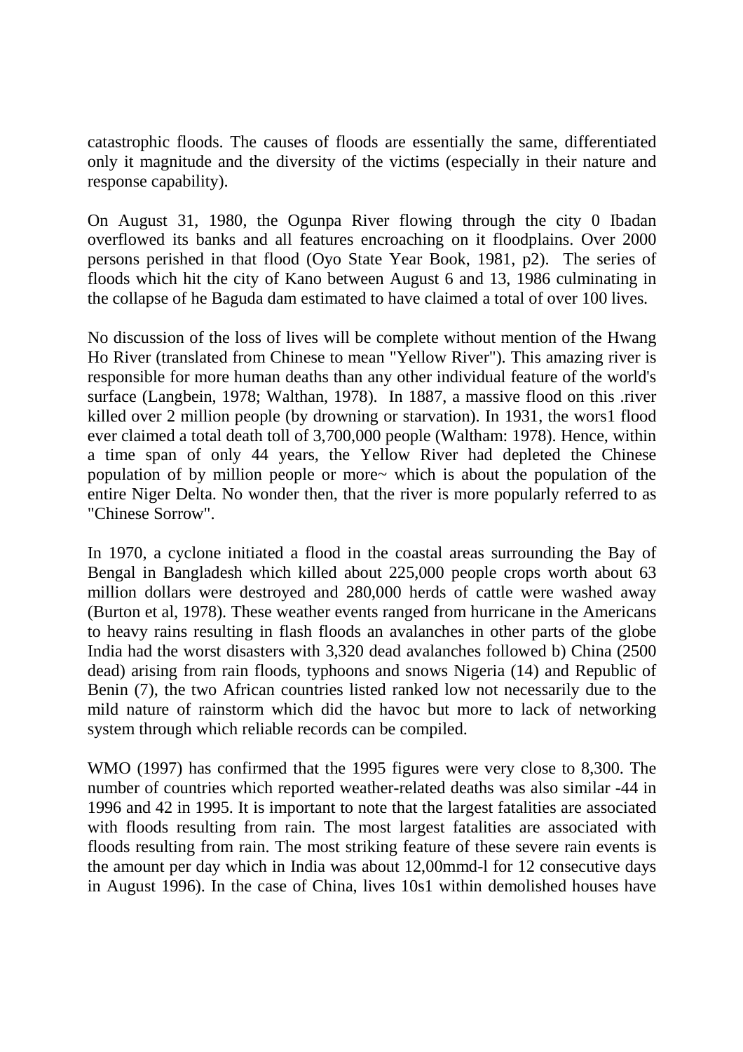catastrophic floods. The causes of floods are essentially the same, differentiated only it magnitude and the diversity of the victims (especially in their nature and response capability).

On August 31, 1980, the Ogunpa River flowing through the city 0 Ibadan overflowed its banks and all features encroaching on it floodplains. Over 2000 persons perished in that flood (Oyo State Year Book, 1981, p2). The series of floods which hit the city of Kano between August 6 and 13, 1986 culminating in the collapse of he Baguda dam estimated to have claimed a total of over 100 lives.

No discussion of the loss of lives will be complete without mention of the Hwang Ho River (translated from Chinese to mean "Yellow River"). This amazing river is responsible for more human deaths than any other individual feature of the world's surface (Langbein, 1978; Walthan, 1978). In 1887, a massive flood on this .river killed over 2 million people (by drowning or starvation). In 1931, the wors1 flood ever claimed a total death toll of 3,700,000 people (Waltham: 1978). Hence, within a time span of only 44 years, the Yellow River had depleted the Chinese population of by million people or more~ which is about the population of the entire Niger Delta. No wonder then, that the river is more popularly referred to as "Chinese Sorrow".

In 1970, a cyclone initiated a flood in the coastal areas surrounding the Bay of Bengal in Bangladesh which killed about 225,000 people crops worth about 63 million dollars were destroyed and 280,000 herds of cattle were washed away (Burton et al, 1978). These weather events ranged from hurricane in the Americans to heavy rains resulting in flash floods an avalanches in other parts of the globe India had the worst disasters with 3,320 dead avalanches followed b) China (2500 dead) arising from rain floods, typhoons and snows Nigeria (14) and Republic of Benin (7), the two African countries listed ranked low not necessarily due to the mild nature of rainstorm which did the havoc but more to lack of networking system through which reliable records can be compiled.

WMO (1997) has confirmed that the 1995 figures were very close to 8,300. The number of countries which reported weather-related deaths was also similar -44 in 1996 and 42 in 1995. It is important to note that the largest fatalities are associated with floods resulting from rain. The most largest fatalities are associated with floods resulting from rain. The most striking feature of these severe rain events is the amount per day which in India was about 12,00mmd-l for 12 consecutive days in August 1996). In the case of China, lives 10s1 within demolished houses have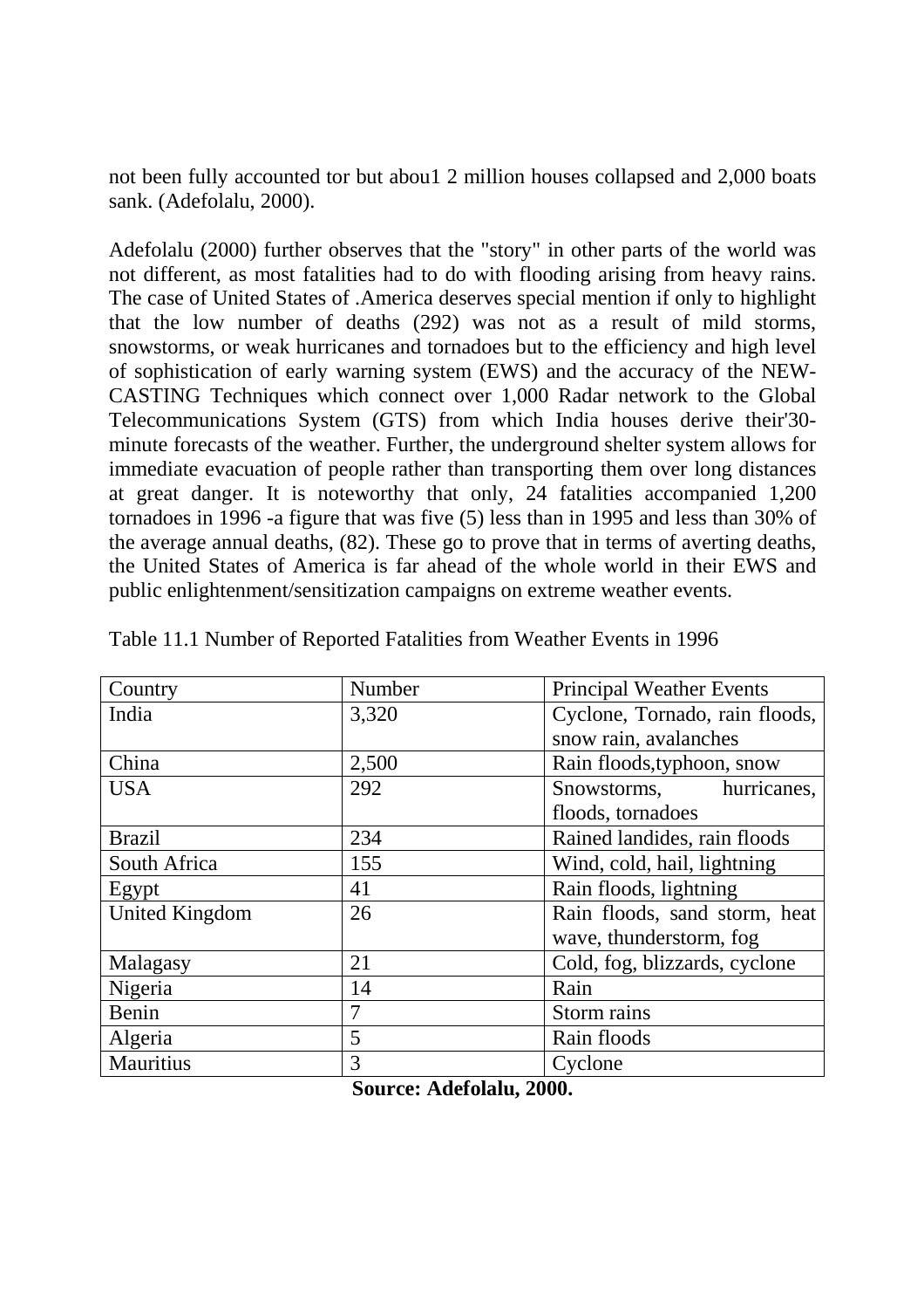not been fully accounted tor but abou1 2 million houses collapsed and 2,000 boats sank. (Adefolalu, 2000).

Adefolalu (2000) further observes that the "story" in other parts of the world was not different, as most fatalities had to do with flooding arising from heavy rains. The case of United States of .America deserves special mention if only to highlight that the low number of deaths (292) was not as a result of mild storms, snowstorms, or weak hurricanes and tornadoes but to the efficiency and high level of sophistication of early warning system (EWS) and the accuracy of the NEW-CASTING Techniques which connect over 1,000 Radar network to the Global Telecommunications System (GTS) from which India houses derive their'30-minute forecasts of the weather. Further, the underground shelter system allows for immediate evacuation of people rather than transporting them over long distances at great danger. It is noteworthy that only, 24 fatalities accompanied 1,200 tornadoes in 1996 -a figure that was five (5) less than in 1995 and less than 30% of the average annual deaths, (82). These go to prove that in terms of averting deaths, the United States of America is far ahead of the whole world in their EWS and public enlightenment/sensitization campaigns on extreme weather events.

Table 11.1 Number of Reported Fatalities from Weather Events in 1996

| Country | Number | Principal Weather Events |
|---|---|---|
| India | 3,320 | Cyclone, Tornado, rain floods, snow rain, avalanches |
| China | 2,500 | Rain floods,typhoon, snow |
| USA | 292 | Snowstorms, hurricanes, floods, tornadoes |
| Brazil | 234 | Rained landides, rain floods |
| South Africa | 155 | Wind, cold, hail, lightning |
| Egypt | 41 | Rain floods, lightning |
| United Kingdom | 26 | Rain floods, sand storm, heat wave, thunderstorm, fog |
| Malagasy | 21 | Cold, fog, blizzards, cyclone |
| Nigeria | 14 | Rain |
| Benin | 7 | Storm rains |
| Algeria | 5 | Rain floods |
| Mauritius | 3 | Cyclone |

**Source: Adefolalu, 2000.**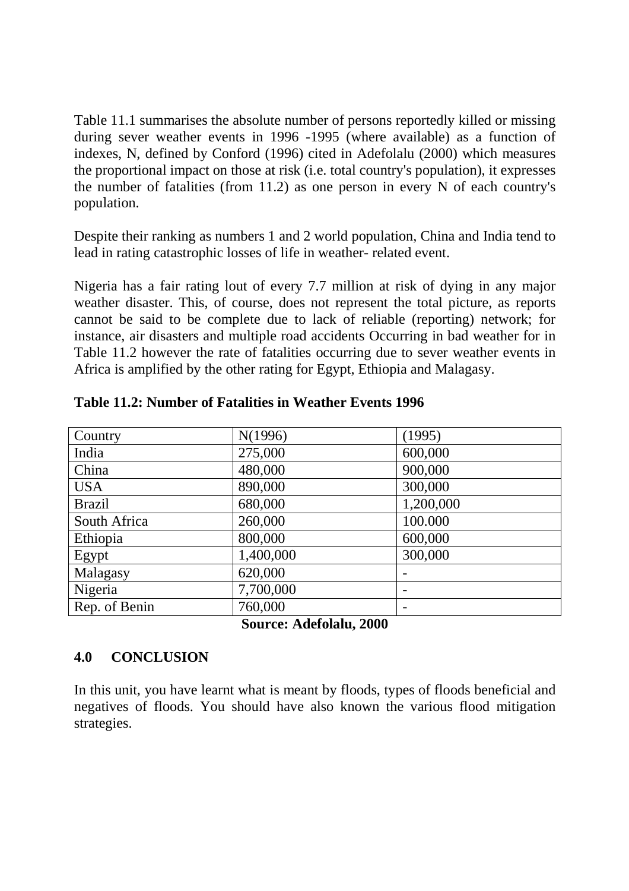Table 11.1 summarises the absolute number of persons reportedly killed or missing during sever weather events in 1996 -1995 (where available) as a function of indexes, N, defined by Conford (1996) cited in Adefolalu (2000) which measures the proportional impact on those at risk (i.e. total country's population), it expresses the number of fatalities (from 11.2) as one person in every N of each country's population.

Despite their ranking as numbers 1 and 2 world population, China and India tend to lead in rating catastrophic losses of life in weather- related event.

Nigeria has a fair rating lout of every 7.7 million at risk of dying in any major weather disaster. This, of course, does not represent the total picture, as reports cannot be said to be complete due to lack of reliable (reporting) network; for instance, air disasters and multiple road accidents Occurring in bad weather for in Table 11.2 however the rate of fatalities occurring due to sever weather events in Africa is amplified by the other rating for Egypt, Ethiopia and Malagasy.

**Table 11.2: Number of Fatalities in Weather Events 1996**

| Country | N(1996) | (1995) |
|---|---|---|
| India | 275,000 | 600,000 |
| China | 480,000 | 900,000 |
| USA | 890,000 | 300,000 |
| Brazil | 680,000 | 1,200,000 |
| South Africa | 260,000 | 100.000 |
| Ethiopia | 800,000 | 600,000 |
| Egypt | 1,400,000 | 300,000 |
| Malagasy | 620,000 | - |
| Nigeria | 7,700,000 | - |
| Rep. of Benin | 760,000 | - |

**Source: Adefolalu, 2000**

## 4.0 CONCLUSION

In this unit, you have learnt what is meant by floods, types of floods beneficial and negatives of floods. You should have also known the various flood mitigation strategies.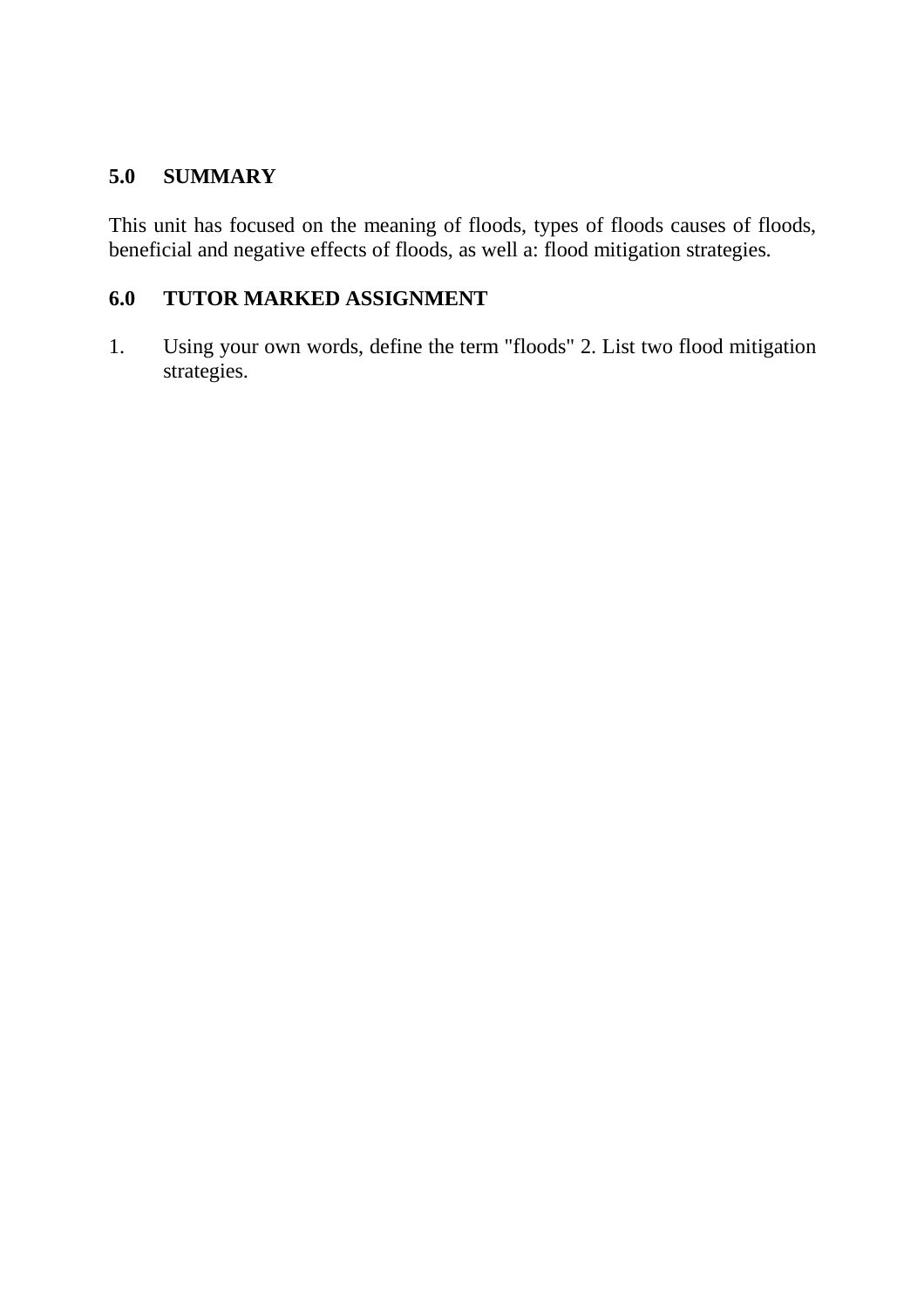## 5.0 SUMMARY

This unit has focused on the meaning of floods, types of floods causes of floods, beneficial and negative effects of floods, as well a: flood mitigation strategies.

## 6.0 TUTOR MARKED ASSIGNMENT

1. Using your own words, define the term "floods" 2. List two flood mitigation strategies.